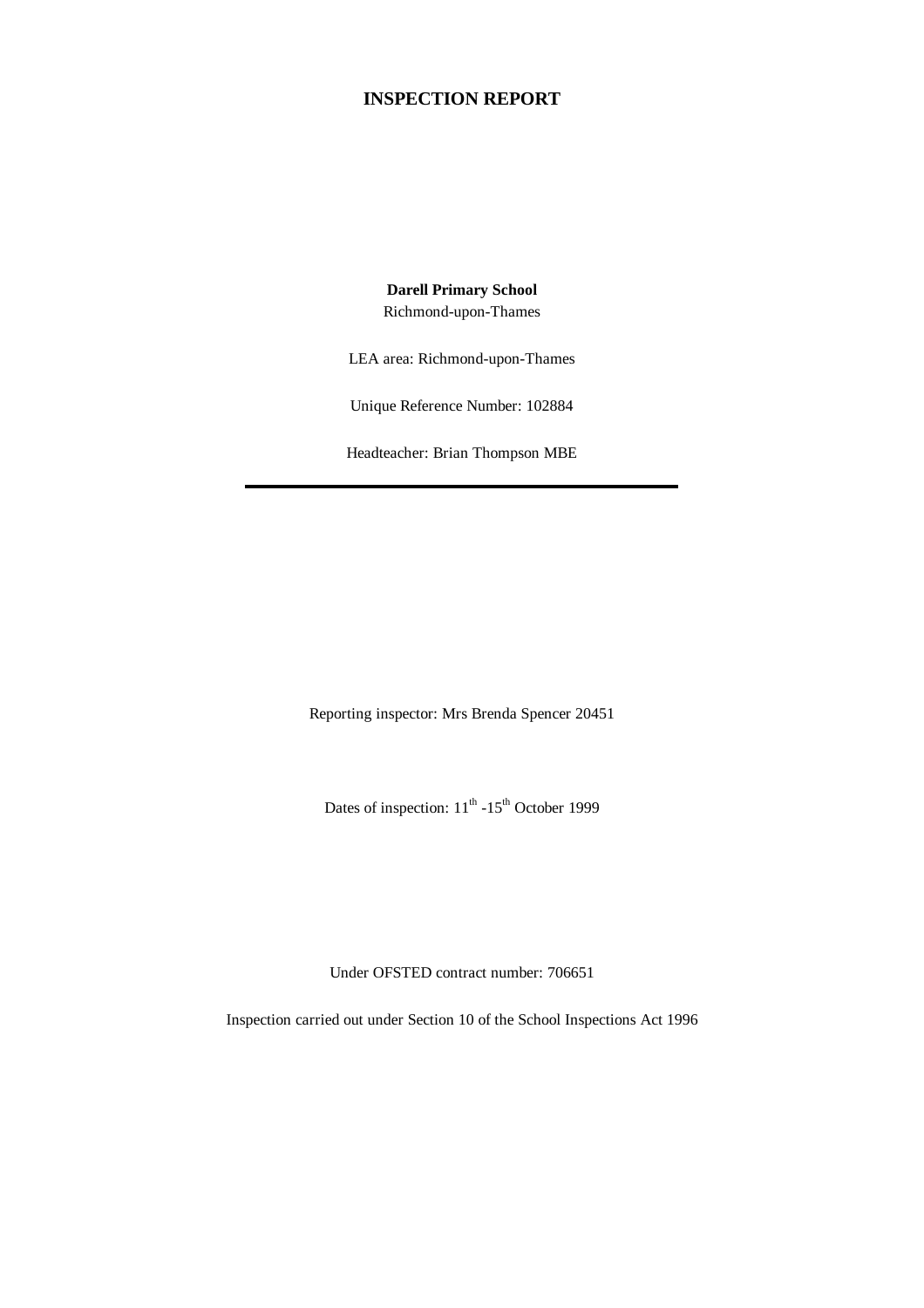# INSPECTION REPORT

**Darell Primary School**

Richmond-upon-Thames

LEA area: Richmond-upon-Thames

Unique Reference Number: 102884

Headteacher: Brian Thompson MBE

---

Reporting inspector: Mrs Brenda Spencer 20451

Dates of inspection: 11th -15th October 1999

Under OFSTED contract number: 706651

Inspection carried out under Section 10 of the School Inspections Act 1996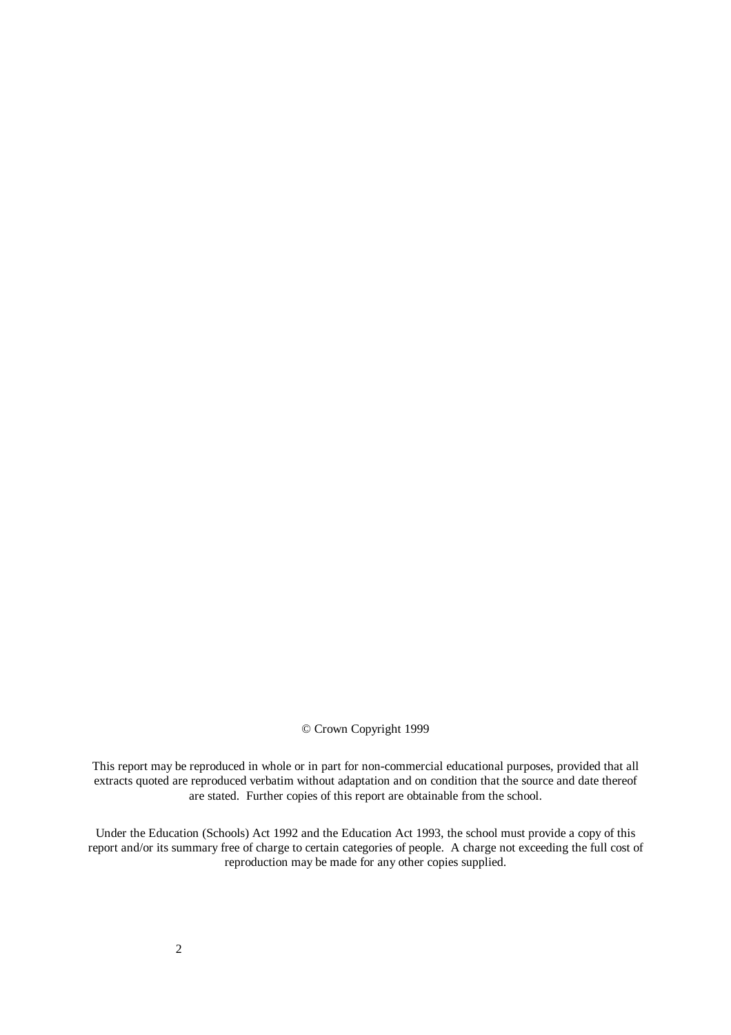© Crown Copyright 1999

This report may be reproduced in whole or in part for non-commercial educational purposes, provided that all extracts quoted are reproduced verbatim without adaptation and on condition that the source and date thereof are stated. Further copies of this report are obtainable from the school.

Under the Education (Schools) Act 1992 and the Education Act 1993, the school must provide a copy of this report and/or its summary free of charge to certain categories of people. A charge not exceeding the full cost of reproduction may be made for any other copies supplied.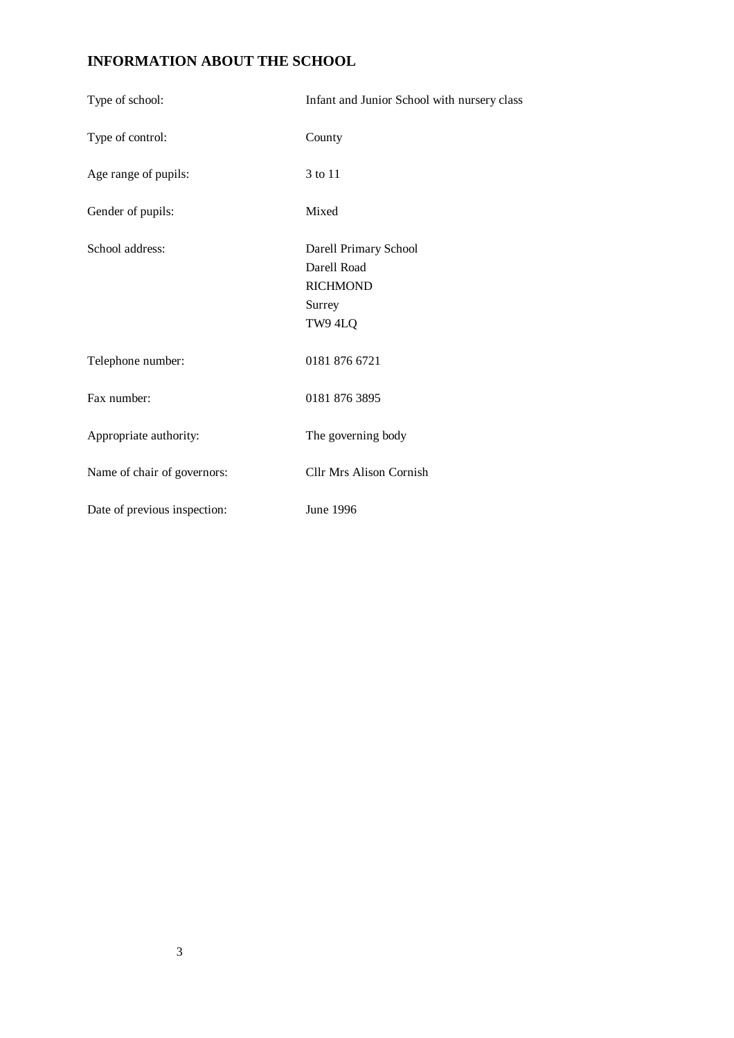## INFORMATION ABOUT THE SCHOOL

| | |
|---|---|
| Type of school: | Infant and Junior School with nursery class |
| Type of control: | County |
| Age range of pupils: | 3 to 11 |
| Gender of pupils: | Mixed |
| School address: | Darell Primary School<br>Darell Road<br>RICHMOND<br>Surrey<br>TW9 4LQ |
| Telephone number: | 0181 876 6721 |
| Fax number: | 0181 876 3895 |
| Appropriate authority: | The governing body |
| Name of chair of governors: | Cllr Mrs Alison Cornish |
| Date of previous inspection: | June 1996 |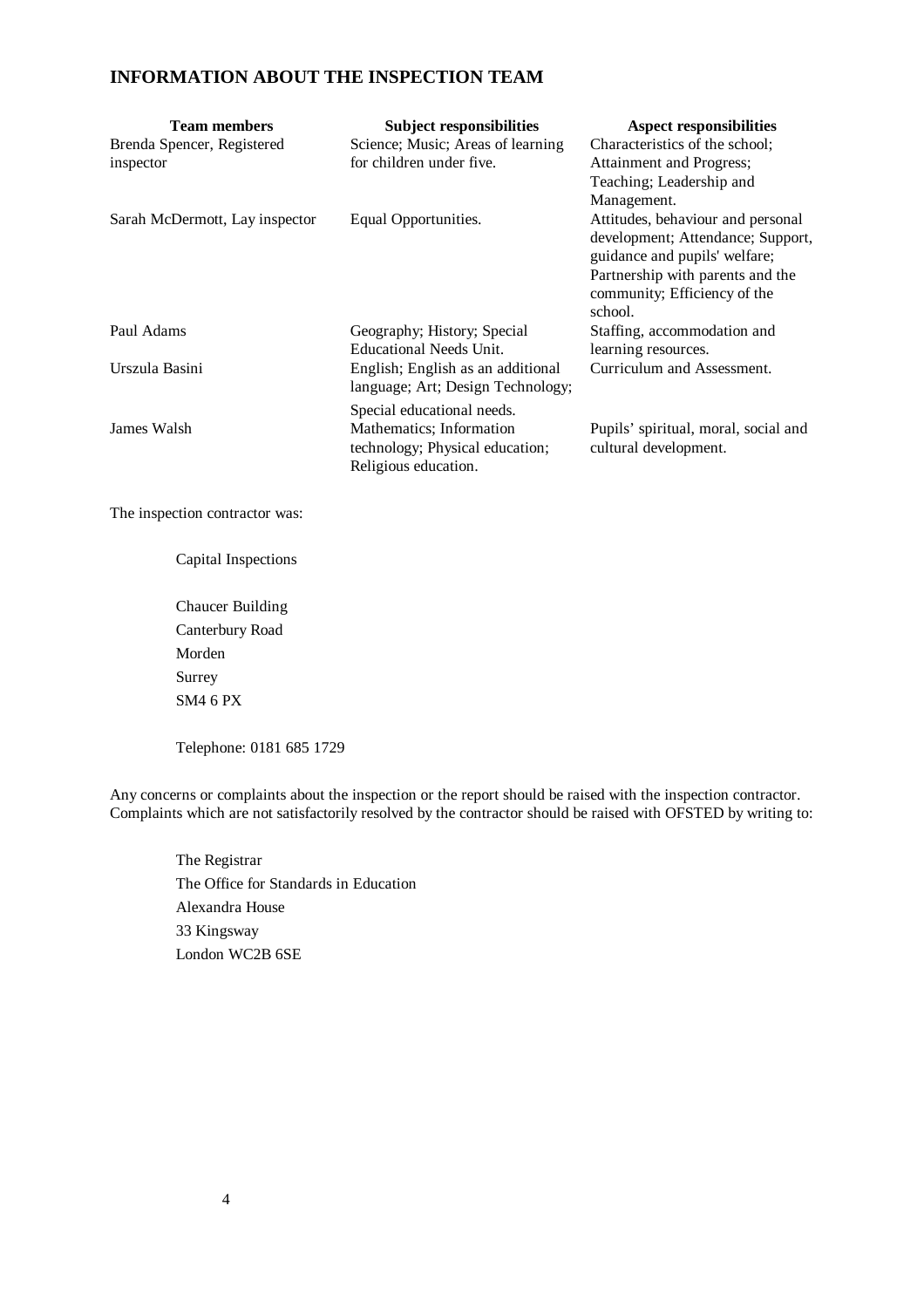## INFORMATION ABOUT THE INSPECTION TEAM

| Team members | Subject responsibilities | Aspect responsibilities |
|---|---|---|
| Brenda Spencer, Registered inspector | Science; Music; Areas of learning for children under five. | Characteristics of the school; Attainment and Progress; Teaching; Leadership and Management. |
| Sarah McDermott, Lay inspector | Equal Opportunities. | Attitudes, behaviour and personal development; Attendance; Support, guidance and pupils' welfare; Partnership with parents and the community; Efficiency of the school. |
| Paul Adams | Geography; History; Special Educational Needs Unit. | Staffing, accommodation and learning resources. |
| Urszula Basini | English; English as an additional language; Art; Design Technology; Special educational needs. | Curriculum and Assessment. |
| James Walsh | Mathematics; Information technology; Physical education; Religious education. | Pupils' spiritual, moral, social and cultural development. |

The inspection contractor was:

Capital Inspections

Chaucer Building
Canterbury Road
Morden
Surrey
SM4 6 PX

Telephone: 0181 685 1729

Any concerns or complaints about the inspection or the report should be raised with the inspection contractor. Complaints which are not satisfactorily resolved by the contractor should be raised with OFSTED by writing to:

The Registrar
The Office for Standards in Education
Alexandra House
33 Kingsway
London WC2B 6SE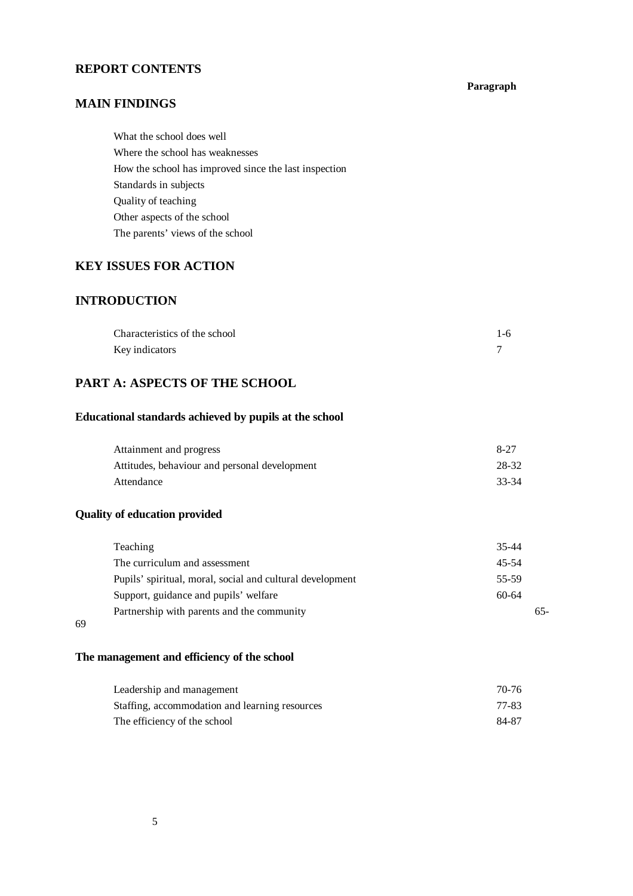## REPORT CONTENTS

| | Paragraph |
|---|---|
| **MAIN FINDINGS** | |
| What the school does well | |
| Where the school has weaknesses | |
| How the school has improved since the last inspection | |
| Standards in subjects | |
| Quality of teaching | |
| Other aspects of the school | |
| The parents' views of the school | |
| **KEY ISSUES FOR ACTION** | |
| **INTRODUCTION** | |
| Characteristics of the school | 1-6 |
| Key indicators | 7 |
| **PART A: ASPECTS OF THE SCHOOL** | |
| **Educational standards achieved by pupils at the school** | |
| Attainment and progress | 8-27 |
| Attitudes, behaviour and personal development | 28-32 |
| Attendance | 33-34 |
| **Quality of education provided** | |
| Teaching | 35-44 |
| The curriculum and assessment | 45-54 |
| Pupils' spiritual, moral, social and cultural development | 55-59 |
| Support, guidance and pupils' welfare | 60-64 |
| Partnership with parents and the community | 65-69 |
| **The management and efficiency of the school** | |
| Leadership and management | 70-76 |
| Staffing, accommodation and learning resources | 77-83 |
| The efficiency of the school | 84-87 |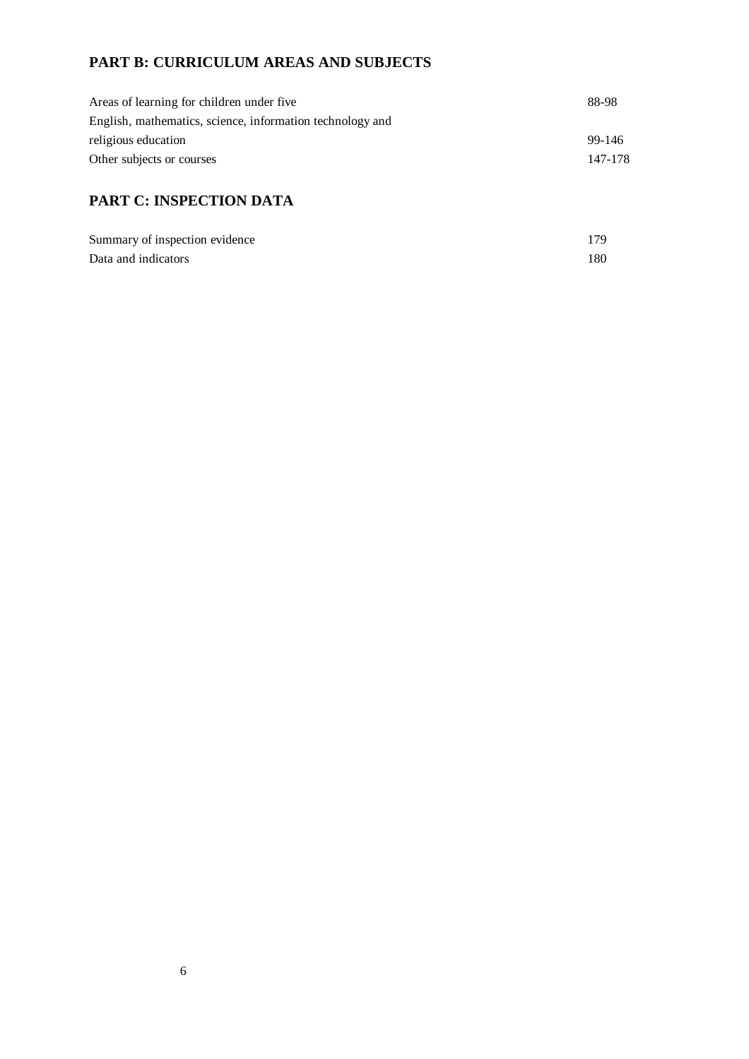## PART B: CURRICULUM AREAS AND SUBJECTS

| | |
|---|---|
| Areas of learning for children under five | 88-98 |
| English, mathematics, science, information technology and religious education | 99-146 |
| Other subjects or courses | 147-178 |

## PART C: INSPECTION DATA

| | |
|---|---|
| Summary of inspection evidence | 179 |
| Data and indicators | 180 |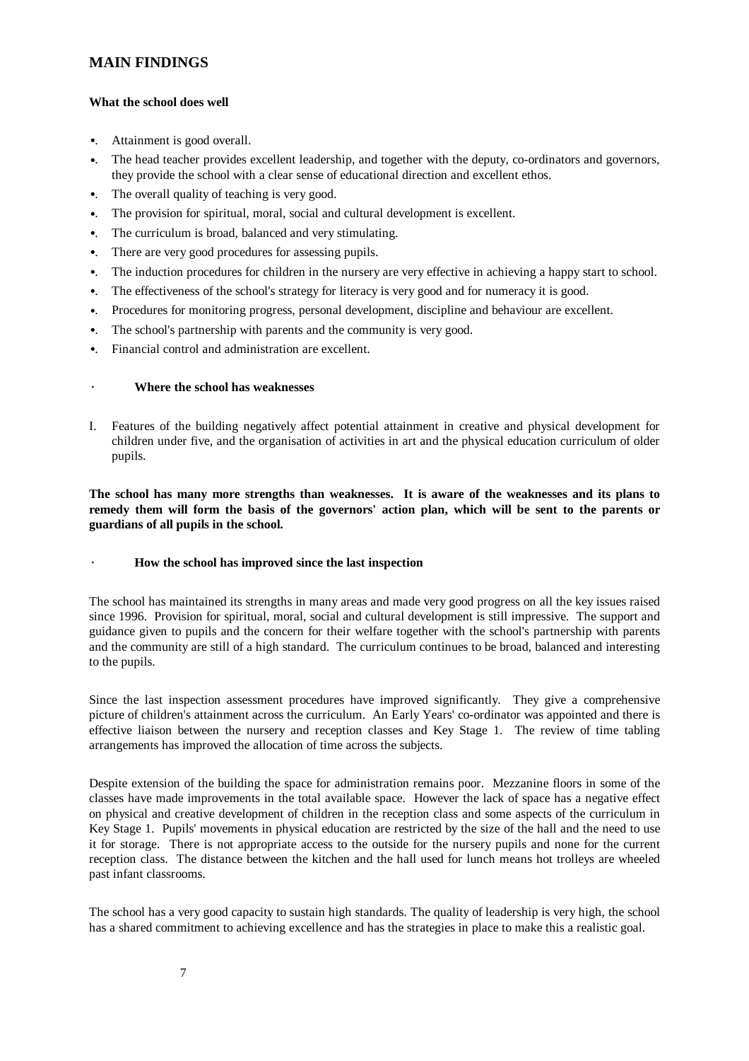## MAIN FINDINGS

### What the school does well

- Attainment is good overall.
- The head teacher provides excellent leadership, and together with the deputy, co-ordinators and governors, they provide the school with a clear sense of educational direction and excellent ethos.
- The overall quality of teaching is very good.
- The provision for spiritual, moral, social and cultural development is excellent.
- The curriculum is broad, balanced and very stimulating.
- There are very good procedures for assessing pupils.
- The induction procedures for children in the nursery are very effective in achieving a happy start to school.
- The effectiveness of the school's strategy for literacy is very good and for numeracy it is good.
- Procedures for monitoring progress, personal development, discipline and behaviour are excellent.
- The school's partnership with parents and the community is very good.
- Financial control and administration are excellent.

### Where the school has weaknesses

I. Features of the building negatively affect potential attainment in creative and physical development for children under five, and the organisation of activities in art and the physical education curriculum of older pupils.

**The school has many more strengths than weaknesses. It is aware of the weaknesses and its plans to remedy them will form the basis of the governors' action plan, which will be sent to the parents or guardians of all pupils in the school.**

### How the school has improved since the last inspection

The school has maintained its strengths in many areas and made very good progress on all the key issues raised since 1996. Provision for spiritual, moral, social and cultural development is still impressive. The support and guidance given to pupils and the concern for their welfare together with the school's partnership with parents and the community are still of a high standard. The curriculum continues to be broad, balanced and interesting to the pupils.

Since the last inspection assessment procedures have improved significantly. They give a comprehensive picture of children's attainment across the curriculum. An Early Years' co-ordinator was appointed and there is effective liaison between the nursery and reception classes and Key Stage 1. The review of time tabling arrangements has improved the allocation of time across the subjects.

Despite extension of the building the space for administration remains poor. Mezzanine floors in some of the classes have made improvements in the total available space. However the lack of space has a negative effect on physical and creative development of children in the reception class and some aspects of the curriculum in Key Stage 1. Pupils' movements in physical education are restricted by the size of the hall and the need to use it for storage. There is not appropriate access to the outside for the nursery pupils and none for the current reception class. The distance between the kitchen and the hall used for lunch means hot trolleys are wheeled past infant classrooms.

The school has a very good capacity to sustain high standards. The quality of leadership is very high, the school has a shared commitment to achieving excellence and has the strategies in place to make this a realistic goal.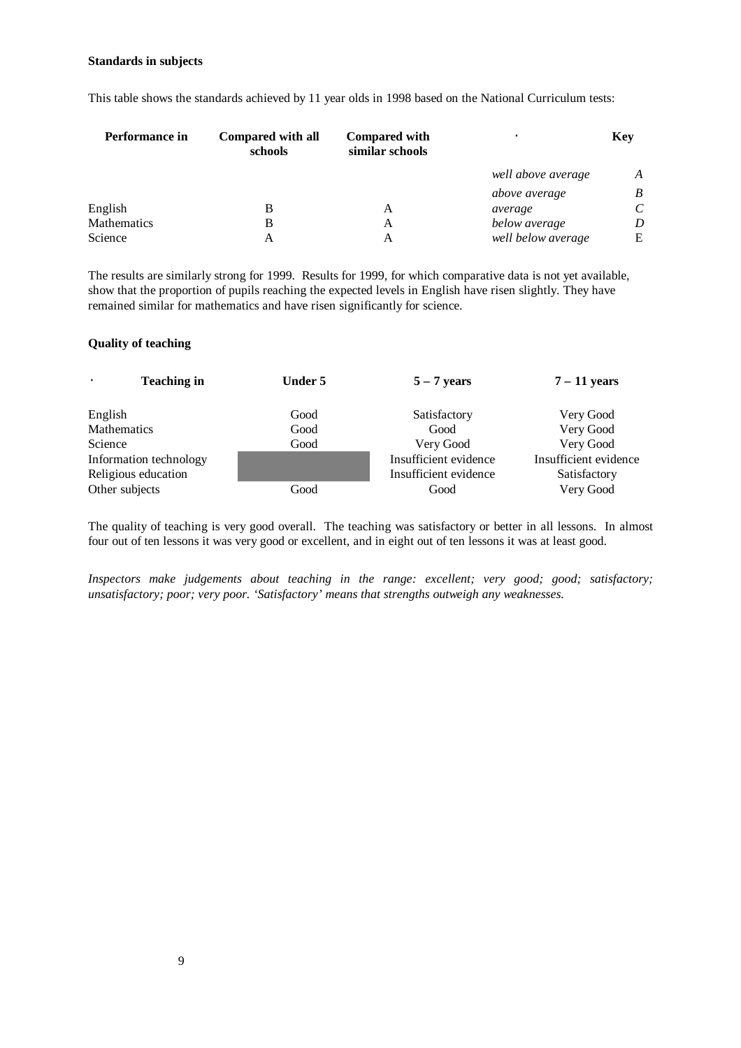**Standards in subjects**

This table shows the standards achieved by 11 year olds in 1998 based on the National Curriculum tests:

| Performance in | Compared with all schools | Compared with similar schools | | Key |
|---|---|---|---|---|
| | | | *well above average* | *A* |
| | | | *above average* | *B* |
| English | B | A | *average* | *C* |
| Mathematics | B | A | *below average* | *D* |
| Science | A | A | *well below average* | E |

The results are similarly strong for 1999. Results for 1999, for which comparative data is not yet available, show that the proportion of pupils reaching the expected levels in English have risen slightly. They have remained similar for mathematics and have risen significantly for science.

**Quality of teaching**

| Teaching in | Under 5 | 5 – 7 years | 7 – 11 years |
|---|---|---|---|
| English | Good | Satisfactory | Very Good |
| Mathematics | Good | Good | Very Good |
| Science | Good | Very Good | Very Good |
| Information technology | | Insufficient evidence | Insufficient evidence |
| Religious education | | Insufficient evidence | Satisfactory |
| Other subjects | Good | Good | Very Good |

The quality of teaching is very good overall. The teaching was satisfactory or better in all lessons. In almost four out of ten lessons it was very good or excellent, and in eight out of ten lessons it was at least good.

*Inspectors make judgements about teaching in the range: excellent; very good; good; satisfactory; unsatisfactory; poor; very poor. 'Satisfactory' means that strengths outweigh any weaknesses.*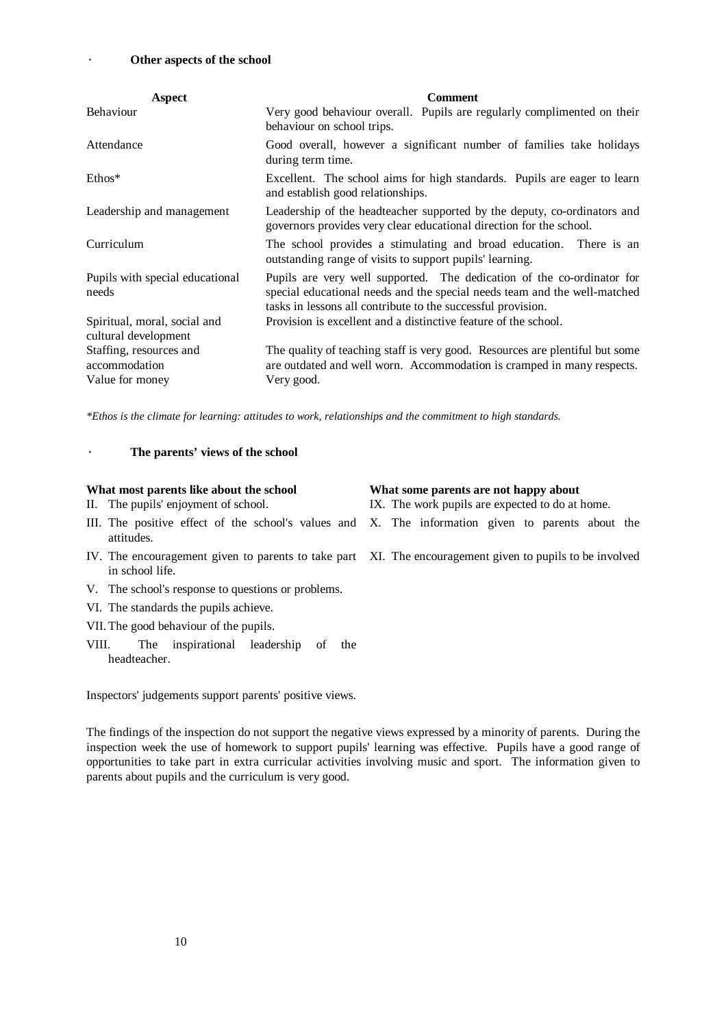· **Other aspects of the school**

| Aspect | Comment |
|---|---|
| Behaviour | Very good behaviour overall. Pupils are regularly complimented on their behaviour on school trips. |
| Attendance | Good overall, however a significant number of families take holidays during term time. |
| Ethos* | Excellent. The school aims for high standards. Pupils are eager to learn and establish good relationships. |
| Leadership and management | Leadership of the headteacher supported by the deputy, co-ordinators and governors provides very clear educational direction for the school. |
| Curriculum | The school provides a stimulating and broad education. There is an outstanding range of visits to support pupils' learning. |
| Pupils with special educational needs | Pupils are very well supported. The dedication of the co-ordinator for special educational needs and the special needs team and the well-matched tasks in lessons all contribute to the successful provision. |
| Spiritual, moral, social and cultural development | Provision is excellent and a distinctive feature of the school. |
| Staffing, resources and accommodation | The quality of teaching staff is very good. Resources are plentiful but some are outdated and well worn. Accommodation is cramped in many respects. |
| Value for money | Very good. |

*\*Ethos is the climate for learning: attitudes to work, relationships and the commitment to high standards.*

· **The parents' views of the school**

**What most parents like about the school**

II. The pupils' enjoyment of school.
III. The positive effect of the school's values and attitudes.
IV. The encouragement given to parents to take part in school life.
V. The school's response to questions or problems.
VI. The standards the pupils achieve.
VII. The good behaviour of the pupils.
VIII. The inspirational leadership of the headteacher.

**What some parents are not happy about**

IX. The work pupils are expected to do at home.
X. The information given to parents about the
XI. The encouragement given to pupils to be involved

Inspectors' judgements support parents' positive views.

The findings of the inspection do not support the negative views expressed by a minority of parents. During the inspection week the use of homework to support pupils' learning was effective. Pupils have a good range of opportunities to take part in extra curricular activities involving music and sport. The information given to parents about pupils and the curriculum is very good.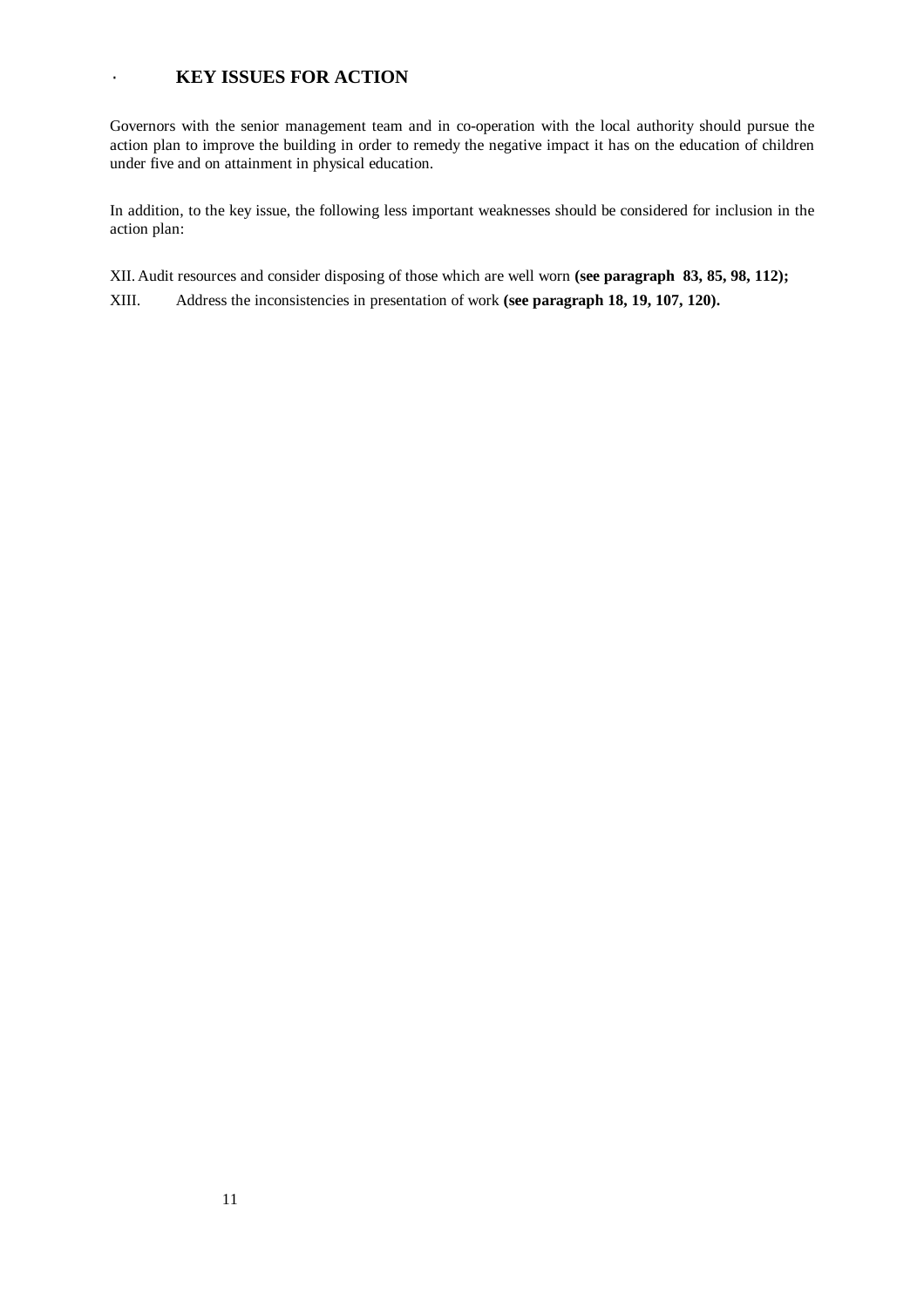## · KEY ISSUES FOR ACTION

Governors with the senior management team and in co-operation with the local authority should pursue the action plan to improve the building in order to remedy the negative impact it has on the education of children under five and on attainment in physical education.

In addition, to the key issue, the following less important weaknesses should be considered for inclusion in the action plan:

XII. Audit resources and consider disposing of those which are well worn **(see paragraph 83, 85, 98, 112);**

XIII. Address the inconsistencies in presentation of work **(see paragraph 18, 19, 107, 120).**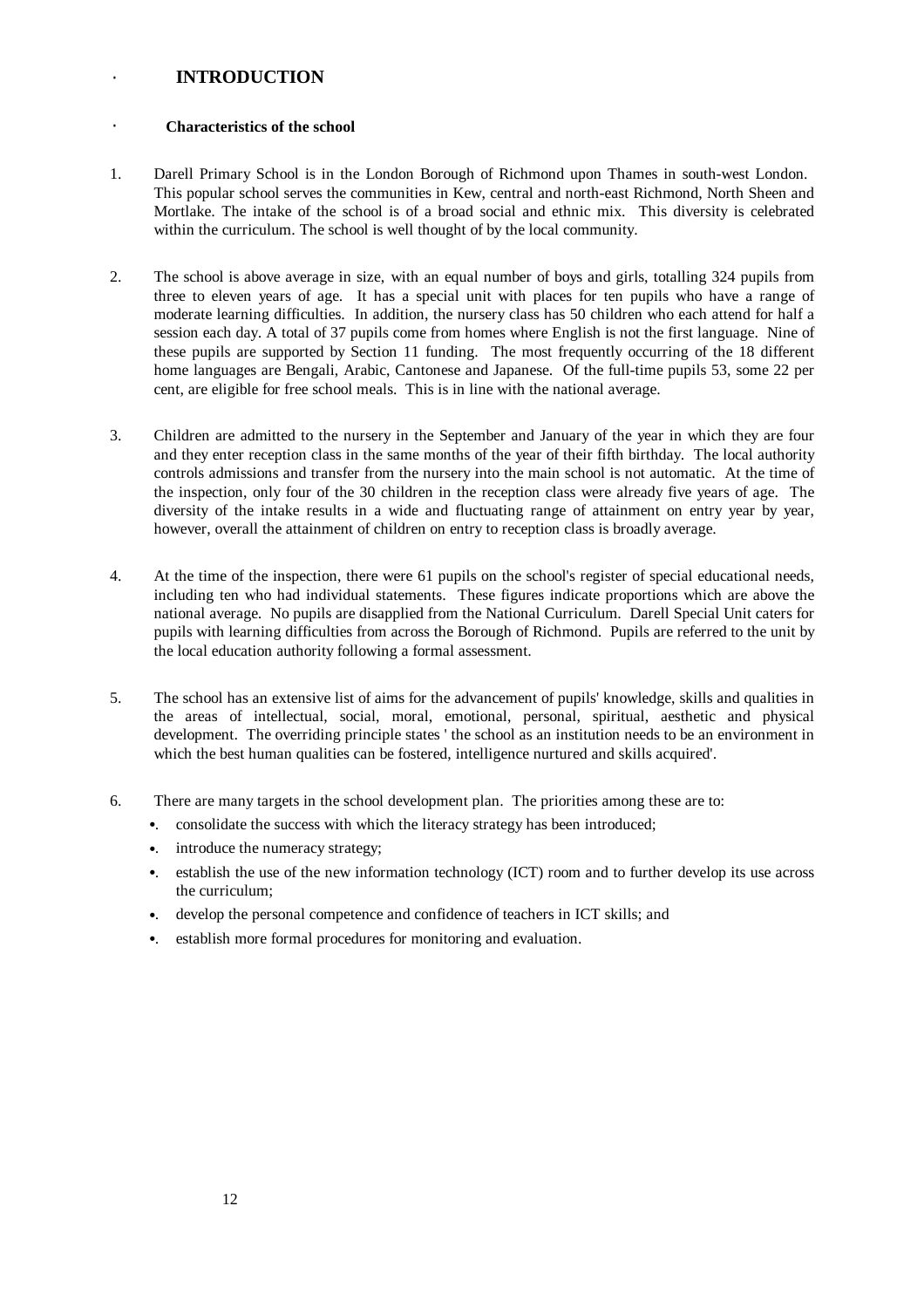# INTRODUCTION

## Characteristics of the school

1. Darell Primary School is in the London Borough of Richmond upon Thames in south-west London. This popular school serves the communities in Kew, central and north-east Richmond, North Sheen and Mortlake. The intake of the school is of a broad social and ethnic mix. This diversity is celebrated within the curriculum. The school is well thought of by the local community.

2. The school is above average in size, with an equal number of boys and girls, totalling 324 pupils from three to eleven years of age. It has a special unit with places for ten pupils who have a range of moderate learning difficulties. In addition, the nursery class has 50 children who each attend for half a session each day. A total of 37 pupils come from homes where English is not the first language. Nine of these pupils are supported by Section 11 funding. The most frequently occurring of the 18 different home languages are Bengali, Arabic, Cantonese and Japanese. Of the full-time pupils 53, some 22 per cent, are eligible for free school meals. This is in line with the national average.

3. Children are admitted to the nursery in the September and January of the year in which they are four and they enter reception class in the same months of the year of their fifth birthday. The local authority controls admissions and transfer from the nursery into the main school is not automatic. At the time of the inspection, only four of the 30 children in the reception class were already five years of age. The diversity of the intake results in a wide and fluctuating range of attainment on entry year by year, however, overall the attainment of children on entry to reception class is broadly average.

4. At the time of the inspection, there were 61 pupils on the school's register of special educational needs, including ten who had individual statements. These figures indicate proportions which are above the national average. No pupils are disapplied from the National Curriculum. Darell Special Unit caters for pupils with learning difficulties from across the Borough of Richmond. Pupils are referred to the unit by the local education authority following a formal assessment.

5. The school has an extensive list of aims for the advancement of pupils' knowledge, skills and qualities in the areas of intellectual, social, moral, emotional, personal, spiritual, aesthetic and physical development. The overriding principle states ' the school as an institution needs to be an environment in which the best human qualities can be fostered, intelligence nurtured and skills acquired'.

6. There are many targets in the school development plan. The priorities among these are to:
   - consolidate the success with which the literacy strategy has been introduced;
   - introduce the numeracy strategy;
   - establish the use of the new information technology (ICT) room and to further develop its use across the curriculum;
   - develop the personal competence and confidence of teachers in ICT skills; and
   - establish more formal procedures for monitoring and evaluation.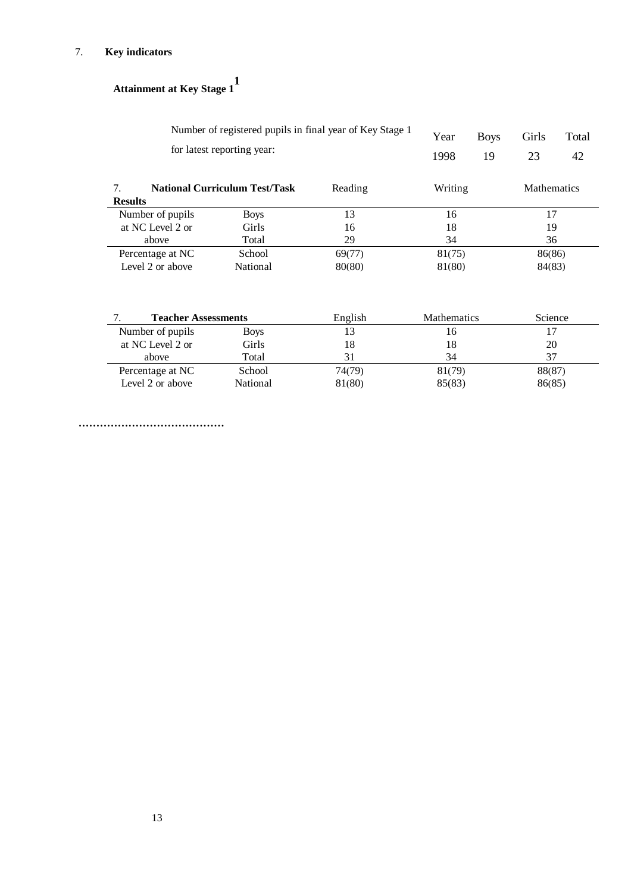7. **Key indicators**

**Attainment at Key Stage 1**[1]

Number of registered pupils in final year of Key Stage 1 for latest reporting year:

| Year | Boys | Girls | Total |
|---|---|---|---|
| 1998 | 19 | 23 | 42 |

| 7. **National Curriculum Test/Task Results** | | Reading | Writing | Mathematics |
|---|---|---|---|---|
| Number of pupils at NC Level 2 or above | Boys | 13 | 16 | 17 |
| | Girls | 16 | 18 | 19 |
| | Total | 29 | 34 | 36 |
| Percentage at NC Level 2 or above | School | 69(77) | 81(75) | 86(86) |
| | National | 80(80) | 81(80) | 84(83) |

| 7. **Teacher Assessments** | | English | Mathematics | Science |
|---|---|---|---|---|
| Number of pupils at NC Level 2 or above | Boys | 13 | 16 | 17 |
| | Girls | 18 | 18 | 20 |
| | Total | 31 | 34 | 37 |
| Percentage at NC Level 2 or above | School | 74(79) | 81(79) | 88(87) |
| | National | 81(80) | 85(83) | 86(85) |

……………………………………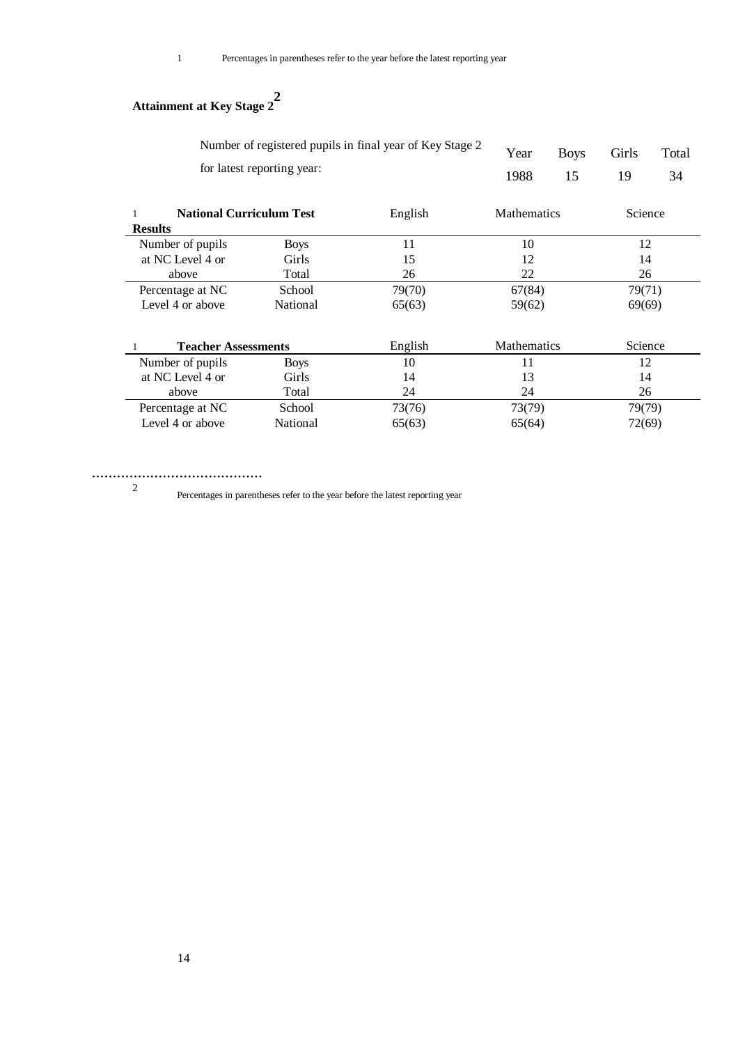1 Percentages in parentheses refer to the year before the latest reporting year

## Attainment at Key Stage 2[2]

| Number of registered pupils in final year of Key Stage 2 for latest reporting year: | Year | Boys | Girls | Total |
|---|---|---|---|---|
| | 1988 | 15 | 19 | 34 |

| National Curriculum Test Results[1] | | English | Mathematics | Science |
|---|---|---|---|---|
| Number of pupils at NC Level 4 or above | Boys | 11 | 10 | 12 |
| | Girls | 15 | 12 | 14 |
| | Total | 26 | 22 | 26 |
| Percentage at NC Level 4 or above | School | 79(70) | 67(84) | 79(71) |
| | National | 65(63) | 59(62) | 69(69) |

| Teacher Assessments[1] | | English | Mathematics | Science |
|---|---|---|---|---|
| Number of pupils at NC Level 4 or above | Boys | 10 | 11 | 12 |
| | Girls | 14 | 13 | 14 |
| | Total | 24 | 24 | 26 |
| Percentage at NC Level 4 or above | School | 73(76) | 73(79) | 79(79) |
| | National | 65(63) | 65(64) | 72(69) |

……………………………………

2 Percentages in parentheses refer to the year before the latest reporting year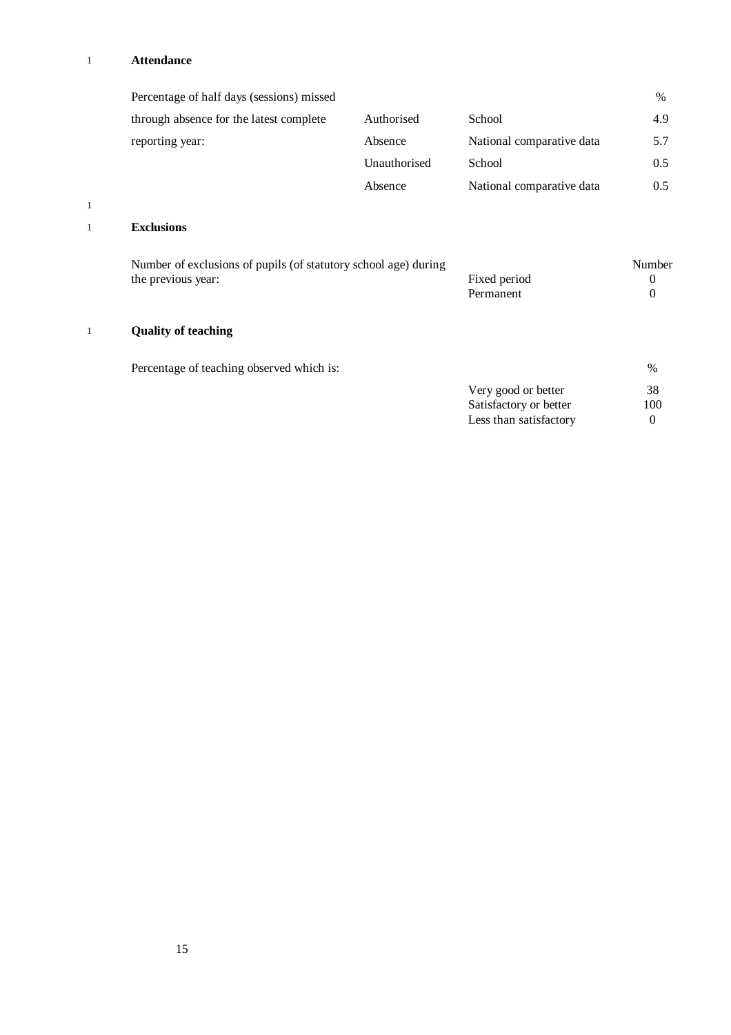### Attendance

| Percentage of half days (sessions) missed through absence for the latest complete reporting year: | | | % |
|---|---|---|---|
| | Authorised Absence | School | 4.9 |
| | | National comparative data | 5.7 |
| | Unauthorised Absence | School | 0.5 |
| | | National comparative data | 0.5 |

### Exclusions

| Number of exclusions of pupils (of statutory school age) during the previous year: | | Number |
|---|---|---|
| | Fixed period | 0 |
| | Permanent | 0 |

### Quality of teaching

| Percentage of teaching observed which is: | | % |
|---|---|---|
| | Very good or better | 38 |
| | Satisfactory or better | 100 |
| | Less than satisfactory | 0 |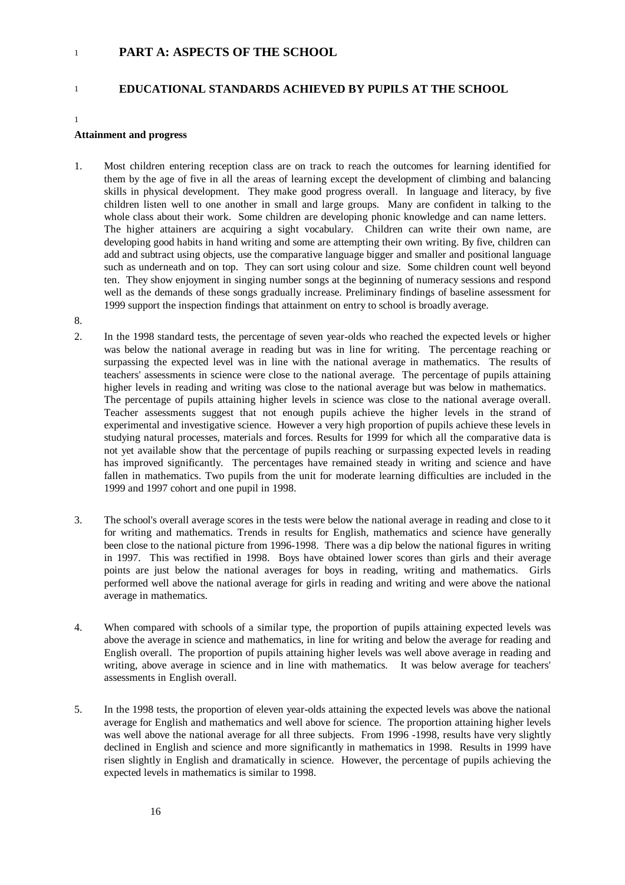# PART A: ASPECTS OF THE SCHOOL

## EDUCATIONAL STANDARDS ACHIEVED BY PUPILS AT THE SCHOOL

### Attainment and progress

1. Most children entering reception class are on track to reach the outcomes for learning identified for them by the age of five in all the areas of learning except the development of climbing and balancing skills in physical development. They make good progress overall. In language and literacy, by five children listen well to one another in small and large groups. Many are confident in talking to the whole class about their work. Some children are developing phonic knowledge and can name letters. The higher attainers are acquiring a sight vocabulary. Children can write their own name, are developing good habits in hand writing and some are attempting their own writing. By five, children can add and subtract using objects, use the comparative language bigger and smaller and positional language such as underneath and on top. They can sort using colour and size. Some children count well beyond ten. They show enjoyment in singing number songs at the beginning of numeracy sessions and respond well as the demands of these songs gradually increase. Preliminary findings of baseline assessment for 1999 support the inspection findings that attainment on entry to school is broadly average.

2. In the 1998 standard tests, the percentage of seven year-olds who reached the expected levels or higher was below the national average in reading but was in line for writing. The percentage reaching or surpassing the expected level was in line with the national average in mathematics. The results of teachers' assessments in science were close to the national average. The percentage of pupils attaining higher levels in reading and writing was close to the national average but was below in mathematics. The percentage of pupils attaining higher levels in science was close to the national average overall. Teacher assessments suggest that not enough pupils achieve the higher levels in the strand of experimental and investigative science. However a very high proportion of pupils achieve these levels in studying natural processes, materials and forces. Results for 1999 for which all the comparative data is not yet available show that the percentage of pupils reaching or surpassing expected levels in reading has improved significantly. The percentages have remained steady in writing and science and have fallen in mathematics. Two pupils from the unit for moderate learning difficulties are included in the 1999 and 1997 cohort and one pupil in 1998.

3. The school's overall average scores in the tests were below the national average in reading and close to it for writing and mathematics. Trends in results for English, mathematics and science have generally been close to the national picture from 1996-1998. There was a dip below the national figures in writing in 1997. This was rectified in 1998. Boys have obtained lower scores than girls and their average points are just below the national averages for boys in reading, writing and mathematics. Girls performed well above the national average for girls in reading and writing and were above the national average in mathematics.

4. When compared with schools of a similar type, the proportion of pupils attaining expected levels was above the average in science and mathematics, in line for writing and below the average for reading and English overall. The proportion of pupils attaining higher levels was well above average in reading and writing, above average in science and in line with mathematics. It was below average for teachers' assessments in English overall.

5. In the 1998 tests, the proportion of eleven year-olds attaining the expected levels was above the national average for English and mathematics and well above for science. The proportion attaining higher levels was well above the national average for all three subjects. From 1996 -1998, results have very slightly declined in English and science and more significantly in mathematics in 1998. Results in 1999 have risen slightly in English and dramatically in science. However, the percentage of pupils achieving the expected levels in mathematics is similar to 1998.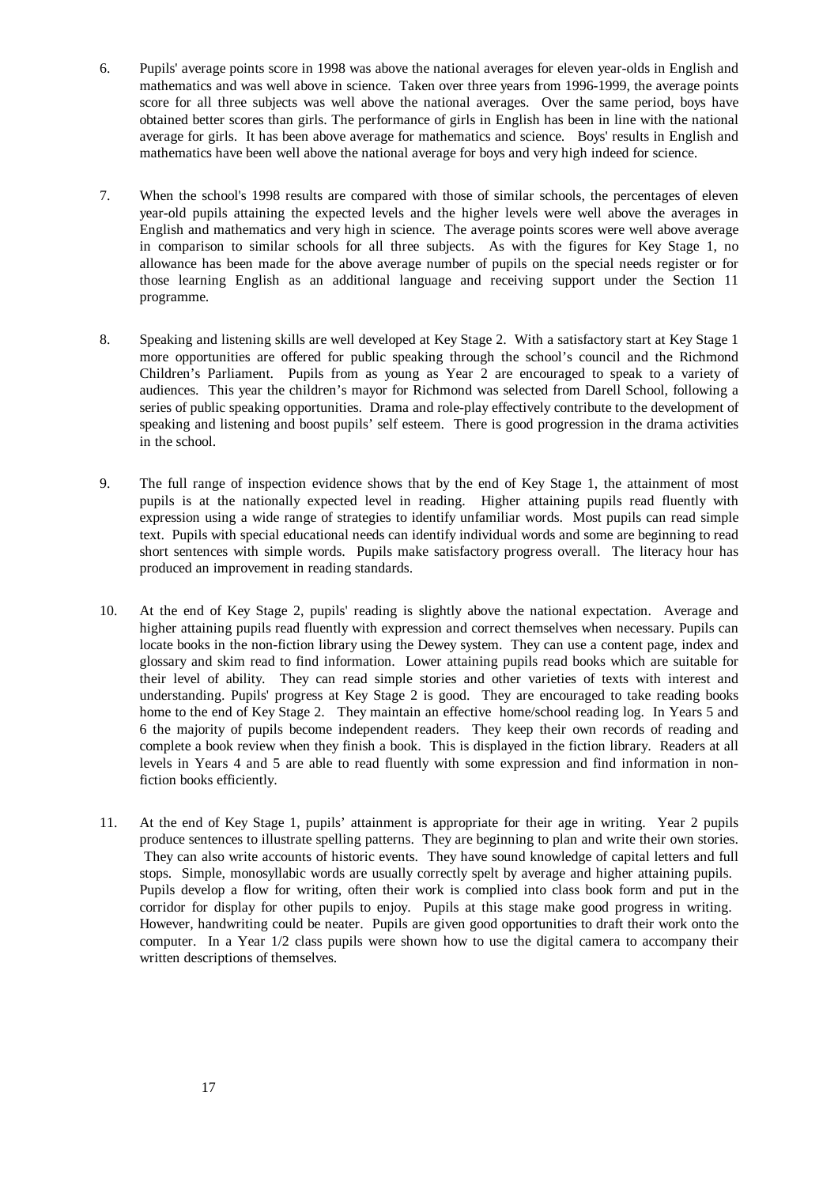6. Pupils' average points score in 1998 was above the national averages for eleven year-olds in English and mathematics and was well above in science. Taken over three years from 1996-1999, the average points score for all three subjects was well above the national averages. Over the same period, boys have obtained better scores than girls. The performance of girls in English has been in line with the national average for girls. It has been above average for mathematics and science. Boys' results in English and mathematics have been well above the national average for boys and very high indeed for science.

7. When the school's 1998 results are compared with those of similar schools, the percentages of eleven year-old pupils attaining the expected levels and the higher levels were well above the averages in English and mathematics and very high in science. The average points scores were well above average in comparison to similar schools for all three subjects. As with the figures for Key Stage 1, no allowance has been made for the above average number of pupils on the special needs register or for those learning English as an additional language and receiving support under the Section 11 programme.

8. Speaking and listening skills are well developed at Key Stage 2. With a satisfactory start at Key Stage 1 more opportunities are offered for public speaking through the school's council and the Richmond Children's Parliament. Pupils from as young as Year 2 are encouraged to speak to a variety of audiences. This year the children's mayor for Richmond was selected from Darell School, following a series of public speaking opportunities. Drama and role-play effectively contribute to the development of speaking and listening and boost pupils' self esteem. There is good progression in the drama activities in the school.

9. The full range of inspection evidence shows that by the end of Key Stage 1, the attainment of most pupils is at the nationally expected level in reading. Higher attaining pupils read fluently with expression using a wide range of strategies to identify unfamiliar words. Most pupils can read simple text. Pupils with special educational needs can identify individual words and some are beginning to read short sentences with simple words. Pupils make satisfactory progress overall. The literacy hour has produced an improvement in reading standards.

10. At the end of Key Stage 2, pupils' reading is slightly above the national expectation. Average and higher attaining pupils read fluently with expression and correct themselves when necessary. Pupils can locate books in the non-fiction library using the Dewey system. They can use a content page, index and glossary and skim read to find information. Lower attaining pupils read books which are suitable for their level of ability. They can read simple stories and other varieties of texts with interest and understanding. Pupils' progress at Key Stage 2 is good. They are encouraged to take reading books home to the end of Key Stage 2. They maintain an effective home/school reading log. In Years 5 and 6 the majority of pupils become independent readers. They keep their own records of reading and complete a book review when they finish a book. This is displayed in the fiction library. Readers at all levels in Years 4 and 5 are able to read fluently with some expression and find information in non-fiction books efficiently.

11. At the end of Key Stage 1, pupils' attainment is appropriate for their age in writing. Year 2 pupils produce sentences to illustrate spelling patterns. They are beginning to plan and write their own stories. They can also write accounts of historic events. They have sound knowledge of capital letters and full stops. Simple, monosyllabic words are usually correctly spelt by average and higher attaining pupils. Pupils develop a flow for writing, often their work is complied into class book form and put in the corridor for display for other pupils to enjoy. Pupils at this stage make good progress in writing. However, handwriting could be neater. Pupils are given good opportunities to draft their work onto the computer. In a Year 1/2 class pupils were shown how to use the digital camera to accompany their written descriptions of themselves.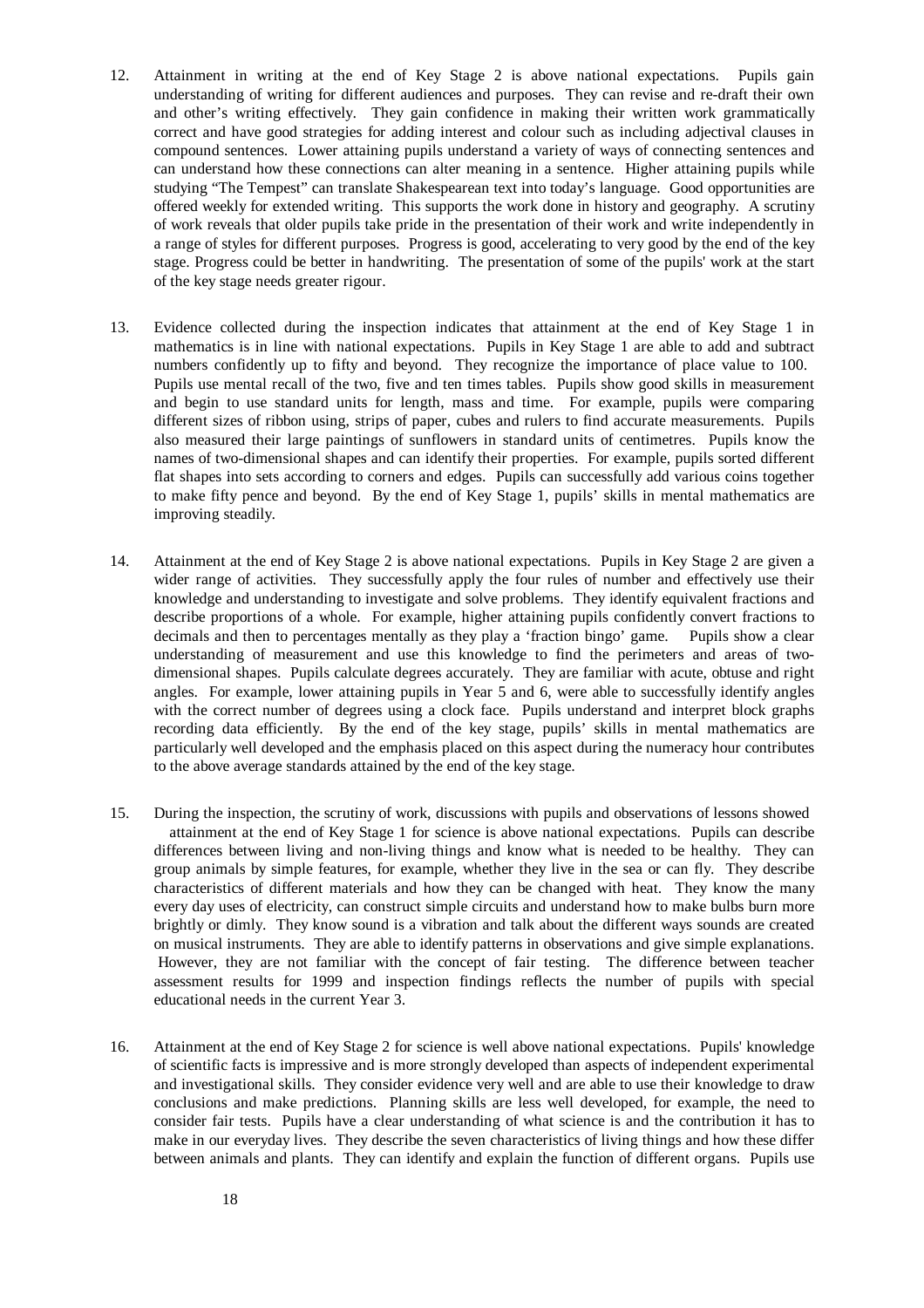12. Attainment in writing at the end of Key Stage 2 is above national expectations. Pupils gain understanding of writing for different audiences and purposes. They can revise and re-draft their own and other's writing effectively. They gain confidence in making their written work grammatically correct and have good strategies for adding interest and colour such as including adjectival clauses in compound sentences. Lower attaining pupils understand a variety of ways of connecting sentences and can understand how these connections can alter meaning in a sentence. Higher attaining pupils while studying "The Tempest" can translate Shakespearean text into today's language. Good opportunities are offered weekly for extended writing. This supports the work done in history and geography. A scrutiny of work reveals that older pupils take pride in the presentation of their work and write independently in a range of styles for different purposes. Progress is good, accelerating to very good by the end of the key stage. Progress could be better in handwriting. The presentation of some of the pupils' work at the start of the key stage needs greater rigour.

13. Evidence collected during the inspection indicates that attainment at the end of Key Stage 1 in mathematics is in line with national expectations. Pupils in Key Stage 1 are able to add and subtract numbers confidently up to fifty and beyond. They recognize the importance of place value to 100. Pupils use mental recall of the two, five and ten times tables. Pupils show good skills in measurement and begin to use standard units for length, mass and time. For example, pupils were comparing different sizes of ribbon using, strips of paper, cubes and rulers to find accurate measurements. Pupils also measured their large paintings of sunflowers in standard units of centimetres. Pupils know the names of two-dimensional shapes and can identify their properties. For example, pupils sorted different flat shapes into sets according to corners and edges. Pupils can successfully add various coins together to make fifty pence and beyond. By the end of Key Stage 1, pupils' skills in mental mathematics are improving steadily.

14. Attainment at the end of Key Stage 2 is above national expectations. Pupils in Key Stage 2 are given a wider range of activities. They successfully apply the four rules of number and effectively use their knowledge and understanding to investigate and solve problems. They identify equivalent fractions and describe proportions of a whole. For example, higher attaining pupils confidently convert fractions to decimals and then to percentages mentally as they play a 'fraction bingo' game. Pupils show a clear understanding of measurement and use this knowledge to find the perimeters and areas of two-dimensional shapes. Pupils calculate degrees accurately. They are familiar with acute, obtuse and right angles. For example, lower attaining pupils in Year 5 and 6, were able to successfully identify angles with the correct number of degrees using a clock face. Pupils understand and interpret block graphs recording data efficiently. By the end of the key stage, pupils' skills in mental mathematics are particularly well developed and the emphasis placed on this aspect during the numeracy hour contributes to the above average standards attained by the end of the key stage.

15. During the inspection, the scrutiny of work, discussions with pupils and observations of lessons showed attainment at the end of Key Stage 1 for science is above national expectations. Pupils can describe differences between living and non-living things and know what is needed to be healthy. They can group animals by simple features, for example, whether they live in the sea or can fly. They describe characteristics of different materials and how they can be changed with heat. They know the many every day uses of electricity, can construct simple circuits and understand how to make bulbs burn more brightly or dimly. They know sound is a vibration and talk about the different ways sounds are created on musical instruments. They are able to identify patterns in observations and give simple explanations. However, they are not familiar with the concept of fair testing. The difference between teacher assessment results for 1999 and inspection findings reflects the number of pupils with special educational needs in the current Year 3.

16. Attainment at the end of Key Stage 2 for science is well above national expectations. Pupils' knowledge of scientific facts is impressive and is more strongly developed than aspects of independent experimental and investigational skills. They consider evidence very well and are able to use their knowledge to draw conclusions and make predictions. Planning skills are less well developed, for example, the need to consider fair tests. Pupils have a clear understanding of what science is and the contribution it has to make in our everyday lives. They describe the seven characteristics of living things and how these differ between animals and plants. They can identify and explain the function of different organs. Pupils use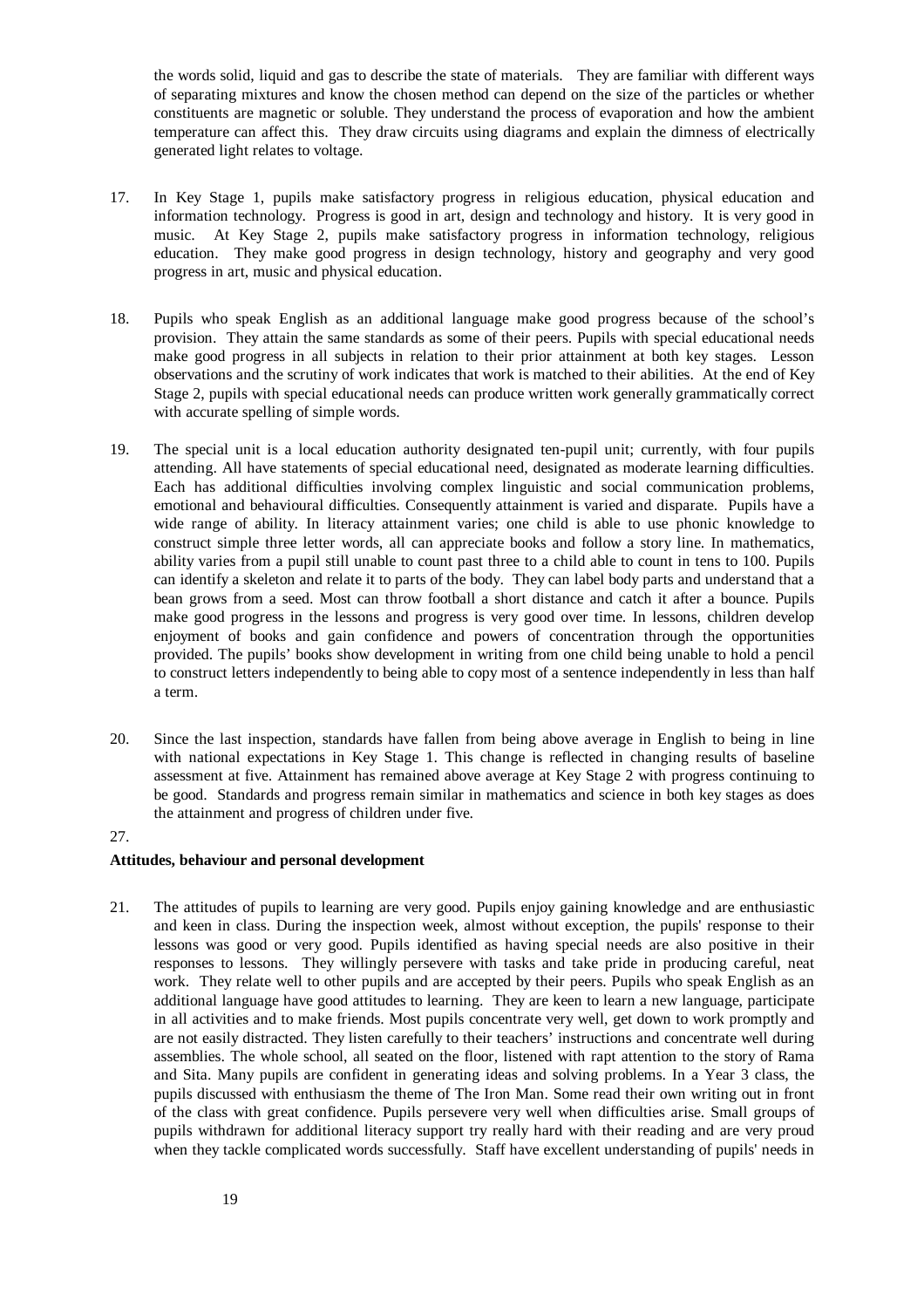the words solid, liquid and gas to describe the state of materials. They are familiar with different ways of separating mixtures and know the chosen method can depend on the size of the particles or whether constituents are magnetic or soluble. They understand the process of evaporation and how the ambient temperature can affect this. They draw circuits using diagrams and explain the dimness of electrically generated light relates to voltage.

17. In Key Stage 1, pupils make satisfactory progress in religious education, physical education and information technology. Progress is good in art, design and technology and history. It is very good in music. At Key Stage 2, pupils make satisfactory progress in information technology, religious education. They make good progress in design technology, history and geography and very good progress in art, music and physical education.

18. Pupils who speak English as an additional language make good progress because of the school's provision. They attain the same standards as some of their peers. Pupils with special educational needs make good progress in all subjects in relation to their prior attainment at both key stages. Lesson observations and the scrutiny of work indicates that work is matched to their abilities. At the end of Key Stage 2, pupils with special educational needs can produce written work generally grammatically correct with accurate spelling of simple words.

19. The special unit is a local education authority designated ten-pupil unit; currently, with four pupils attending. All have statements of special educational need, designated as moderate learning difficulties. Each has additional difficulties involving complex linguistic and social communication problems, emotional and behavioural difficulties. Consequently attainment is varied and disparate. Pupils have a wide range of ability. In literacy attainment varies; one child is able to use phonic knowledge to construct simple three letter words, all can appreciate books and follow a story line. In mathematics, ability varies from a pupil still unable to count past three to a child able to count in tens to 100. Pupils can identify a skeleton and relate it to parts of the body. They can label body parts and understand that a bean grows from a seed. Most can throw football a short distance and catch it after a bounce. Pupils make good progress in the lessons and progress is very good over time. In lessons, children develop enjoyment of books and gain confidence and powers of concentration through the opportunities provided. The pupils' books show development in writing from one child being unable to hold a pencil to construct letters independently to being able to copy most of a sentence independently in less than half a term.

20. Since the last inspection, standards have fallen from being above average in English to being in line with national expectations in Key Stage 1. This change is reflected in changing results of baseline assessment at five. Attainment has remained above average at Key Stage 2 with progress continuing to be good. Standards and progress remain similar in mathematics and science in both key stages as does the attainment and progress of children under five.

27.

**Attitudes, behaviour and personal development**

21. The attitudes of pupils to learning are very good. Pupils enjoy gaining knowledge and are enthusiastic and keen in class. During the inspection week, almost without exception, the pupils' response to their lessons was good or very good. Pupils identified as having special needs are also positive in their responses to lessons. They willingly persevere with tasks and take pride in producing careful, neat work. They relate well to other pupils and are accepted by their peers. Pupils who speak English as an additional language have good attitudes to learning. They are keen to learn a new language, participate in all activities and to make friends. Most pupils concentrate very well, get down to work promptly and are not easily distracted. They listen carefully to their teachers' instructions and concentrate well during assemblies. The whole school, all seated on the floor, listened with rapt attention to the story of Rama and Sita. Many pupils are confident in generating ideas and solving problems. In a Year 3 class, the pupils discussed with enthusiasm the theme of The Iron Man. Some read their own writing out in front of the class with great confidence. Pupils persevere very well when difficulties arise. Small groups of pupils withdrawn for additional literacy support try really hard with their reading and are very proud when they tackle complicated words successfully. Staff have excellent understanding of pupils' needs in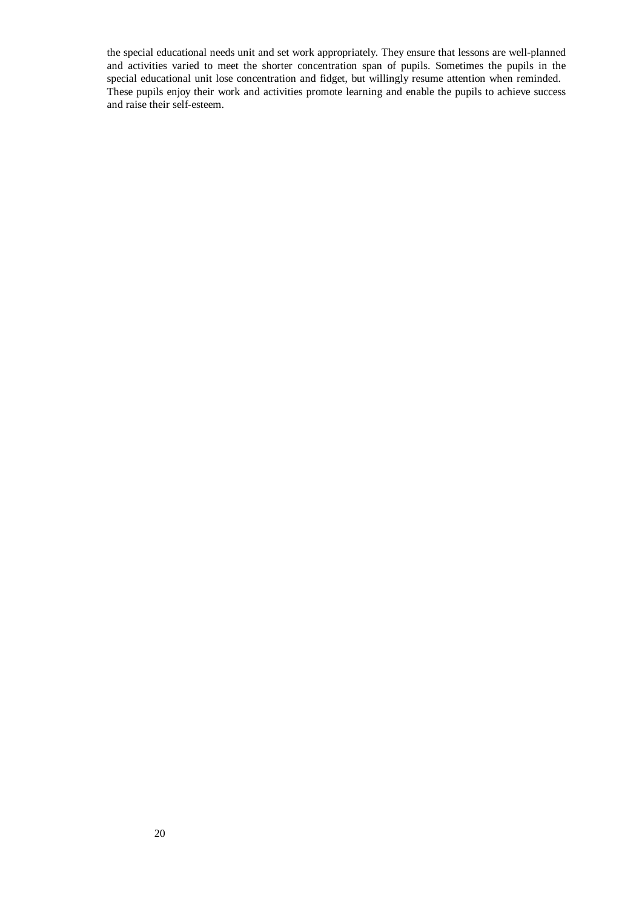the special educational needs unit and set work appropriately. They ensure that lessons are well-planned and activities varied to meet the shorter concentration span of pupils. Sometimes the pupils in the special educational unit lose concentration and fidget, but willingly resume attention when reminded. These pupils enjoy their work and activities promote learning and enable the pupils to achieve success and raise their self-esteem.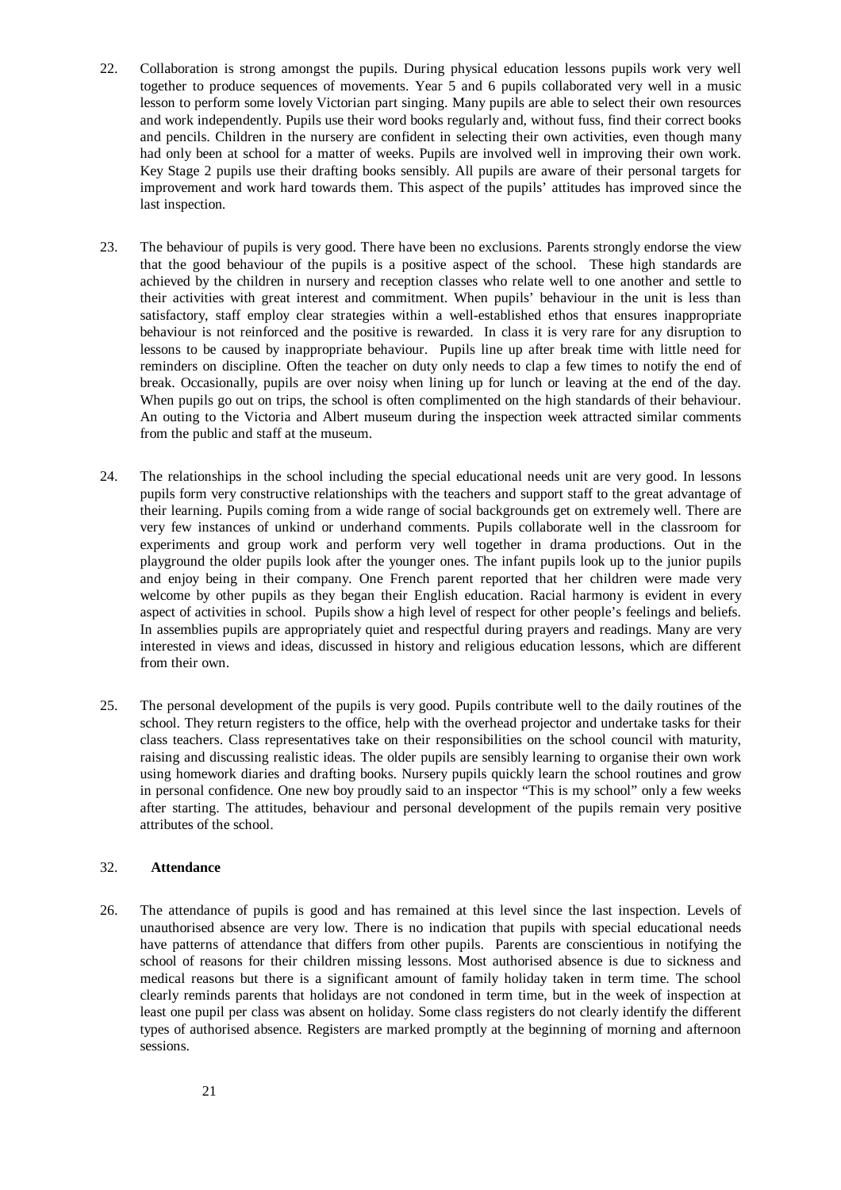22. Collaboration is strong amongst the pupils. During physical education lessons pupils work very well together to produce sequences of movements. Year 5 and 6 pupils collaborated very well in a music lesson to perform some lovely Victorian part singing. Many pupils are able to select their own resources and work independently. Pupils use their word books regularly and, without fuss, find their correct books and pencils. Children in the nursery are confident in selecting their own activities, even though many had only been at school for a matter of weeks. Pupils are involved well in improving their own work. Key Stage 2 pupils use their drafting books sensibly. All pupils are aware of their personal targets for improvement and work hard towards them. This aspect of the pupils' attitudes has improved since the last inspection.

23. The behaviour of pupils is very good. There have been no exclusions. Parents strongly endorse the view that the good behaviour of the pupils is a positive aspect of the school. These high standards are achieved by the children in nursery and reception classes who relate well to one another and settle to their activities with great interest and commitment. When pupils' behaviour in the unit is less than satisfactory, staff employ clear strategies within a well-established ethos that ensures inappropriate behaviour is not reinforced and the positive is rewarded. In class it is very rare for any disruption to lessons to be caused by inappropriate behaviour. Pupils line up after break time with little need for reminders on discipline. Often the teacher on duty only needs to clap a few times to notify the end of break. Occasionally, pupils are over noisy when lining up for lunch or leaving at the end of the day. When pupils go out on trips, the school is often complimented on the high standards of their behaviour. An outing to the Victoria and Albert museum during the inspection week attracted similar comments from the public and staff at the museum.

24. The relationships in the school including the special educational needs unit are very good. In lessons pupils form very constructive relationships with the teachers and support staff to the great advantage of their learning. Pupils coming from a wide range of social backgrounds get on extremely well. There are very few instances of unkind or underhand comments. Pupils collaborate well in the classroom for experiments and group work and perform very well together in drama productions. Out in the playground the older pupils look after the younger ones. The infant pupils look up to the junior pupils and enjoy being in their company. One French parent reported that her children were made very welcome by other pupils as they began their English education. Racial harmony is evident in every aspect of activities in school. Pupils show a high level of respect for other people's feelings and beliefs. In assemblies pupils are appropriately quiet and respectful during prayers and readings. Many are very interested in views and ideas, discussed in history and religious education lessons, which are different from their own.

25. The personal development of the pupils is very good. Pupils contribute well to the daily routines of the school. They return registers to the office, help with the overhead projector and undertake tasks for their class teachers. Class representatives take on their responsibilities on the school council with maturity, raising and discussing realistic ideas. The older pupils are sensibly learning to organise their own work using homework diaries and drafting books. Nursery pupils quickly learn the school routines and grow in personal confidence. One new boy proudly said to an inspector "This is my school" only a few weeks after starting. The attitudes, behaviour and personal development of the pupils remain very positive attributes of the school.

32. **Attendance**

26. The attendance of pupils is good and has remained at this level since the last inspection. Levels of unauthorised absence are very low. There is no indication that pupils with special educational needs have patterns of attendance that differs from other pupils. Parents are conscientious in notifying the school of reasons for their children missing lessons. Most authorised absence is due to sickness and medical reasons but there is a significant amount of family holiday taken in term time. The school clearly reminds parents that holidays are not condoned in term time, but in the week of inspection at least one pupil per class was absent on holiday. Some class registers do not clearly identify the different types of authorised absence. Registers are marked promptly at the beginning of morning and afternoon sessions.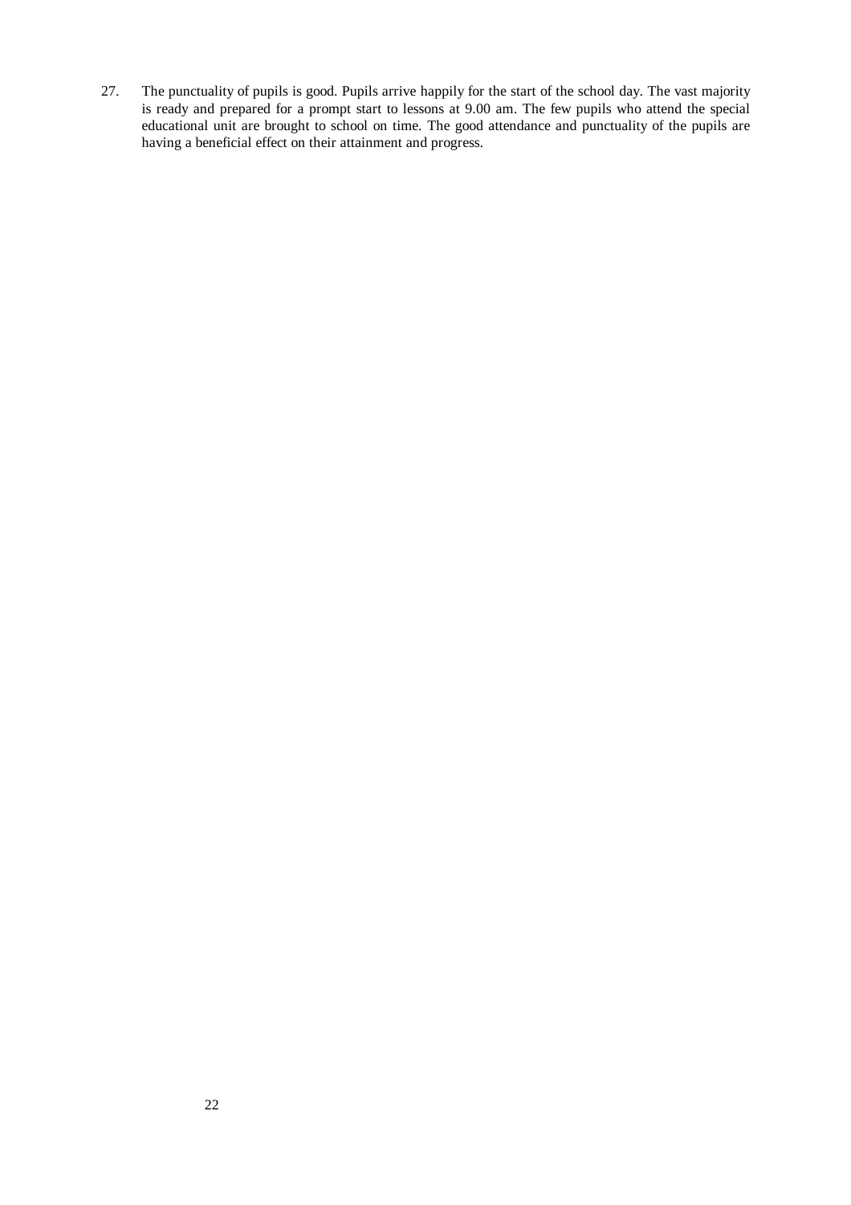27. The punctuality of pupils is good. Pupils arrive happily for the start of the school day. The vast majority is ready and prepared for a prompt start to lessons at 9.00 am. The few pupils who attend the special educational unit are brought to school on time. The good attendance and punctuality of the pupils are having a beneficial effect on their attainment and progress.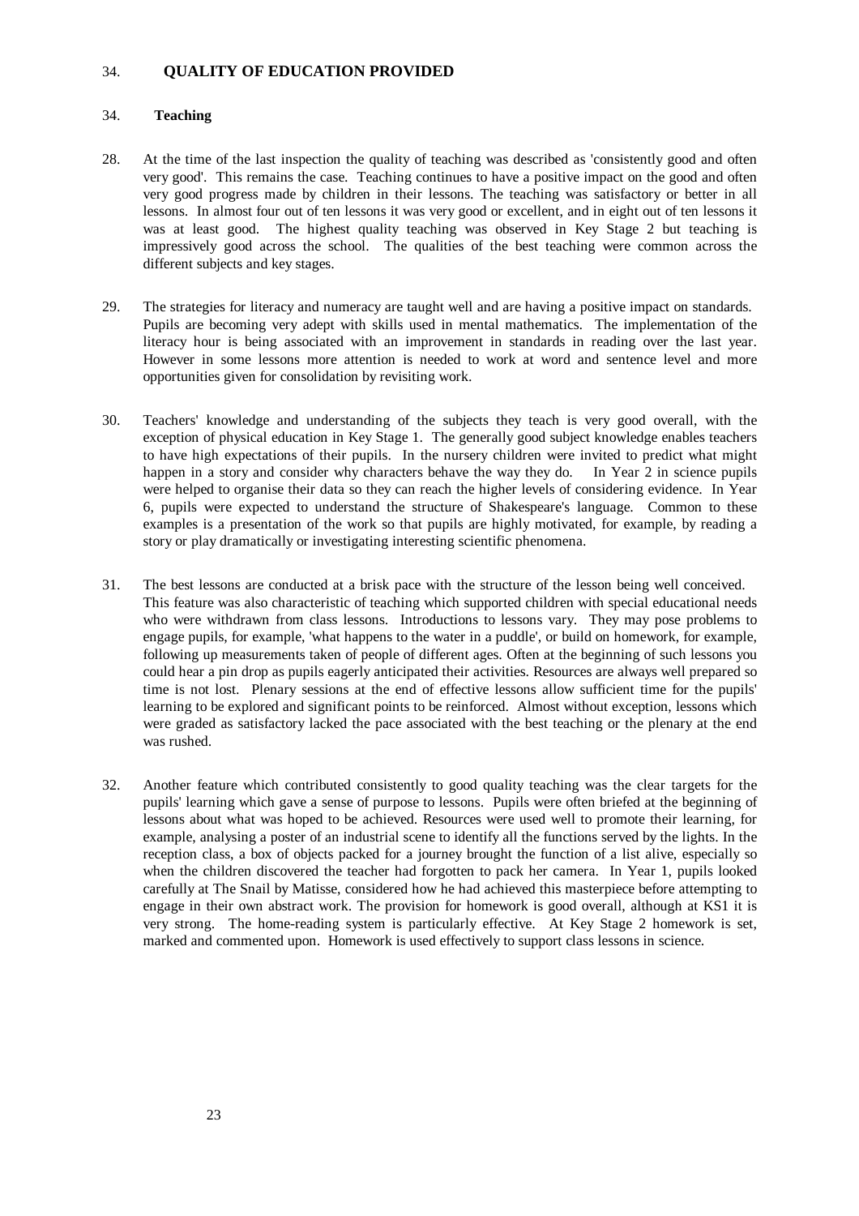## 34. QUALITY OF EDUCATION PROVIDED

### 34. Teaching

28. At the time of the last inspection the quality of teaching was described as 'consistently good and often very good'. This remains the case. Teaching continues to have a positive impact on the good and often very good progress made by children in their lessons. The teaching was satisfactory or better in all lessons. In almost four out of ten lessons it was very good or excellent, and in eight out of ten lessons it was at least good. The highest quality teaching was observed in Key Stage 2 but teaching is impressively good across the school. The qualities of the best teaching were common across the different subjects and key stages.

29. The strategies for literacy and numeracy are taught well and are having a positive impact on standards. Pupils are becoming very adept with skills used in mental mathematics. The implementation of the literacy hour is being associated with an improvement in standards in reading over the last year. However in some lessons more attention is needed to work at word and sentence level and more opportunities given for consolidation by revisiting work.

30. Teachers' knowledge and understanding of the subjects they teach is very good overall, with the exception of physical education in Key Stage 1. The generally good subject knowledge enables teachers to have high expectations of their pupils. In the nursery children were invited to predict what might happen in a story and consider why characters behave the way they do. In Year 2 in science pupils were helped to organise their data so they can reach the higher levels of considering evidence. In Year 6, pupils were expected to understand the structure of Shakespeare's language. Common to these examples is a presentation of the work so that pupils are highly motivated, for example, by reading a story or play dramatically or investigating interesting scientific phenomena.

31. The best lessons are conducted at a brisk pace with the structure of the lesson being well conceived. This feature was also characteristic of teaching which supported children with special educational needs who were withdrawn from class lessons. Introductions to lessons vary. They may pose problems to engage pupils, for example, 'what happens to the water in a puddle', or build on homework, for example, following up measurements taken of people of different ages. Often at the beginning of such lessons you could hear a pin drop as pupils eagerly anticipated their activities. Resources are always well prepared so time is not lost. Plenary sessions at the end of effective lessons allow sufficient time for the pupils' learning to be explored and significant points to be reinforced. Almost without exception, lessons which were graded as satisfactory lacked the pace associated with the best teaching or the plenary at the end was rushed.

32. Another feature which contributed consistently to good quality teaching was the clear targets for the pupils' learning which gave a sense of purpose to lessons. Pupils were often briefed at the beginning of lessons about what was hoped to be achieved. Resources were used well to promote their learning, for example, analysing a poster of an industrial scene to identify all the functions served by the lights. In the reception class, a box of objects packed for a journey brought the function of a list alive, especially so when the children discovered the teacher had forgotten to pack her camera. In Year 1, pupils looked carefully at The Snail by Matisse, considered how he had achieved this masterpiece before attempting to engage in their own abstract work. The provision for homework is good overall, although at KS1 it is very strong. The home-reading system is particularly effective. At Key Stage 2 homework is set, marked and commented upon. Homework is used effectively to support class lessons in science.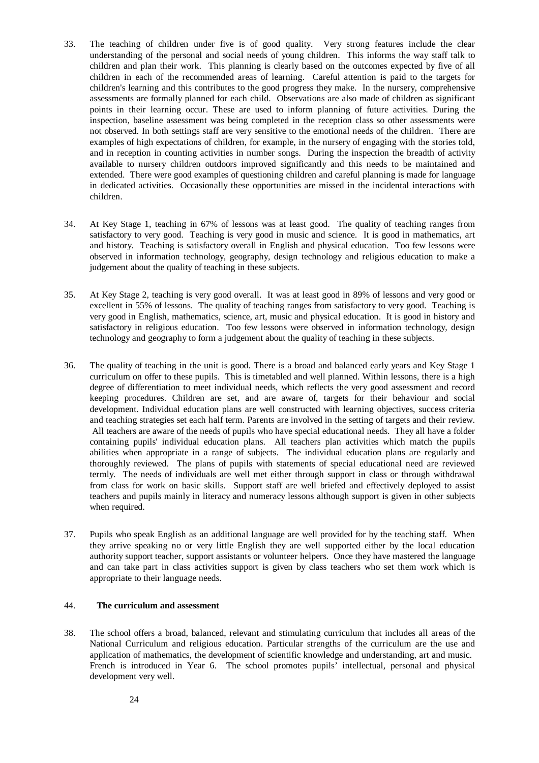33. The teaching of children under five is of good quality. Very strong features include the clear understanding of the personal and social needs of young children. This informs the way staff talk to children and plan their work. This planning is clearly based on the outcomes expected by five of all children in each of the recommended areas of learning. Careful attention is paid to the targets for children's learning and this contributes to the good progress they make. In the nursery, comprehensive assessments are formally planned for each child. Observations are also made of children as significant points in their learning occur. These are used to inform planning of future activities. During the inspection, baseline assessment was being completed in the reception class so other assessments were not observed. In both settings staff are very sensitive to the emotional needs of the children. There are examples of high expectations of children, for example, in the nursery of engaging with the stories told, and in reception in counting activities in number songs. During the inspection the breadth of activity available to nursery children outdoors improved significantly and this needs to be maintained and extended. There were good examples of questioning children and careful planning is made for language in dedicated activities. Occasionally these opportunities are missed in the incidental interactions with children.

34. At Key Stage 1, teaching in 67% of lessons was at least good. The quality of teaching ranges from satisfactory to very good. Teaching is very good in music and science. It is good in mathematics, art and history. Teaching is satisfactory overall in English and physical education. Too few lessons were observed in information technology, geography, design technology and religious education to make a judgement about the quality of teaching in these subjects.

35. At Key Stage 2, teaching is very good overall. It was at least good in 89% of lessons and very good or excellent in 55% of lessons. The quality of teaching ranges from satisfactory to very good. Teaching is very good in English, mathematics, science, art, music and physical education. It is good in history and satisfactory in religious education. Too few lessons were observed in information technology, design technology and geography to form a judgement about the quality of teaching in these subjects.

36. The quality of teaching in the unit is good. There is a broad and balanced early years and Key Stage 1 curriculum on offer to these pupils. This is timetabled and well planned. Within lessons, there is a high degree of differentiation to meet individual needs, which reflects the very good assessment and record keeping procedures. Children are set, and are aware of, targets for their behaviour and social development. Individual education plans are well constructed with learning objectives, success criteria and teaching strategies set each half term. Parents are involved in the setting of targets and their review. All teachers are aware of the needs of pupils who have special educational needs. They all have a folder containing pupils' individual education plans. All teachers plan activities which match the pupils abilities when appropriate in a range of subjects. The individual education plans are regularly and thoroughly reviewed. The plans of pupils with statements of special educational need are reviewed termly. The needs of individuals are well met either through support in class or through withdrawal from class for work on basic skills. Support staff are well briefed and effectively deployed to assist teachers and pupils mainly in literacy and numeracy lessons although support is given in other subjects when required.

37. Pupils who speak English as an additional language are well provided for by the teaching staff. When they arrive speaking no or very little English they are well supported either by the local education authority support teacher, support assistants or volunteer helpers. Once they have mastered the language and can take part in class activities support is given by class teachers who set them work which is appropriate to their language needs.

44. **The curriculum and assessment**

38. The school offers a broad, balanced, relevant and stimulating curriculum that includes all areas of the National Curriculum and religious education. Particular strengths of the curriculum are the use and application of mathematics, the development of scientific knowledge and understanding, art and music. French is introduced in Year 6. The school promotes pupils' intellectual, personal and physical development very well.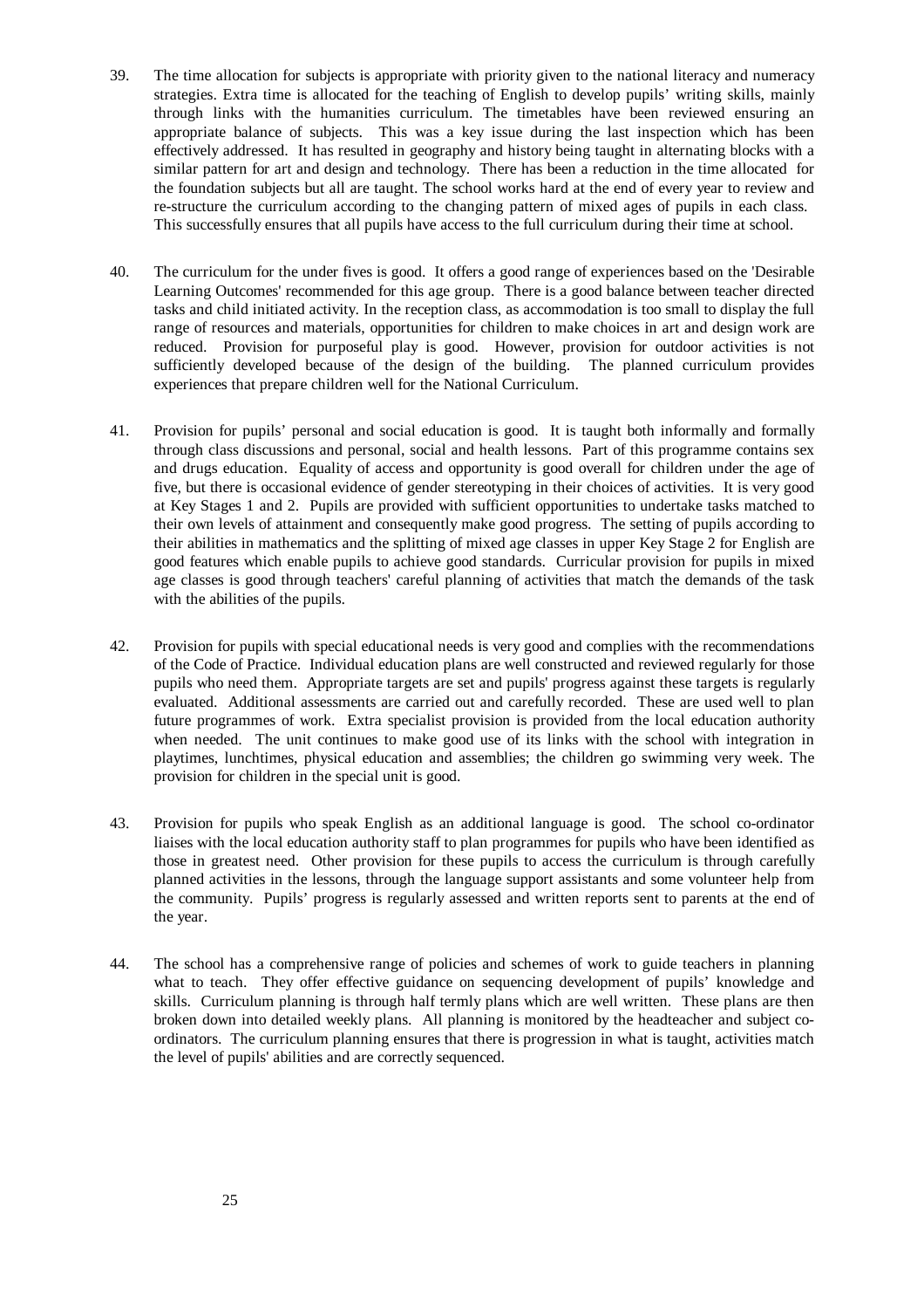39. The time allocation for subjects is appropriate with priority given to the national literacy and numeracy strategies. Extra time is allocated for the teaching of English to develop pupils' writing skills, mainly through links with the humanities curriculum. The timetables have been reviewed ensuring an appropriate balance of subjects. This was a key issue during the last inspection which has been effectively addressed. It has resulted in geography and history being taught in alternating blocks with a similar pattern for art and design and technology. There has been a reduction in the time allocated for the foundation subjects but all are taught. The school works hard at the end of every year to review and re-structure the curriculum according to the changing pattern of mixed ages of pupils in each class. This successfully ensures that all pupils have access to the full curriculum during their time at school.

40. The curriculum for the under fives is good. It offers a good range of experiences based on the 'Desirable Learning Outcomes' recommended for this age group. There is a good balance between teacher directed tasks and child initiated activity. In the reception class, as accommodation is too small to display the full range of resources and materials, opportunities for children to make choices in art and design work are reduced. Provision for purposeful play is good. However, provision for outdoor activities is not sufficiently developed because of the design of the building. The planned curriculum provides experiences that prepare children well for the National Curriculum.

41. Provision for pupils' personal and social education is good. It is taught both informally and formally through class discussions and personal, social and health lessons. Part of this programme contains sex and drugs education. Equality of access and opportunity is good overall for children under the age of five, but there is occasional evidence of gender stereotyping in their choices of activities. It is very good at Key Stages 1 and 2. Pupils are provided with sufficient opportunities to undertake tasks matched to their own levels of attainment and consequently make good progress. The setting of pupils according to their abilities in mathematics and the splitting of mixed age classes in upper Key Stage 2 for English are good features which enable pupils to achieve good standards. Curricular provision for pupils in mixed age classes is good through teachers' careful planning of activities that match the demands of the task with the abilities of the pupils.

42. Provision for pupils with special educational needs is very good and complies with the recommendations of the Code of Practice. Individual education plans are well constructed and reviewed regularly for those pupils who need them. Appropriate targets are set and pupils' progress against these targets is regularly evaluated. Additional assessments are carried out and carefully recorded. These are used well to plan future programmes of work. Extra specialist provision is provided from the local education authority when needed. The unit continues to make good use of its links with the school with integration in playtimes, lunchtimes, physical education and assemblies; the children go swimming very week. The provision for children in the special unit is good.

43. Provision for pupils who speak English as an additional language is good. The school co-ordinator liaises with the local education authority staff to plan programmes for pupils who have been identified as those in greatest need. Other provision for these pupils to access the curriculum is through carefully planned activities in the lessons, through the language support assistants and some volunteer help from the community. Pupils' progress is regularly assessed and written reports sent to parents at the end of the year.

44. The school has a comprehensive range of policies and schemes of work to guide teachers in planning what to teach. They offer effective guidance on sequencing development of pupils' knowledge and skills. Curriculum planning is through half termly plans which are well written. These plans are then broken down into detailed weekly plans. All planning is monitored by the headteacher and subject co-ordinators. The curriculum planning ensures that there is progression in what is taught, activities match the level of pupils' abilities and are correctly sequenced.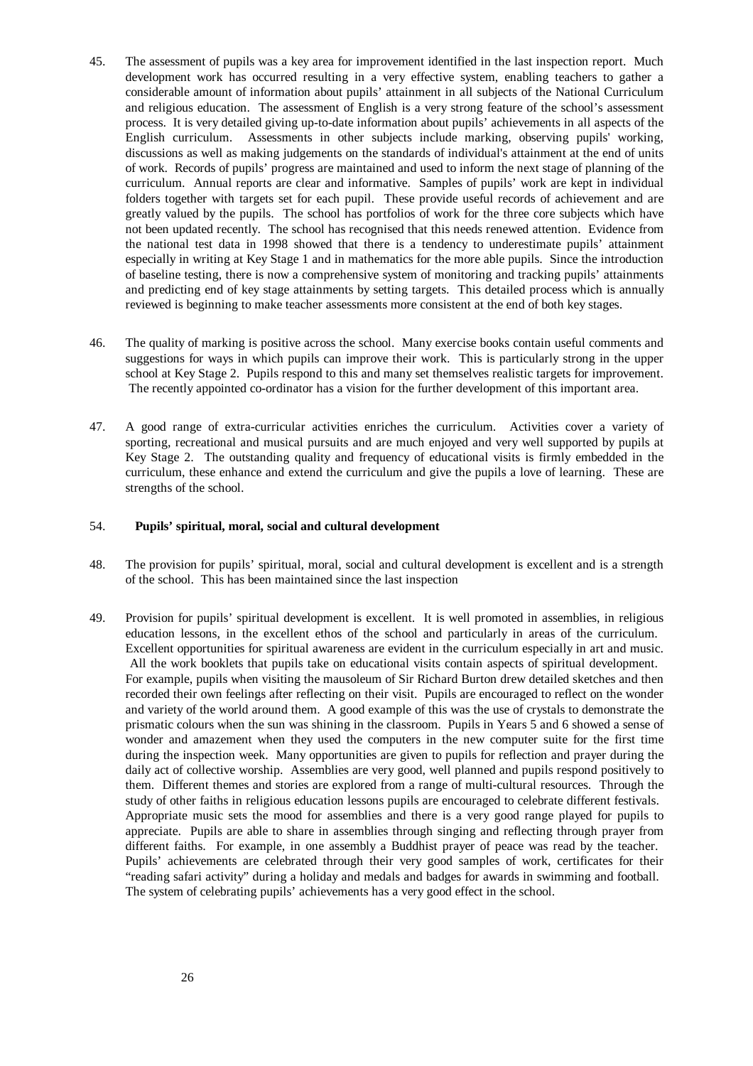45. The assessment of pupils was a key area for improvement identified in the last inspection report. Much development work has occurred resulting in a very effective system, enabling teachers to gather a considerable amount of information about pupils' attainment in all subjects of the National Curriculum and religious education. The assessment of English is a very strong feature of the school's assessment process. It is very detailed giving up-to-date information about pupils' achievements in all aspects of the English curriculum. Assessments in other subjects include marking, observing pupils' working, discussions as well as making judgements on the standards of individual's attainment at the end of units of work. Records of pupils' progress are maintained and used to inform the next stage of planning of the curriculum. Annual reports are clear and informative. Samples of pupils' work are kept in individual folders together with targets set for each pupil. These provide useful records of achievement and are greatly valued by the pupils. The school has portfolios of work for the three core subjects which have not been updated recently. The school has recognised that this needs renewed attention. Evidence from the national test data in 1998 showed that there is a tendency to underestimate pupils' attainment especially in writing at Key Stage 1 and in mathematics for the more able pupils. Since the introduction of baseline testing, there is now a comprehensive system of monitoring and tracking pupils' attainments and predicting end of key stage attainments by setting targets. This detailed process which is annually reviewed is beginning to make teacher assessments more consistent at the end of both key stages.

46. The quality of marking is positive across the school. Many exercise books contain useful comments and suggestions for ways in which pupils can improve their work. This is particularly strong in the upper school at Key Stage 2. Pupils respond to this and many set themselves realistic targets for improvement. The recently appointed co-ordinator has a vision for the further development of this important area.

47. A good range of extra-curricular activities enriches the curriculum. Activities cover a variety of sporting, recreational and musical pursuits and are much enjoyed and very well supported by pupils at Key Stage 2. The outstanding quality and frequency of educational visits is firmly embedded in the curriculum, these enhance and extend the curriculum and give the pupils a love of learning. These are strengths of the school.

54. **Pupils' spiritual, moral, social and cultural development**

48. The provision for pupils' spiritual, moral, social and cultural development is excellent and is a strength of the school. This has been maintained since the last inspection

49. Provision for pupils' spiritual development is excellent. It is well promoted in assemblies, in religious education lessons, in the excellent ethos of the school and particularly in areas of the curriculum. Excellent opportunities for spiritual awareness are evident in the curriculum especially in art and music. All the work booklets that pupils take on educational visits contain aspects of spiritual development. For example, pupils when visiting the mausoleum of Sir Richard Burton drew detailed sketches and then recorded their own feelings after reflecting on their visit. Pupils are encouraged to reflect on the wonder and variety of the world around them. A good example of this was the use of crystals to demonstrate the prismatic colours when the sun was shining in the classroom. Pupils in Years 5 and 6 showed a sense of wonder and amazement when they used the computers in the new computer suite for the first time during the inspection week. Many opportunities are given to pupils for reflection and prayer during the daily act of collective worship. Assemblies are very good, well planned and pupils respond positively to them. Different themes and stories are explored from a range of multi-cultural resources. Through the study of other faiths in religious education lessons pupils are encouraged to celebrate different festivals. Appropriate music sets the mood for assemblies and there is a very good range played for pupils to appreciate. Pupils are able to share in assemblies through singing and reflecting through prayer from different faiths. For example, in one assembly a Buddhist prayer of peace was read by the teacher. Pupils' achievements are celebrated through their very good samples of work, certificates for their "reading safari activity" during a holiday and medals and badges for awards in swimming and football. The system of celebrating pupils' achievements has a very good effect in the school.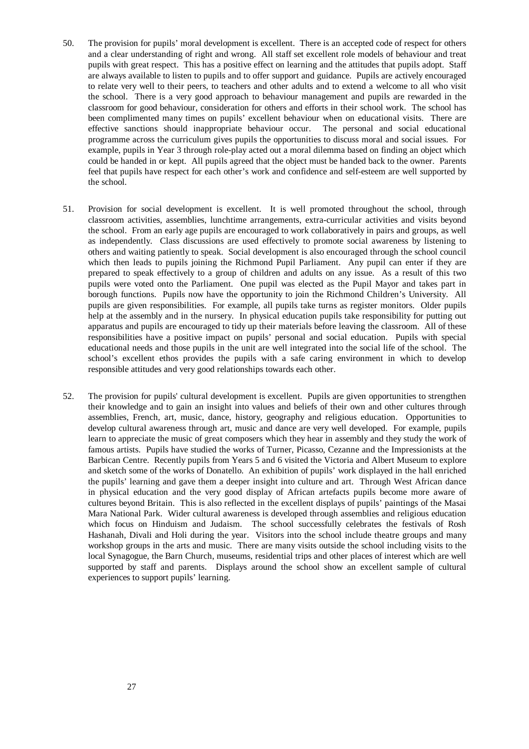50. The provision for pupils' moral development is excellent. There is an accepted code of respect for others and a clear understanding of right and wrong. All staff set excellent role models of behaviour and treat pupils with great respect. This has a positive effect on learning and the attitudes that pupils adopt. Staff are always available to listen to pupils and to offer support and guidance. Pupils are actively encouraged to relate very well to their peers, to teachers and other adults and to extend a welcome to all who visit the school. There is a very good approach to behaviour management and pupils are rewarded in the classroom for good behaviour, consideration for others and efforts in their school work. The school has been complimented many times on pupils' excellent behaviour when on educational visits. There are effective sanctions should inappropriate behaviour occur. The personal and social educational programme across the curriculum gives pupils the opportunities to discuss moral and social issues. For example, pupils in Year 3 through role-play acted out a moral dilemma based on finding an object which could be handed in or kept. All pupils agreed that the object must be handed back to the owner. Parents feel that pupils have respect for each other's work and confidence and self-esteem are well supported by the school.

51. Provision for social development is excellent. It is well promoted throughout the school, through classroom activities, assemblies, lunchtime arrangements, extra-curricular activities and visits beyond the school. From an early age pupils are encouraged to work collaboratively in pairs and groups, as well as independently. Class discussions are used effectively to promote social awareness by listening to others and waiting patiently to speak. Social development is also encouraged through the school council which then leads to pupils joining the Richmond Pupil Parliament. Any pupil can enter if they are prepared to speak effectively to a group of children and adults on any issue. As a result of this two pupils were voted onto the Parliament. One pupil was elected as the Pupil Mayor and takes part in borough functions. Pupils now have the opportunity to join the Richmond Children's University. All pupils are given responsibilities. For example, all pupils take turns as register monitors. Older pupils help at the assembly and in the nursery. In physical education pupils take responsibility for putting out apparatus and pupils are encouraged to tidy up their materials before leaving the classroom. All of these responsibilities have a positive impact on pupils' personal and social education. Pupils with special educational needs and those pupils in the unit are well integrated into the social life of the school. The school's excellent ethos provides the pupils with a safe caring environment in which to develop responsible attitudes and very good relationships towards each other.

52. The provision for pupils' cultural development is excellent. Pupils are given opportunities to strengthen their knowledge and to gain an insight into values and beliefs of their own and other cultures through assemblies, French, art, music, dance, history, geography and religious education. Opportunities to develop cultural awareness through art, music and dance are very well developed. For example, pupils learn to appreciate the music of great composers which they hear in assembly and they study the work of famous artists. Pupils have studied the works of Turner, Picasso, Cezanne and the Impressionists at the Barbican Centre. Recently pupils from Years 5 and 6 visited the Victoria and Albert Museum to explore and sketch some of the works of Donatello. An exhibition of pupils' work displayed in the hall enriched the pupils' learning and gave them a deeper insight into culture and art. Through West African dance in physical education and the very good display of African artefacts pupils become more aware of cultures beyond Britain. This is also reflected in the excellent displays of pupils' paintings of the Masai Mara National Park. Wider cultural awareness is developed through assemblies and religious education which focus on Hinduism and Judaism. The school successfully celebrates the festivals of Rosh Hashanah, Divali and Holi during the year. Visitors into the school include theatre groups and many workshop groups in the arts and music. There are many visits outside the school including visits to the local Synagogue, the Barn Church, museums, residential trips and other places of interest which are well supported by staff and parents. Displays around the school show an excellent sample of cultural experiences to support pupils' learning.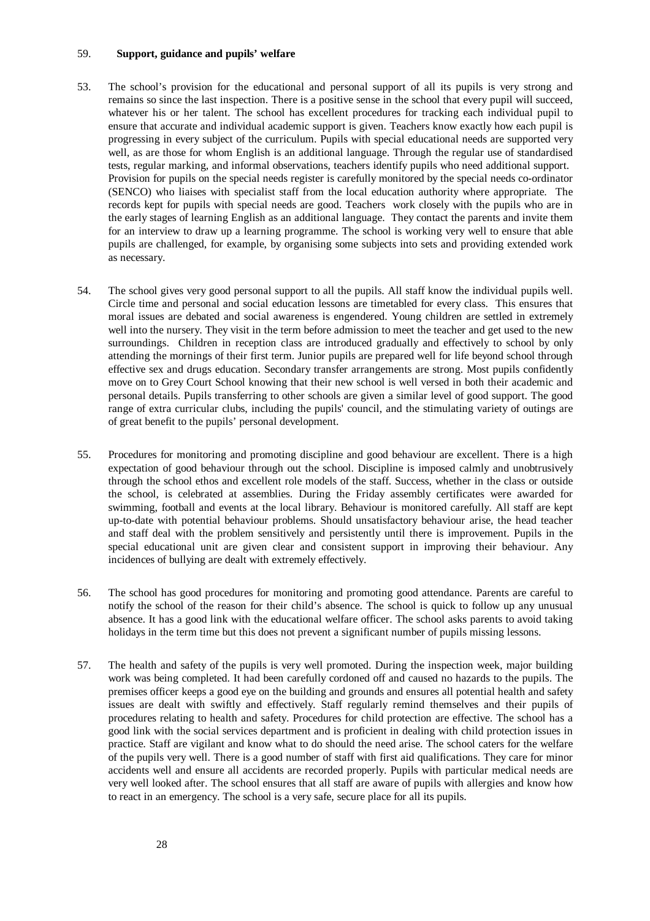59. **Support, guidance and pupils' welfare**

53. The school's provision for the educational and personal support of all its pupils is very strong and remains so since the last inspection. There is a positive sense in the school that every pupil will succeed, whatever his or her talent. The school has excellent procedures for tracking each individual pupil to ensure that accurate and individual academic support is given. Teachers know exactly how each pupil is progressing in every subject of the curriculum. Pupils with special educational needs are supported very well, as are those for whom English is an additional language. Through the regular use of standardised tests, regular marking, and informal observations, teachers identify pupils who need additional support. Provision for pupils on the special needs register is carefully monitored by the special needs co-ordinator (SENCO) who liaises with specialist staff from the local education authority where appropriate. The records kept for pupils with special needs are good. Teachers work closely with the pupils who are in the early stages of learning English as an additional language. They contact the parents and invite them for an interview to draw up a learning programme. The school is working very well to ensure that able pupils are challenged, for example, by organising some subjects into sets and providing extended work as necessary.

54. The school gives very good personal support to all the pupils. All staff know the individual pupils well. Circle time and personal and social education lessons are timetabled for every class. This ensures that moral issues are debated and social awareness is engendered. Young children are settled in extremely well into the nursery. They visit in the term before admission to meet the teacher and get used to the new surroundings. Children in reception class are introduced gradually and effectively to school by only attending the mornings of their first term. Junior pupils are prepared well for life beyond school through effective sex and drugs education. Secondary transfer arrangements are strong. Most pupils confidently move on to Grey Court School knowing that their new school is well versed in both their academic and personal details. Pupils transferring to other schools are given a similar level of good support. The good range of extra curricular clubs, including the pupils' council, and the stimulating variety of outings are of great benefit to the pupils' personal development.

55. Procedures for monitoring and promoting discipline and good behaviour are excellent. There is a high expectation of good behaviour through out the school. Discipline is imposed calmly and unobtrusively through the school ethos and excellent role models of the staff. Success, whether in the class or outside the school, is celebrated at assemblies. During the Friday assembly certificates were awarded for swimming, football and events at the local library. Behaviour is monitored carefully. All staff are kept up-to-date with potential behaviour problems. Should unsatisfactory behaviour arise, the head teacher and staff deal with the problem sensitively and persistently until there is improvement. Pupils in the special educational unit are given clear and consistent support in improving their behaviour. Any incidences of bullying are dealt with extremely effectively.

56. The school has good procedures for monitoring and promoting good attendance. Parents are careful to notify the school of the reason for their child's absence. The school is quick to follow up any unusual absence. It has a good link with the educational welfare officer. The school asks parents to avoid taking holidays in the term time but this does not prevent a significant number of pupils missing lessons.

57. The health and safety of the pupils is very well promoted. During the inspection week, major building work was being completed. It had been carefully cordoned off and caused no hazards to the pupils. The premises officer keeps a good eye on the building and grounds and ensures all potential health and safety issues are dealt with swiftly and effectively. Staff regularly remind themselves and their pupils of procedures relating to health and safety. Procedures for child protection are effective. The school has a good link with the social services department and is proficient in dealing with child protection issues in practice. Staff are vigilant and know what to do should the need arise. The school caters for the welfare of the pupils very well. There is a good number of staff with first aid qualifications. They care for minor accidents well and ensure all accidents are recorded properly. Pupils with particular medical needs are very well looked after. The school ensures that all staff are aware of pupils with allergies and know how to react in an emergency. The school is a very safe, secure place for all its pupils.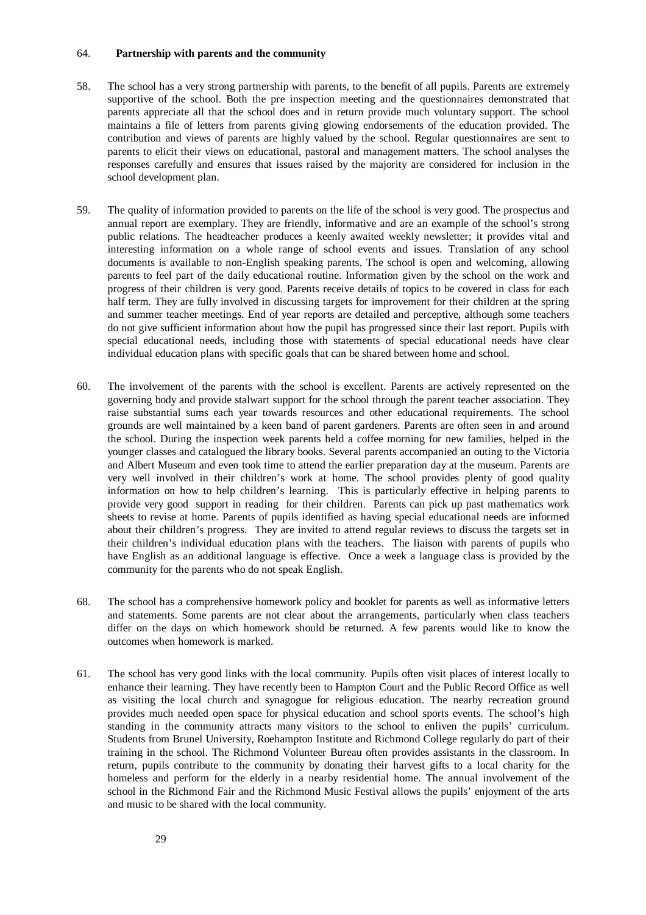64. **Partnership with parents and the community**

58. The school has a very strong partnership with parents, to the benefit of all pupils. Parents are extremely supportive of the school. Both the pre inspection meeting and the questionnaires demonstrated that parents appreciate all that the school does and in return provide much voluntary support. The school maintains a file of letters from parents giving glowing endorsements of the education provided. The contribution and views of parents are highly valued by the school. Regular questionnaires are sent to parents to elicit their views on educational, pastoral and management matters. The school analyses the responses carefully and ensures that issues raised by the majority are considered for inclusion in the school development plan.

59. The quality of information provided to parents on the life of the school is very good. The prospectus and annual report are exemplary. They are friendly, informative and are an example of the school's strong public relations. The headteacher produces a keenly awaited weekly newsletter; it provides vital and interesting information on a whole range of school events and issues. Translation of any school documents is available to non-English speaking parents. The school is open and welcoming, allowing parents to feel part of the daily educational routine. Information given by the school on the work and progress of their children is very good. Parents receive details of topics to be covered in class for each half term. They are fully involved in discussing targets for improvement for their children at the spring and summer teacher meetings. End of year reports are detailed and perceptive, although some teachers do not give sufficient information about how the pupil has progressed since their last report. Pupils with special educational needs, including those with statements of special educational needs have clear individual education plans with specific goals that can be shared between home and school.

60. The involvement of the parents with the school is excellent. Parents are actively represented on the governing body and provide stalwart support for the school through the parent teacher association. They raise substantial sums each year towards resources and other educational requirements. The school grounds are well maintained by a keen band of parent gardeners. Parents are often seen in and around the school. During the inspection week parents held a coffee morning for new families, helped in the younger classes and catalogued the library books. Several parents accompanied an outing to the Victoria and Albert Museum and even took time to attend the earlier preparation day at the museum. Parents are very well involved in their children's work at home. The school provides plenty of good quality information on how to help children's learning. This is particularly effective in helping parents to provide very good support in reading for their children. Parents can pick up past mathematics work sheets to revise at home. Parents of pupils identified as having special educational needs are informed about their children's progress. They are invited to attend regular reviews to discuss the targets set in their children's individual education plans with the teachers. The liaison with parents of pupils who have English as an additional language is effective. Once a week a language class is provided by the community for the parents who do not speak English.

68. The school has a comprehensive homework policy and booklet for parents as well as informative letters and statements. Some parents are not clear about the arrangements, particularly when class teachers differ on the days on which homework should be returned. A few parents would like to know the outcomes when homework is marked.

61. The school has very good links with the local community. Pupils often visit places of interest locally to enhance their learning. They have recently been to Hampton Court and the Public Record Office as well as visiting the local church and synagogue for religious education. The nearby recreation ground provides much needed open space for physical education and school sports events. The school's high standing in the community attracts many visitors to the school to enliven the pupils' curriculum. Students from Brunel University, Roehampton Institute and Richmond College regularly do part of their training in the school. The Richmond Volunteer Bureau often provides assistants in the classroom. In return, pupils contribute to the community by donating their harvest gifts to a local charity for the homeless and perform for the elderly in a nearby residential home. The annual involvement of the school in the Richmond Fair and the Richmond Music Festival allows the pupils' enjoyment of the arts and music to be shared with the local community.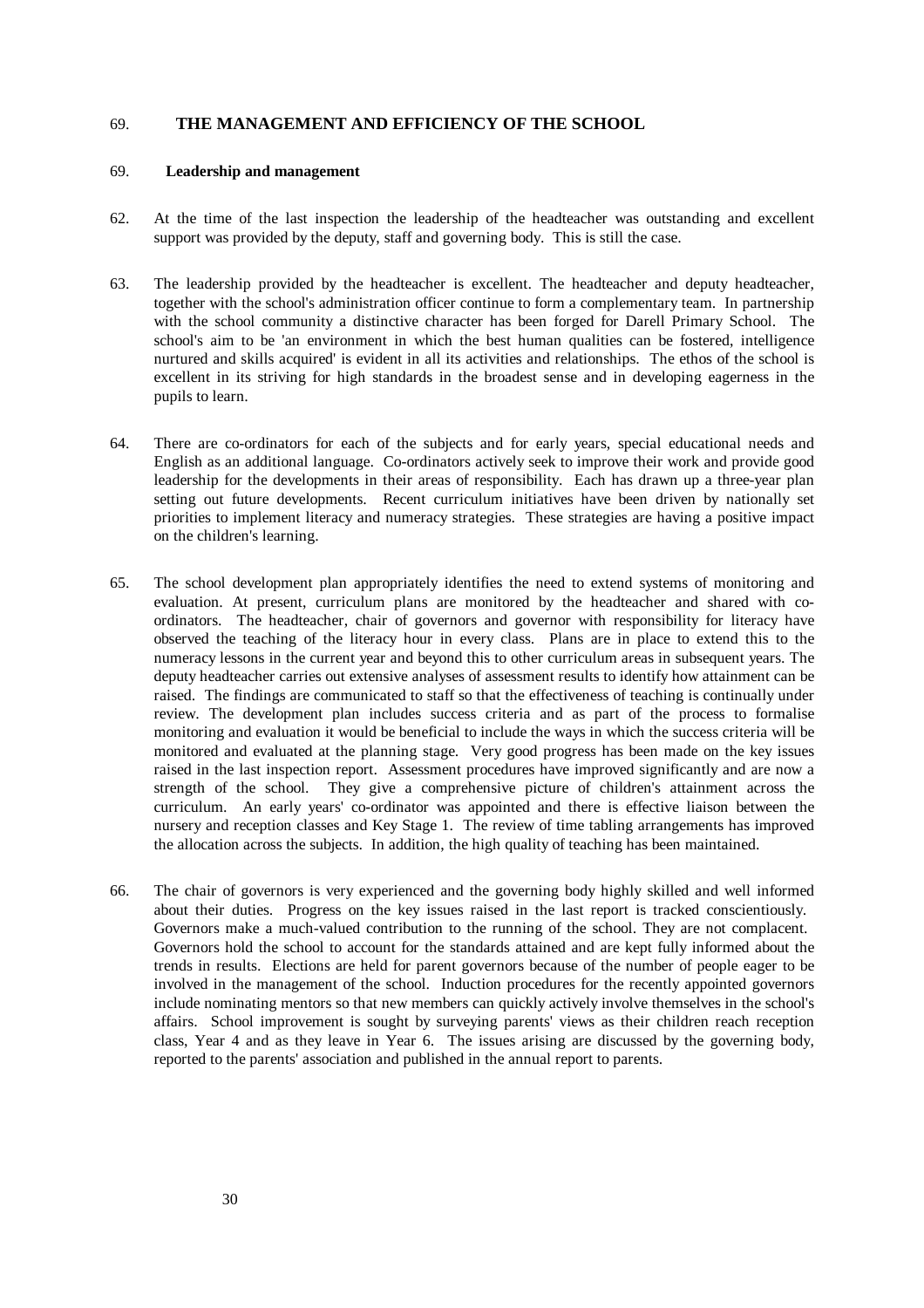## 69. THE MANAGEMENT AND EFFICIENCY OF THE SCHOOL

### 69. Leadership and management

62. At the time of the last inspection the leadership of the headteacher was outstanding and excellent support was provided by the deputy, staff and governing body. This is still the case.

63. The leadership provided by the headteacher is excellent. The headteacher and deputy headteacher, together with the school's administration officer continue to form a complementary team. In partnership with the school community a distinctive character has been forged for Darell Primary School. The school's aim to be 'an environment in which the best human qualities can be fostered, intelligence nurtured and skills acquired' is evident in all its activities and relationships. The ethos of the school is excellent in its striving for high standards in the broadest sense and in developing eagerness in the pupils to learn.

64. There are co-ordinators for each of the subjects and for early years, special educational needs and English as an additional language. Co-ordinators actively seek to improve their work and provide good leadership for the developments in their areas of responsibility. Each has drawn up a three-year plan setting out future developments. Recent curriculum initiatives have been driven by nationally set priorities to implement literacy and numeracy strategies. These strategies are having a positive impact on the children's learning.

65. The school development plan appropriately identifies the need to extend systems of monitoring and evaluation. At present, curriculum plans are monitored by the headteacher and shared with co-ordinators. The headteacher, chair of governors and governor with responsibility for literacy have observed the teaching of the literacy hour in every class. Plans are in place to extend this to the numeracy lessons in the current year and beyond this to other curriculum areas in subsequent years. The deputy headteacher carries out extensive analyses of assessment results to identify how attainment can be raised. The findings are communicated to staff so that the effectiveness of teaching is continually under review. The development plan includes success criteria and as part of the process to formalise monitoring and evaluation it would be beneficial to include the ways in which the success criteria will be monitored and evaluated at the planning stage. Very good progress has been made on the key issues raised in the last inspection report. Assessment procedures have improved significantly and are now a strength of the school. They give a comprehensive picture of children's attainment across the curriculum. An early years' co-ordinator was appointed and there is effective liaison between the nursery and reception classes and Key Stage 1. The review of time tabling arrangements has improved the allocation across the subjects. In addition, the high quality of teaching has been maintained.

66. The chair of governors is very experienced and the governing body highly skilled and well informed about their duties. Progress on the key issues raised in the last report is tracked conscientiously. Governors make a much-valued contribution to the running of the school. They are not complacent. Governors hold the school to account for the standards attained and are kept fully informed about the trends in results. Elections are held for parent governors because of the number of people eager to be involved in the management of the school. Induction procedures for the recently appointed governors include nominating mentors so that new members can quickly actively involve themselves in the school's affairs. School improvement is sought by surveying parents' views as their children reach reception class, Year 4 and as they leave in Year 6. The issues arising are discussed by the governing body, reported to the parents' association and published in the annual report to parents.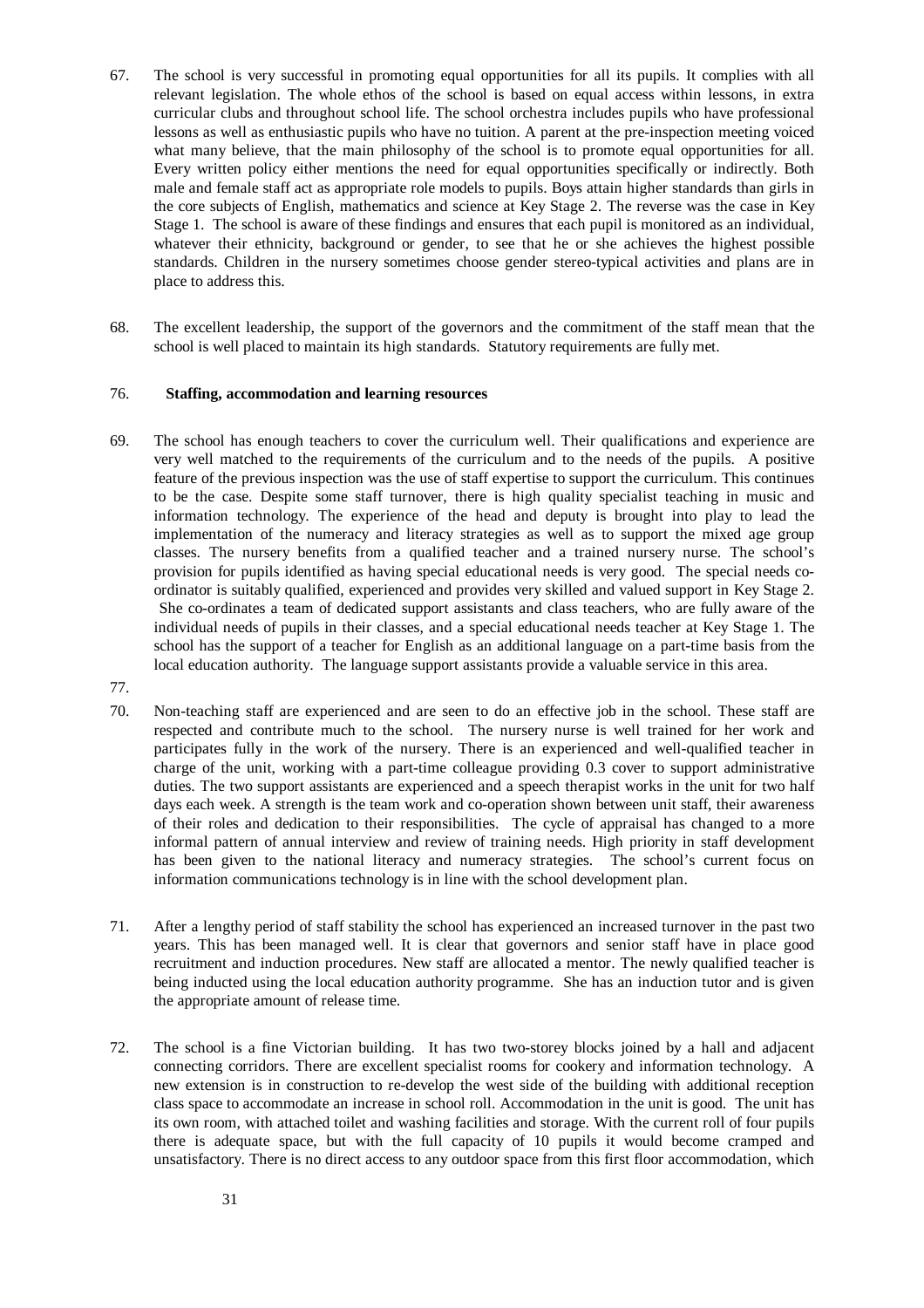67. The school is very successful in promoting equal opportunities for all its pupils. It complies with all relevant legislation. The whole ethos of the school is based on equal access within lessons, in extra curricular clubs and throughout school life. The school orchestra includes pupils who have professional lessons as well as enthusiastic pupils who have no tuition. A parent at the pre-inspection meeting voiced what many believe, that the main philosophy of the school is to promote equal opportunities for all. Every written policy either mentions the need for equal opportunities specifically or indirectly. Both male and female staff act as appropriate role models to pupils. Boys attain higher standards than girls in the core subjects of English, mathematics and science at Key Stage 2. The reverse was the case in Key Stage 1. The school is aware of these findings and ensures that each pupil is monitored as an individual, whatever their ethnicity, background or gender, to see that he or she achieves the highest possible standards. Children in the nursery sometimes choose gender stereo-typical activities and plans are in place to address this.

68. The excellent leadership, the support of the governors and the commitment of the staff mean that the school is well placed to maintain its high standards. Statutory requirements are fully met.

76. **Staffing, accommodation and learning resources**

69. The school has enough teachers to cover the curriculum well. Their qualifications and experience are very well matched to the requirements of the curriculum and to the needs of the pupils. A positive feature of the previous inspection was the use of staff expertise to support the curriculum. This continues to be the case. Despite some staff turnover, there is high quality specialist teaching in music and information technology. The experience of the head and deputy is brought into play to lead the implementation of the numeracy and literacy strategies as well as to support the mixed age group classes. The nursery benefits from a qualified teacher and a trained nursery nurse. The school's provision for pupils identified as having special educational needs is very good. The special needs co-ordinator is suitably qualified, experienced and provides very skilled and valued support in Key Stage 2. She co-ordinates a team of dedicated support assistants and class teachers, who are fully aware of the individual needs of pupils in their classes, and a special educational needs teacher at Key Stage 1. The school has the support of a teacher for English as an additional language on a part-time basis from the local education authority. The language support assistants provide a valuable service in this area.

77.

70. Non-teaching staff are experienced and are seen to do an effective job in the school. These staff are respected and contribute much to the school. The nursery nurse is well trained for her work and participates fully in the work of the nursery. There is an experienced and well-qualified teacher in charge of the unit, working with a part-time colleague providing 0.3 cover to support administrative duties. The two support assistants are experienced and a speech therapist works in the unit for two half days each week. A strength is the team work and co-operation shown between unit staff, their awareness of their roles and dedication to their responsibilities. The cycle of appraisal has changed to a more informal pattern of annual interview and review of training needs. High priority in staff development has been given to the national literacy and numeracy strategies. The school's current focus on information communications technology is in line with the school development plan.

71. After a lengthy period of staff stability the school has experienced an increased turnover in the past two years. This has been managed well. It is clear that governors and senior staff have in place good recruitment and induction procedures. New staff are allocated a mentor. The newly qualified teacher is being inducted using the local education authority programme. She has an induction tutor and is given the appropriate amount of release time.

72. The school is a fine Victorian building. It has two two-storey blocks joined by a hall and adjacent connecting corridors. There are excellent specialist rooms for cookery and information technology. A new extension is in construction to re-develop the west side of the building with additional reception class space to accommodate an increase in school roll. Accommodation in the unit is good. The unit has its own room, with attached toilet and washing facilities and storage. With the current roll of four pupils there is adequate space, but with the full capacity of 10 pupils it would become cramped and unsatisfactory. There is no direct access to any outdoor space from this first floor accommodation, which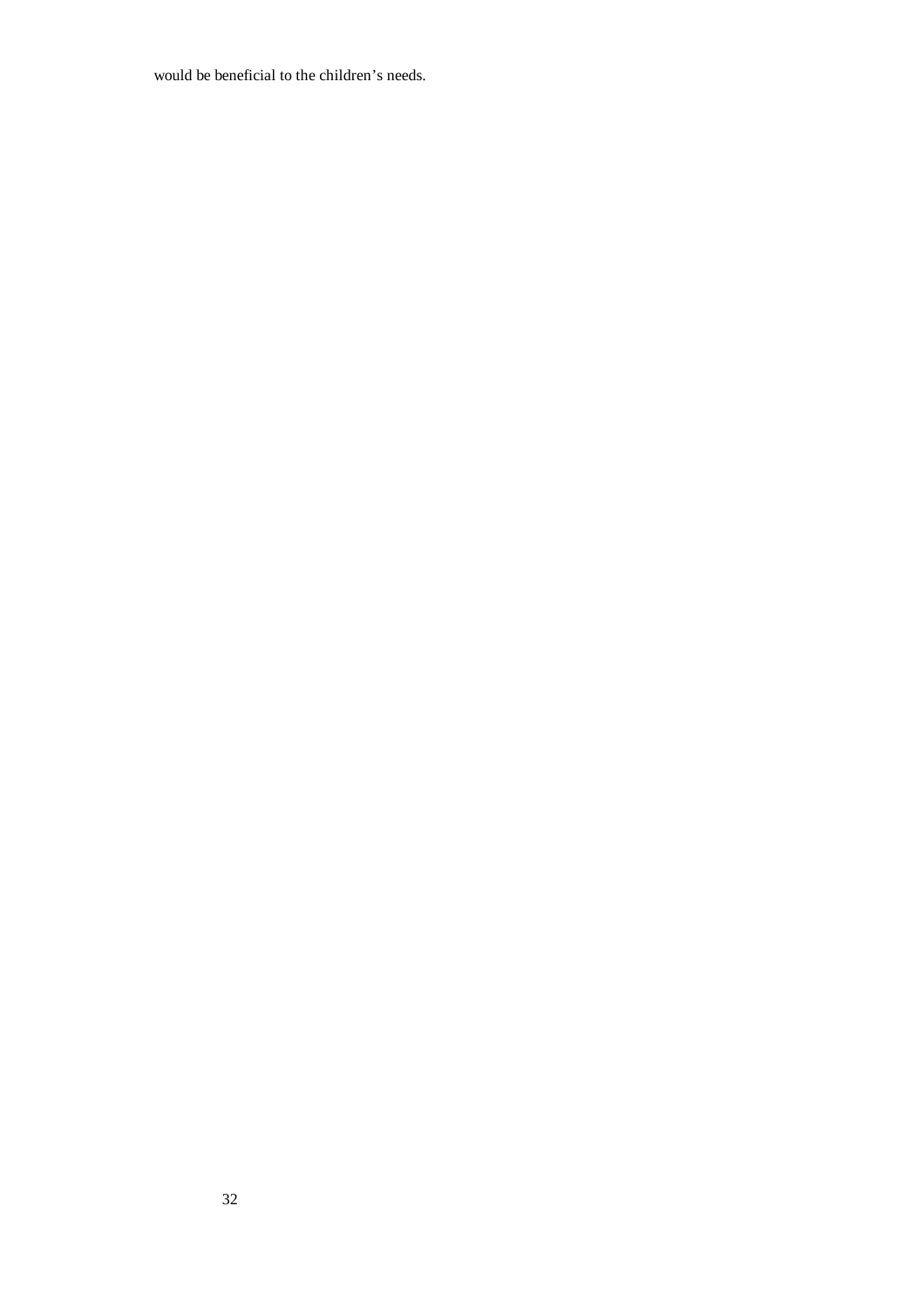would be beneficial to the children's needs.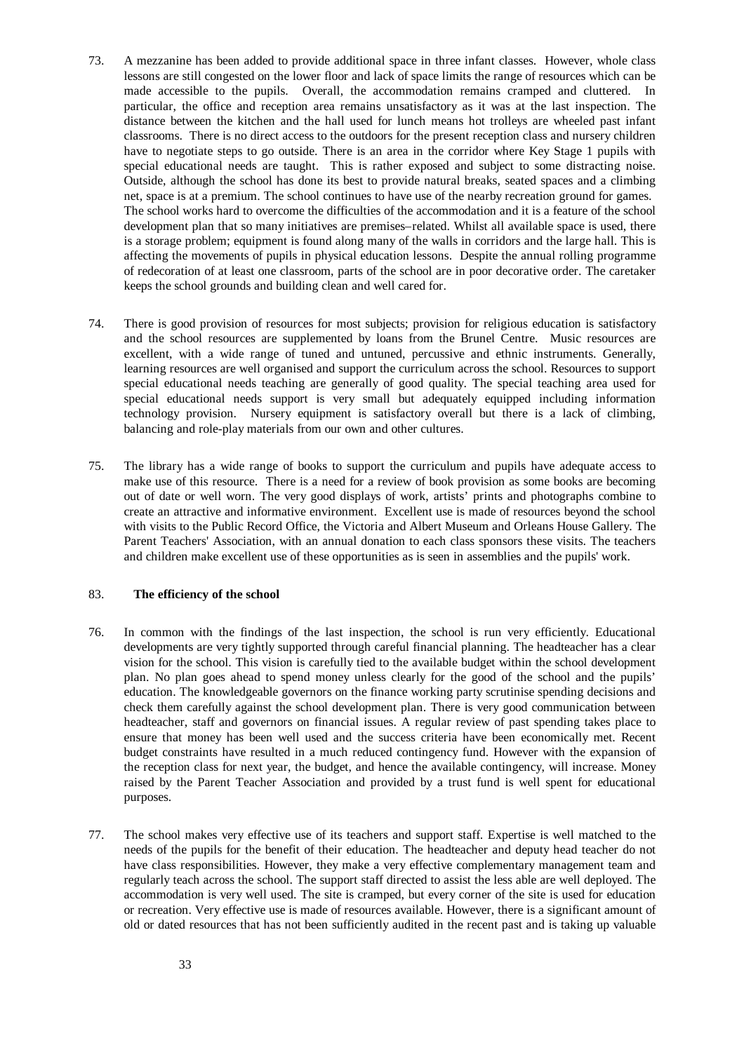73. A mezzanine has been added to provide additional space in three infant classes. However, whole class lessons are still congested on the lower floor and lack of space limits the range of resources which can be made accessible to the pupils. Overall, the accommodation remains cramped and cluttered. In particular, the office and reception area remains unsatisfactory as it was at the last inspection. The distance between the kitchen and the hall used for lunch means hot trolleys are wheeled past infant classrooms. There is no direct access to the outdoors for the present reception class and nursery children have to negotiate steps to go outside. There is an area in the corridor where Key Stage 1 pupils with special educational needs are taught. This is rather exposed and subject to some distracting noise. Outside, although the school has done its best to provide natural breaks, seated spaces and a climbing net, space is at a premium. The school continues to have use of the nearby recreation ground for games. The school works hard to overcome the difficulties of the accommodation and it is a feature of the school development plan that so many initiatives are premises–related. Whilst all available space is used, there is a storage problem; equipment is found along many of the walls in corridors and the large hall. This is affecting the movements of pupils in physical education lessons. Despite the annual rolling programme of redecoration of at least one classroom, parts of the school are in poor decorative order. The caretaker keeps the school grounds and building clean and well cared for.

74. There is good provision of resources for most subjects; provision for religious education is satisfactory and the school resources are supplemented by loans from the Brunel Centre. Music resources are excellent, with a wide range of tuned and untuned, percussive and ethnic instruments. Generally, learning resources are well organised and support the curriculum across the school. Resources to support special educational needs teaching are generally of good quality. The special teaching area used for special educational needs support is very small but adequately equipped including information technology provision. Nursery equipment is satisfactory overall but there is a lack of climbing, balancing and role-play materials from our own and other cultures.

75. The library has a wide range of books to support the curriculum and pupils have adequate access to make use of this resource. There is a need for a review of book provision as some books are becoming out of date or well worn. The very good displays of work, artists' prints and photographs combine to create an attractive and informative environment. Excellent use is made of resources beyond the school with visits to the Public Record Office, the Victoria and Albert Museum and Orleans House Gallery. The Parent Teachers' Association, with an annual donation to each class sponsors these visits. The teachers and children make excellent use of these opportunities as is seen in assemblies and the pupils' work.

### 83. The efficiency of the school

76. In common with the findings of the last inspection, the school is run very efficiently. Educational developments are very tightly supported through careful financial planning. The headteacher has a clear vision for the school. This vision is carefully tied to the available budget within the school development plan. No plan goes ahead to spend money unless clearly for the good of the school and the pupils' education. The knowledgeable governors on the finance working party scrutinise spending decisions and check them carefully against the school development plan. There is very good communication between headteacher, staff and governors on financial issues. A regular review of past spending takes place to ensure that money has been well used and the success criteria have been economically met. Recent budget constraints have resulted in a much reduced contingency fund. However with the expansion of the reception class for next year, the budget, and hence the available contingency, will increase. Money raised by the Parent Teacher Association and provided by a trust fund is well spent for educational purposes.

77. The school makes very effective use of its teachers and support staff. Expertise is well matched to the needs of the pupils for the benefit of their education. The headteacher and deputy head teacher do not have class responsibilities. However, they make a very effective complementary management team and regularly teach across the school. The support staff directed to assist the less able are well deployed. The accommodation is very well used. The site is cramped, but every corner of the site is used for education or recreation. Very effective use is made of resources available. However, there is a significant amount of old or dated resources that has not been sufficiently audited in the recent past and is taking up valuable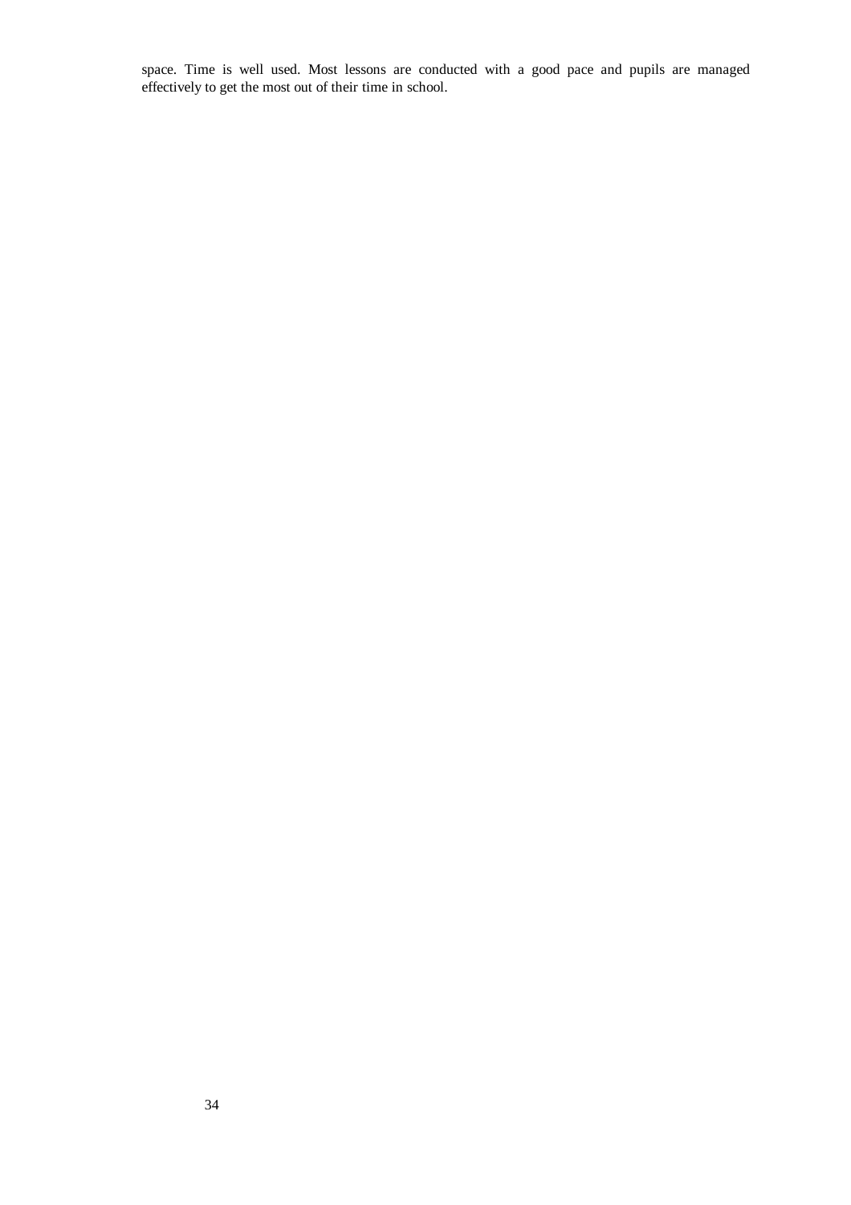space. Time is well used. Most lessons are conducted with a good pace and pupils are managed effectively to get the most out of their time in school.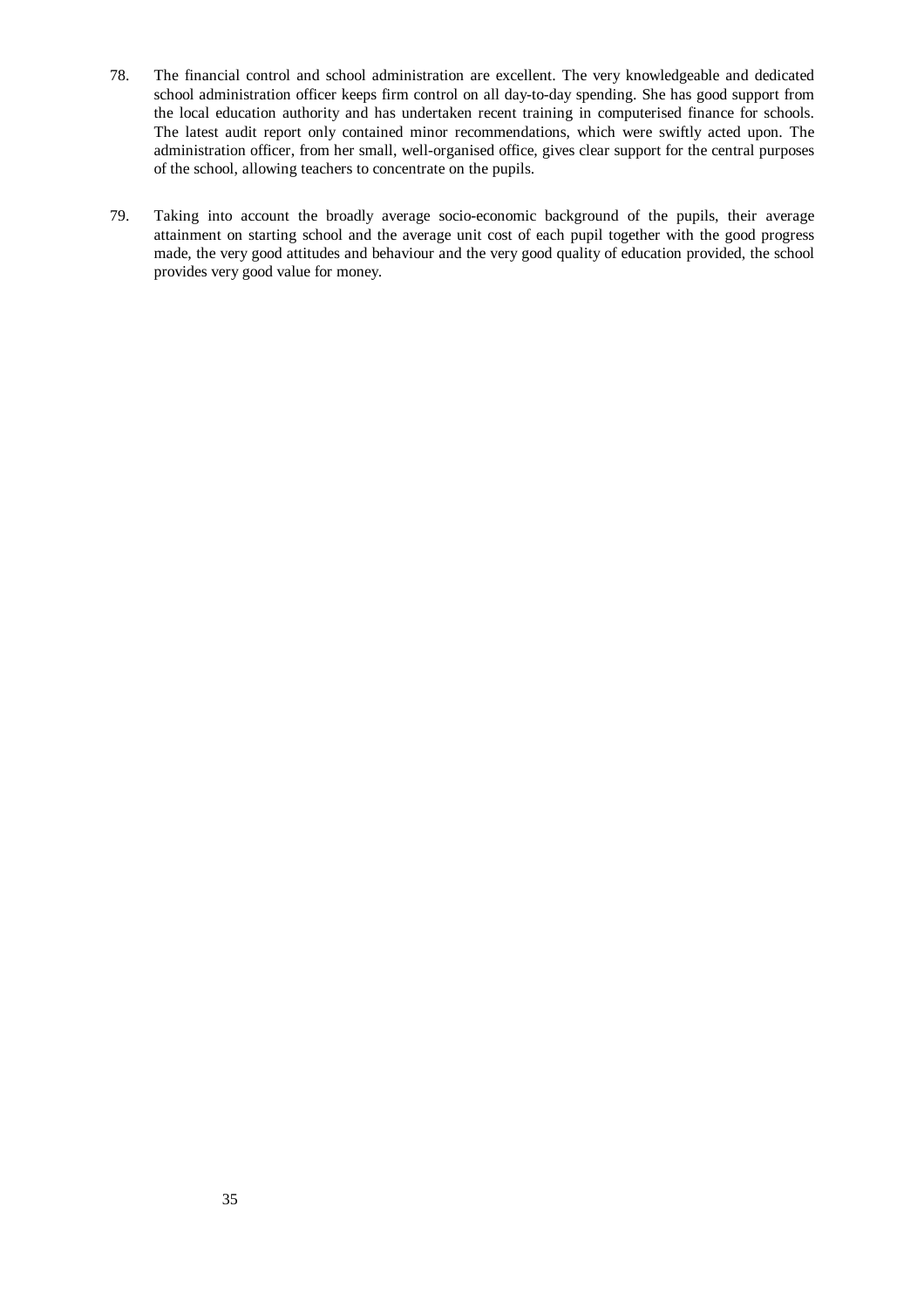78. The financial control and school administration are excellent. The very knowledgeable and dedicated school administration officer keeps firm control on all day-to-day spending. She has good support from the local education authority and has undertaken recent training in computerised finance for schools. The latest audit report only contained minor recommendations, which were swiftly acted upon. The administration officer, from her small, well-organised office, gives clear support for the central purposes of the school, allowing teachers to concentrate on the pupils.

79. Taking into account the broadly average socio-economic background of the pupils, their average attainment on starting school and the average unit cost of each pupil together with the good progress made, the very good attitudes and behaviour and the very good quality of education provided, the school provides very good value for money.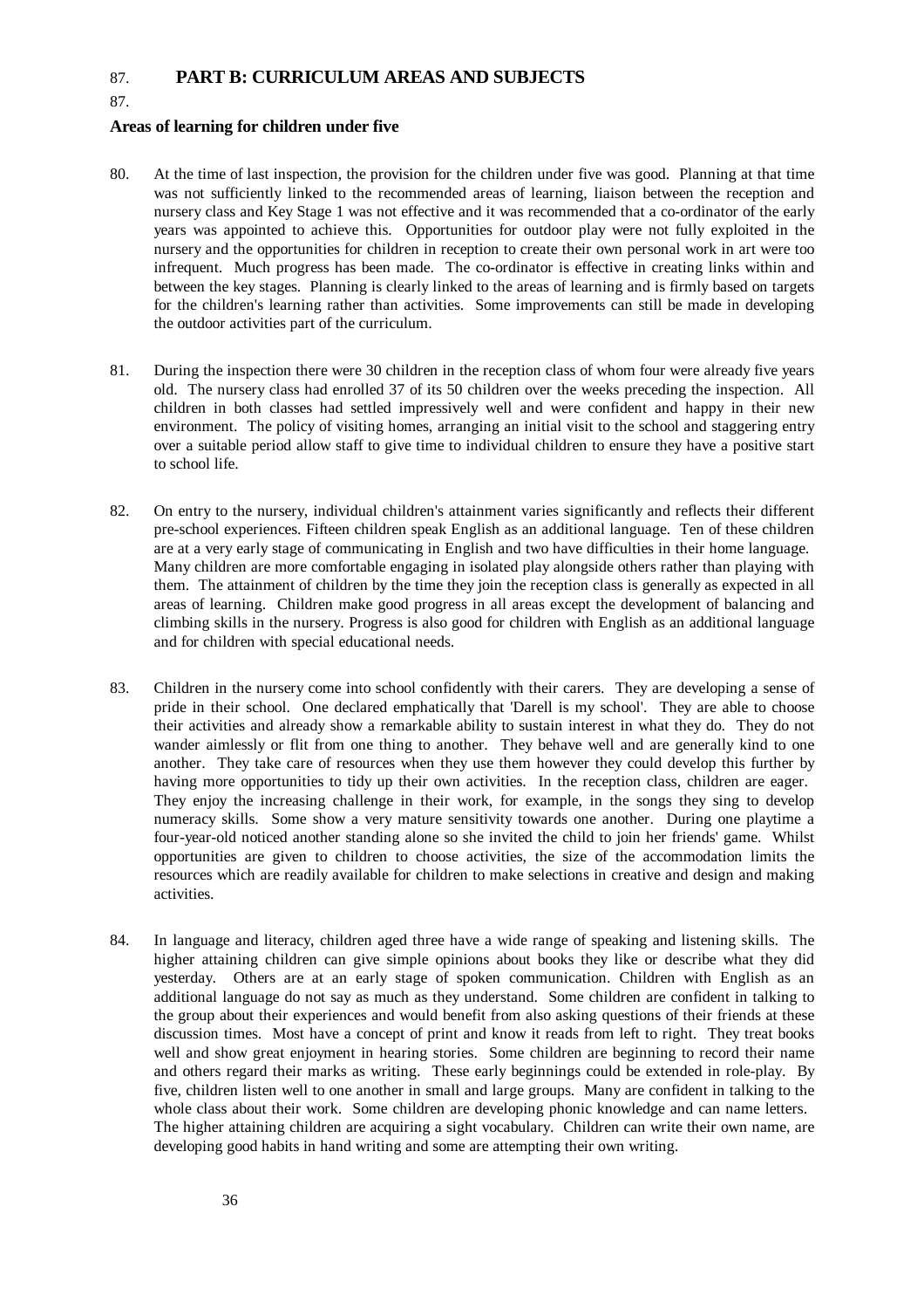87. **PART B: CURRICULUM AREAS AND SUBJECTS**

87.

### Areas of learning for children under five

80. At the time of last inspection, the provision for the children under five was good. Planning at that time was not sufficiently linked to the recommended areas of learning, liaison between the reception and nursery class and Key Stage 1 was not effective and it was recommended that a co-ordinator of the early years was appointed to achieve this. Opportunities for outdoor play were not fully exploited in the nursery and the opportunities for children in reception to create their own personal work in art were too infrequent. Much progress has been made. The co-ordinator is effective in creating links within and between the key stages. Planning is clearly linked to the areas of learning and is firmly based on targets for the children's learning rather than activities. Some improvements can still be made in developing the outdoor activities part of the curriculum.

81. During the inspection there were 30 children in the reception class of whom four were already five years old. The nursery class had enrolled 37 of its 50 children over the weeks preceding the inspection. All children in both classes had settled impressively well and were confident and happy in their new environment. The policy of visiting homes, arranging an initial visit to the school and staggering entry over a suitable period allow staff to give time to individual children to ensure they have a positive start to school life.

82. On entry to the nursery, individual children's attainment varies significantly and reflects their different pre-school experiences. Fifteen children speak English as an additional language. Ten of these children are at a very early stage of communicating in English and two have difficulties in their home language. Many children are more comfortable engaging in isolated play alongside others rather than playing with them. The attainment of children by the time they join the reception class is generally as expected in all areas of learning. Children make good progress in all areas except the development of balancing and climbing skills in the nursery. Progress is also good for children with English as an additional language and for children with special educational needs.

83. Children in the nursery come into school confidently with their carers. They are developing a sense of pride in their school. One declared emphatically that 'Darell is my school'. They are able to choose their activities and already show a remarkable ability to sustain interest in what they do. They do not wander aimlessly or flit from one thing to another. They behave well and are generally kind to one another. They take care of resources when they use them however they could develop this further by having more opportunities to tidy up their own activities. In the reception class, children are eager. They enjoy the increasing challenge in their work, for example, in the songs they sing to develop numeracy skills. Some show a very mature sensitivity towards one another. During one playtime a four-year-old noticed another standing alone so she invited the child to join her friends' game. Whilst opportunities are given to children to choose activities, the size of the accommodation limits the resources which are readily available for children to make selections in creative and design and making activities.

84. In language and literacy, children aged three have a wide range of speaking and listening skills. The higher attaining children can give simple opinions about books they like or describe what they did yesterday. Others are at an early stage of spoken communication. Children with English as an additional language do not say as much as they understand. Some children are confident in talking to the group about their experiences and would benefit from also asking questions of their friends at these discussion times. Most have a concept of print and know it reads from left to right. They treat books well and show great enjoyment in hearing stories. Some children are beginning to record their name and others regard their marks as writing. These early beginnings could be extended in role-play. By five, children listen well to one another in small and large groups. Many are confident in talking to the whole class about their work. Some children are developing phonic knowledge and can name letters. The higher attaining children are acquiring a sight vocabulary. Children can write their own name, are developing good habits in hand writing and some are attempting their own writing.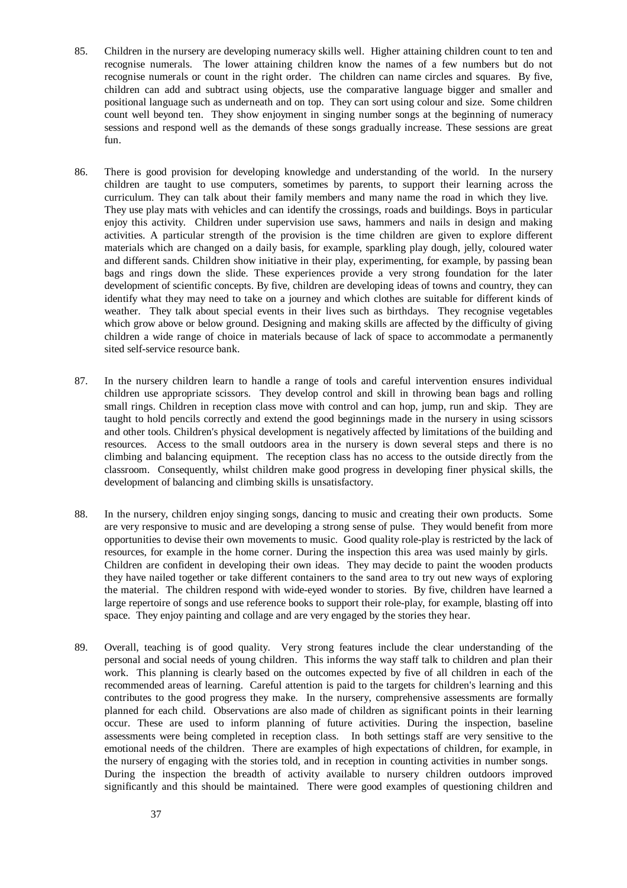85. Children in the nursery are developing numeracy skills well. Higher attaining children count to ten and recognise numerals. The lower attaining children know the names of a few numbers but do not recognise numerals or count in the right order. The children can name circles and squares. By five, children can add and subtract using objects, use the comparative language bigger and smaller and positional language such as underneath and on top. They can sort using colour and size. Some children count well beyond ten. They show enjoyment in singing number songs at the beginning of numeracy sessions and respond well as the demands of these songs gradually increase. These sessions are great fun.

86. There is good provision for developing knowledge and understanding of the world. In the nursery children are taught to use computers, sometimes by parents, to support their learning across the curriculum. They can talk about their family members and many name the road in which they live. They use play mats with vehicles and can identify the crossings, roads and buildings. Boys in particular enjoy this activity. Children under supervision use saws, hammers and nails in design and making activities. A particular strength of the provision is the time children are given to explore different materials which are changed on a daily basis, for example, sparkling play dough, jelly, coloured water and different sands. Children show initiative in their play, experimenting, for example, by passing bean bags and rings down the slide. These experiences provide a very strong foundation for the later development of scientific concepts. By five, children are developing ideas of towns and country, they can identify what they may need to take on a journey and which clothes are suitable for different kinds of weather. They talk about special events in their lives such as birthdays. They recognise vegetables which grow above or below ground. Designing and making skills are affected by the difficulty of giving children a wide range of choice in materials because of lack of space to accommodate a permanently sited self-service resource bank.

87. In the nursery children learn to handle a range of tools and careful intervention ensures individual children use appropriate scissors. They develop control and skill in throwing bean bags and rolling small rings. Children in reception class move with control and can hop, jump, run and skip. They are taught to hold pencils correctly and extend the good beginnings made in the nursery in using scissors and other tools. Children's physical development is negatively affected by limitations of the building and resources. Access to the small outdoors area in the nursery is down several steps and there is no climbing and balancing equipment. The reception class has no access to the outside directly from the classroom. Consequently, whilst children make good progress in developing finer physical skills, the development of balancing and climbing skills is unsatisfactory.

88. In the nursery, children enjoy singing songs, dancing to music and creating their own products. Some are very responsive to music and are developing a strong sense of pulse. They would benefit from more opportunities to devise their own movements to music. Good quality role-play is restricted by the lack of resources, for example in the home corner. During the inspection this area was used mainly by girls. Children are confident in developing their own ideas. They may decide to paint the wooden products they have nailed together or take different containers to the sand area to try out new ways of exploring the material. The children respond with wide-eyed wonder to stories. By five, children have learned a large repertoire of songs and use reference books to support their role-play, for example, blasting off into space. They enjoy painting and collage and are very engaged by the stories they hear.

89. Overall, teaching is of good quality. Very strong features include the clear understanding of the personal and social needs of young children. This informs the way staff talk to children and plan their work. This planning is clearly based on the outcomes expected by five of all children in each of the recommended areas of learning. Careful attention is paid to the targets for children's learning and this contributes to the good progress they make. In the nursery, comprehensive assessments are formally planned for each child. Observations are also made of children as significant points in their learning occur. These are used to inform planning of future activities. During the inspection, baseline assessments were being completed in reception class. In both settings staff are very sensitive to the emotional needs of the children. There are examples of high expectations of children, for example, in the nursery of engaging with the stories told, and in reception in counting activities in number songs. During the inspection the breadth of activity available to nursery children outdoors improved significantly and this should be maintained. There were good examples of questioning children and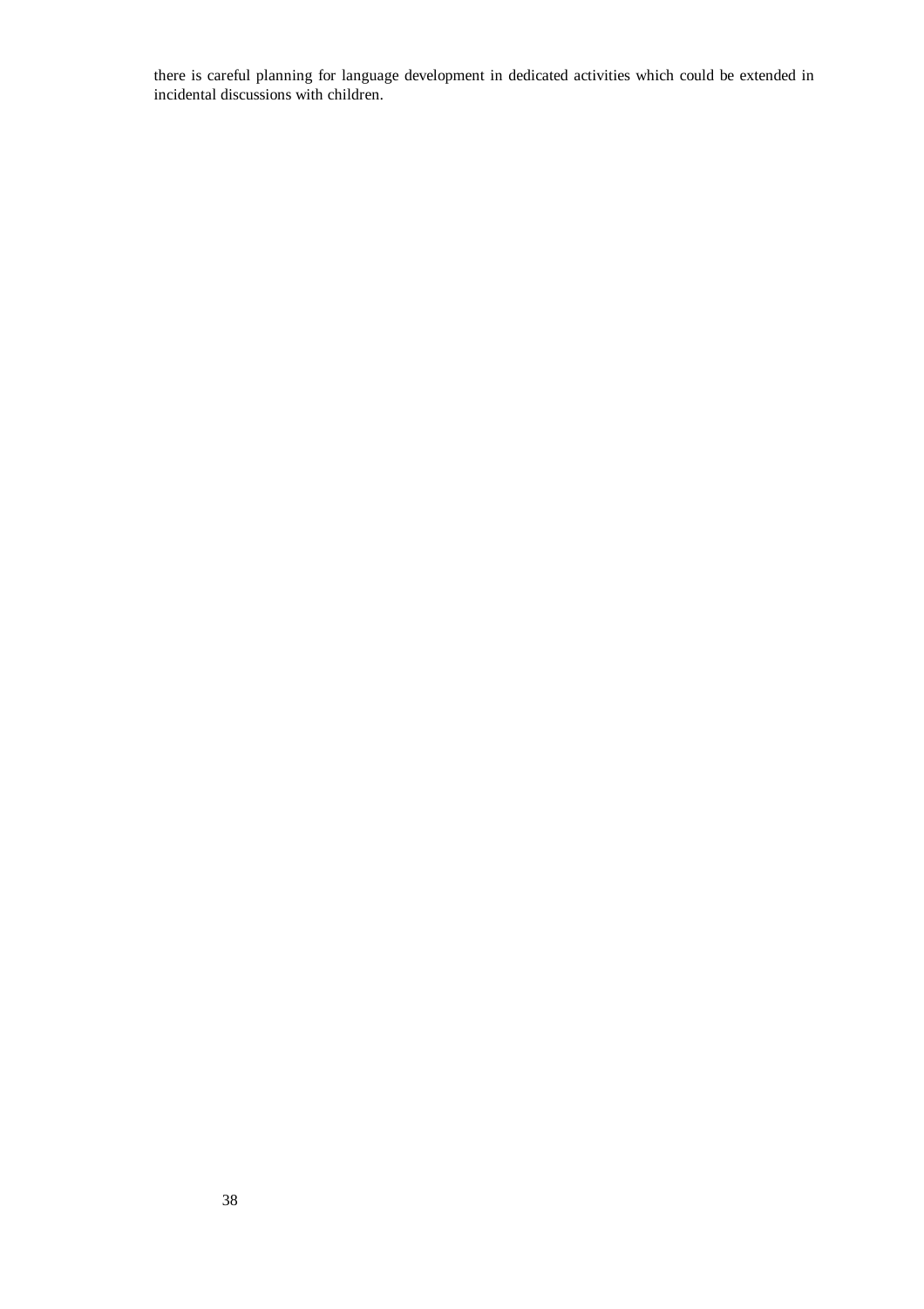there is careful planning for language development in dedicated activities which could be extended in incidental discussions with children.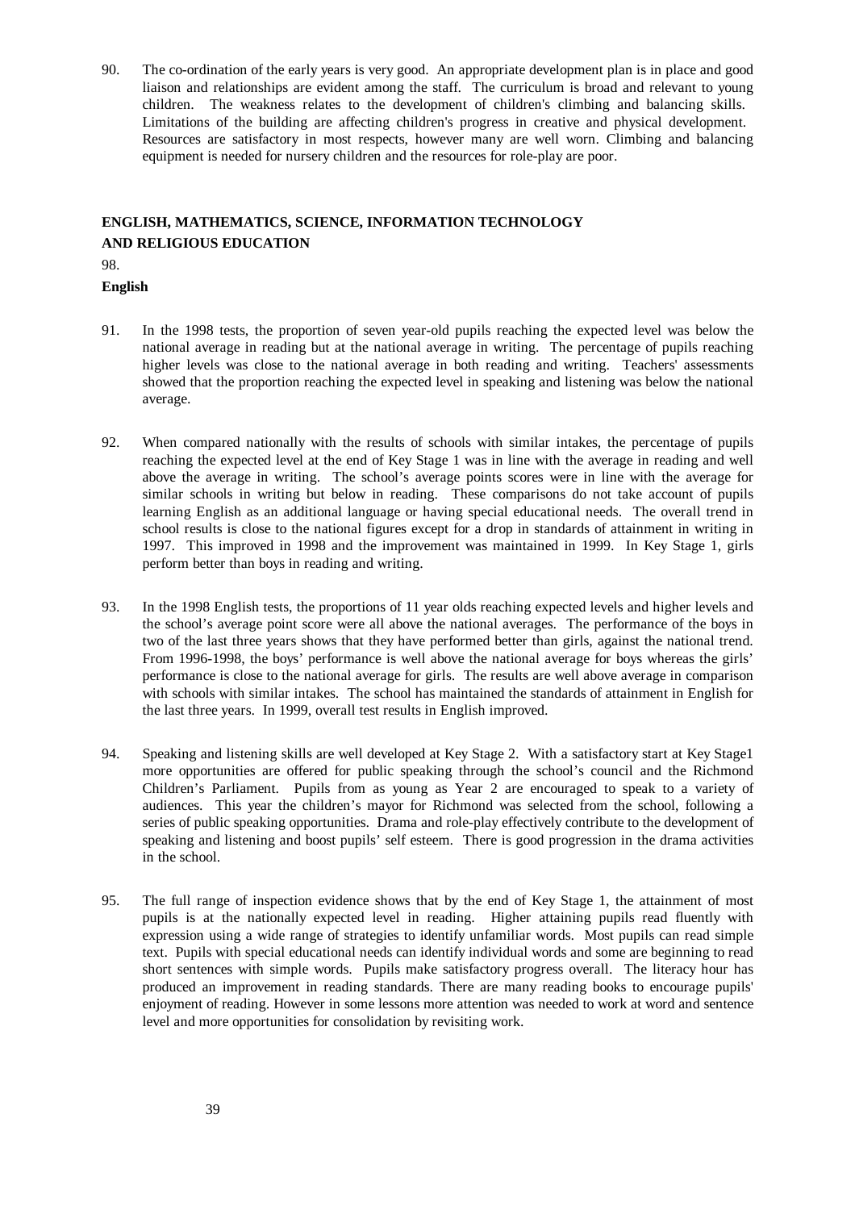90. The co-ordination of the early years is very good. An appropriate development plan is in place and good liaison and relationships are evident among the staff. The curriculum is broad and relevant to young children. The weakness relates to the development of children's climbing and balancing skills. Limitations of the building are affecting children's progress in creative and physical development. Resources are satisfactory in most respects, however many are well worn. Climbing and balancing equipment is needed for nursery children and the resources for role-play are poor.

## ENGLISH, MATHEMATICS, SCIENCE, INFORMATION TECHNOLOGY AND RELIGIOUS EDUCATION

98.

### English

91. In the 1998 tests, the proportion of seven year-old pupils reaching the expected level was below the national average in reading but at the national average in writing. The percentage of pupils reaching higher levels was close to the national average in both reading and writing. Teachers' assessments showed that the proportion reaching the expected level in speaking and listening was below the national average.

92. When compared nationally with the results of schools with similar intakes, the percentage of pupils reaching the expected level at the end of Key Stage 1 was in line with the average in reading and well above the average in writing. The school's average points scores were in line with the average for similar schools in writing but below in reading. These comparisons do not take account of pupils learning English as an additional language or having special educational needs. The overall trend in school results is close to the national figures except for a drop in standards of attainment in writing in 1997. This improved in 1998 and the improvement was maintained in 1999. In Key Stage 1, girls perform better than boys in reading and writing.

93. In the 1998 English tests, the proportions of 11 year olds reaching expected levels and higher levels and the school's average point score were all above the national averages. The performance of the boys in two of the last three years shows that they have performed better than girls, against the national trend. From 1996-1998, the boys' performance is well above the national average for boys whereas the girls' performance is close to the national average for girls. The results are well above average in comparison with schools with similar intakes. The school has maintained the standards of attainment in English for the last three years. In 1999, overall test results in English improved.

94. Speaking and listening skills are well developed at Key Stage 2. With a satisfactory start at Key Stage1 more opportunities are offered for public speaking through the school's council and the Richmond Children's Parliament. Pupils from as young as Year 2 are encouraged to speak to a variety of audiences. This year the children's mayor for Richmond was selected from the school, following a series of public speaking opportunities. Drama and role-play effectively contribute to the development of speaking and listening and boost pupils' self esteem. There is good progression in the drama activities in the school.

95. The full range of inspection evidence shows that by the end of Key Stage 1, the attainment of most pupils is at the nationally expected level in reading. Higher attaining pupils read fluently with expression using a wide range of strategies to identify unfamiliar words. Most pupils can read simple text. Pupils with special educational needs can identify individual words and some are beginning to read short sentences with simple words. Pupils make satisfactory progress overall. The literacy hour has produced an improvement in reading standards. There are many reading books to encourage pupils' enjoyment of reading. However in some lessons more attention was needed to work at word and sentence level and more opportunities for consolidation by revisiting work.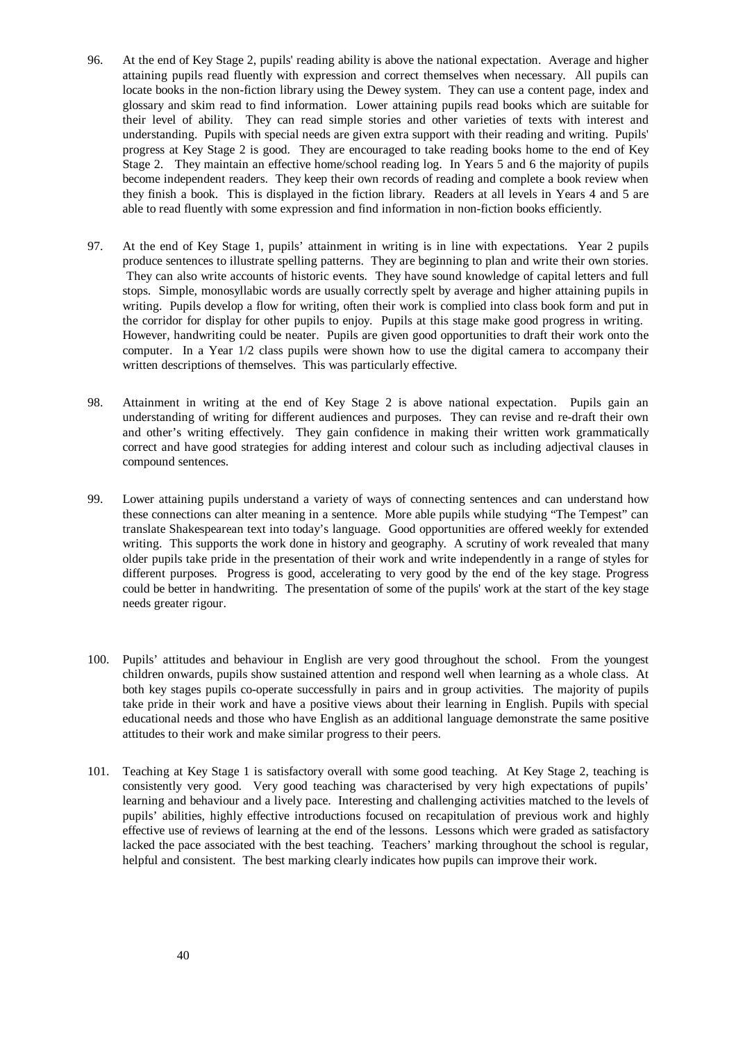96. At the end of Key Stage 2, pupils' reading ability is above the national expectation. Average and higher attaining pupils read fluently with expression and correct themselves when necessary. All pupils can locate books in the non-fiction library using the Dewey system. They can use a content page, index and glossary and skim read to find information. Lower attaining pupils read books which are suitable for their level of ability. They can read simple stories and other varieties of texts with interest and understanding. Pupils with special needs are given extra support with their reading and writing. Pupils' progress at Key Stage 2 is good. They are encouraged to take reading books home to the end of Key Stage 2. They maintain an effective home/school reading log. In Years 5 and 6 the majority of pupils become independent readers. They keep their own records of reading and complete a book review when they finish a book. This is displayed in the fiction library. Readers at all levels in Years 4 and 5 are able to read fluently with some expression and find information in non-fiction books efficiently.

97. At the end of Key Stage 1, pupils' attainment in writing is in line with expectations. Year 2 pupils produce sentences to illustrate spelling patterns. They are beginning to plan and write their own stories. They can also write accounts of historic events. They have sound knowledge of capital letters and full stops. Simple, monosyllabic words are usually correctly spelt by average and higher attaining pupils in writing. Pupils develop a flow for writing, often their work is complied into class book form and put in the corridor for display for other pupils to enjoy. Pupils at this stage make good progress in writing. However, handwriting could be neater. Pupils are given good opportunities to draft their work onto the computer. In a Year 1/2 class pupils were shown how to use the digital camera to accompany their written descriptions of themselves. This was particularly effective.

98. Attainment in writing at the end of Key Stage 2 is above national expectation. Pupils gain an understanding of writing for different audiences and purposes. They can revise and re-draft their own and other's writing effectively. They gain confidence in making their written work grammatically correct and have good strategies for adding interest and colour such as including adjectival clauses in compound sentences.

99. Lower attaining pupils understand a variety of ways of connecting sentences and can understand how these connections can alter meaning in a sentence. More able pupils while studying "The Tempest" can translate Shakespearean text into today's language. Good opportunities are offered weekly for extended writing. This supports the work done in history and geography. A scrutiny of work revealed that many older pupils take pride in the presentation of their work and write independently in a range of styles for different purposes. Progress is good, accelerating to very good by the end of the key stage. Progress could be better in handwriting. The presentation of some of the pupils' work at the start of the key stage needs greater rigour.

100. Pupils' attitudes and behaviour in English are very good throughout the school. From the youngest children onwards, pupils show sustained attention and respond well when learning as a whole class. At both key stages pupils co-operate successfully in pairs and in group activities. The majority of pupils take pride in their work and have a positive views about their learning in English. Pupils with special educational needs and those who have English as an additional language demonstrate the same positive attitudes to their work and make similar progress to their peers.

101. Teaching at Key Stage 1 is satisfactory overall with some good teaching. At Key Stage 2, teaching is consistently very good. Very good teaching was characterised by very high expectations of pupils' learning and behaviour and a lively pace. Interesting and challenging activities matched to the levels of pupils' abilities, highly effective introductions focused on recapitulation of previous work and highly effective use of reviews of learning at the end of the lessons. Lessons which were graded as satisfactory lacked the pace associated with the best teaching. Teachers' marking throughout the school is regular, helpful and consistent. The best marking clearly indicates how pupils can improve their work.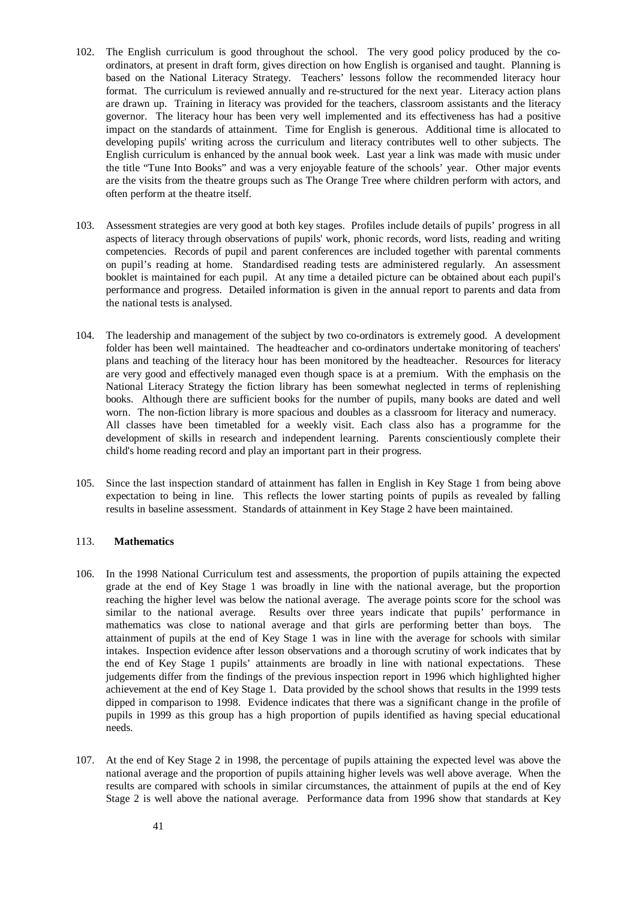102. The English curriculum is good throughout the school. The very good policy produced by the co-ordinators, at present in draft form, gives direction on how English is organised and taught. Planning is based on the National Literacy Strategy. Teachers' lessons follow the recommended literacy hour format. The curriculum is reviewed annually and re-structured for the next year. Literacy action plans are drawn up. Training in literacy was provided for the teachers, classroom assistants and the literacy governor. The literacy hour has been very well implemented and its effectiveness has had a positive impact on the standards of attainment. Time for English is generous. Additional time is allocated to developing pupils' writing across the curriculum and literacy contributes well to other subjects. The English curriculum is enhanced by the annual book week. Last year a link was made with music under the title "Tune Into Books" and was a very enjoyable feature of the schools' year. Other major events are the visits from the theatre groups such as The Orange Tree where children perform with actors, and often perform at the theatre itself.

103. Assessment strategies are very good at both key stages. Profiles include details of pupils' progress in all aspects of literacy through observations of pupils' work, phonic records, word lists, reading and writing competencies. Records of pupil and parent conferences are included together with parental comments on pupil's reading at home. Standardised reading tests are administered regularly. An assessment booklet is maintained for each pupil. At any time a detailed picture can be obtained about each pupil's performance and progress. Detailed information is given in the annual report to parents and data from the national tests is analysed.

104. The leadership and management of the subject by two co-ordinators is extremely good. A development folder has been well maintained. The headteacher and co-ordinators undertake monitoring of teachers' plans and teaching of the literacy hour has been monitored by the headteacher. Resources for literacy are very good and effectively managed even though space is at a premium. With the emphasis on the National Literacy Strategy the fiction library has been somewhat neglected in terms of replenishing books. Although there are sufficient books for the number of pupils, many books are dated and well worn. The non-fiction library is more spacious and doubles as a classroom for literacy and numeracy. All classes have been timetabled for a weekly visit. Each class also has a programme for the development of skills in research and independent learning. Parents conscientiously complete their child's home reading record and play an important part in their progress.

105. Since the last inspection standard of attainment has fallen in English in Key Stage 1 from being above expectation to being in line. This reflects the lower starting points of pupils as revealed by falling results in baseline assessment. Standards of attainment in Key Stage 2 have been maintained.

## 113. **Mathematics**

106. In the 1998 National Curriculum test and assessments, the proportion of pupils attaining the expected grade at the end of Key Stage 1 was broadly in line with the national average, but the proportion reaching the higher level was below the national average. The average points score for the school was similar to the national average. Results over three years indicate that pupils' performance in mathematics was close to national average and that girls are performing better than boys. The attainment of pupils at the end of Key Stage 1 was in line with the average for schools with similar intakes. Inspection evidence after lesson observations and a thorough scrutiny of work indicates that by the end of Key Stage 1 pupils' attainments are broadly in line with national expectations. These judgements differ from the findings of the previous inspection report in 1996 which highlighted higher achievement at the end of Key Stage 1. Data provided by the school shows that results in the 1999 tests dipped in comparison to 1998. Evidence indicates that there was a significant change in the profile of pupils in 1999 as this group has a high proportion of pupils identified as having special educational needs.

107. At the end of Key Stage 2 in 1998, the percentage of pupils attaining the expected level was above the national average and the proportion of pupils attaining higher levels was well above average. When the results are compared with schools in similar circumstances, the attainment of pupils at the end of Key Stage 2 is well above the national average. Performance data from 1996 show that standards at Key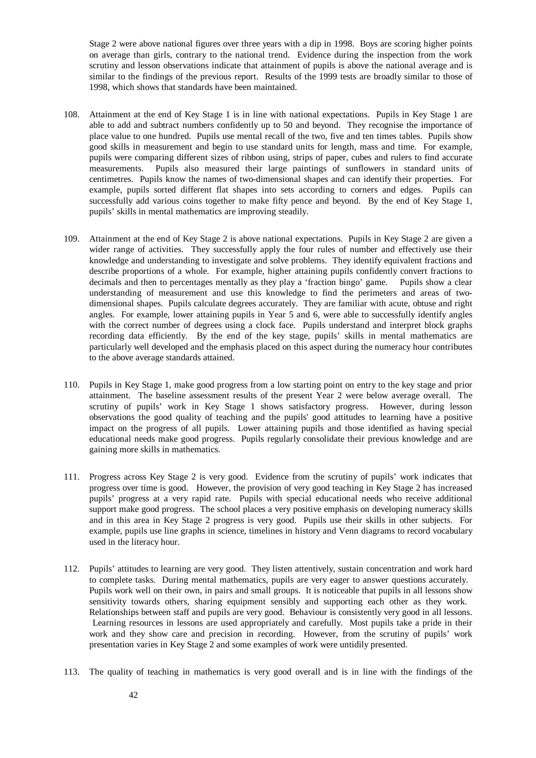Stage 2 were above national figures over three years with a dip in 1998. Boys are scoring higher points on average than girls, contrary to the national trend. Evidence during the inspection from the work scrutiny and lesson observations indicate that attainment of pupils is above the national average and is similar to the findings of the previous report. Results of the 1999 tests are broadly similar to those of 1998, which shows that standards have been maintained.

108. Attainment at the end of Key Stage 1 is in line with national expectations. Pupils in Key Stage 1 are able to add and subtract numbers confidently up to 50 and beyond. They recognise the importance of place value to one hundred. Pupils use mental recall of the two, five and ten times tables. Pupils show good skills in measurement and begin to use standard units for length, mass and time. For example, pupils were comparing different sizes of ribbon using, strips of paper, cubes and rulers to find accurate measurements. Pupils also measured their large paintings of sunflowers in standard units of centimetres. Pupils know the names of two-dimensional shapes and can identify their properties. For example, pupils sorted different flat shapes into sets according to corners and edges. Pupils can successfully add various coins together to make fifty pence and beyond. By the end of Key Stage 1, pupils' skills in mental mathematics are improving steadily.

109. Attainment at the end of Key Stage 2 is above national expectations. Pupils in Key Stage 2 are given a wider range of activities. They successfully apply the four rules of number and effectively use their knowledge and understanding to investigate and solve problems. They identify equivalent fractions and describe proportions of a whole. For example, higher attaining pupils confidently convert fractions to decimals and then to percentages mentally as they play a 'fraction bingo' game. Pupils show a clear understanding of measurement and use this knowledge to find the perimeters and areas of two-dimensional shapes. Pupils calculate degrees accurately. They are familiar with acute, obtuse and right angles. For example, lower attaining pupils in Year 5 and 6, were able to successfully identify angles with the correct number of degrees using a clock face. Pupils understand and interpret block graphs recording data efficiently. By the end of the key stage, pupils' skills in mental mathematics are particularly well developed and the emphasis placed on this aspect during the numeracy hour contributes to the above average standards attained.

110. Pupils in Key Stage 1, make good progress from a low starting point on entry to the key stage and prior attainment. The baseline assessment results of the present Year 2 were below average overall. The scrutiny of pupils' work in Key Stage 1 shows satisfactory progress. However, during lesson observations the good quality of teaching and the pupils' good attitudes to learning have a positive impact on the progress of all pupils. Lower attaining pupils and those identified as having special educational needs make good progress. Pupils regularly consolidate their previous knowledge and are gaining more skills in mathematics.

111. Progress across Key Stage 2 is very good. Evidence from the scrutiny of pupils' work indicates that progress over time is good. However, the provision of very good teaching in Key Stage 2 has increased pupils' progress at a very rapid rate. Pupils with special educational needs who receive additional support make good progress. The school places a very positive emphasis on developing numeracy skills and in this area in Key Stage 2 progress is very good. Pupils use their skills in other subjects. For example, pupils use line graphs in science, timelines in history and Venn diagrams to record vocabulary used in the literacy hour.

112. Pupils' attitudes to learning are very good. They listen attentively, sustain concentration and work hard to complete tasks. During mental mathematics, pupils are very eager to answer questions accurately. Pupils work well on their own, in pairs and small groups. It is noticeable that pupils in all lessons show sensitivity towards others, sharing equipment sensibly and supporting each other as they work. Relationships between staff and pupils are very good. Behaviour is consistently very good in all lessons. Learning resources in lessons are used appropriately and carefully. Most pupils take a pride in their work and they show care and precision in recording. However, from the scrutiny of pupils' work presentation varies in Key Stage 2 and some examples of work were untidily presented.

113. The quality of teaching in mathematics is very good overall and is in line with the findings of the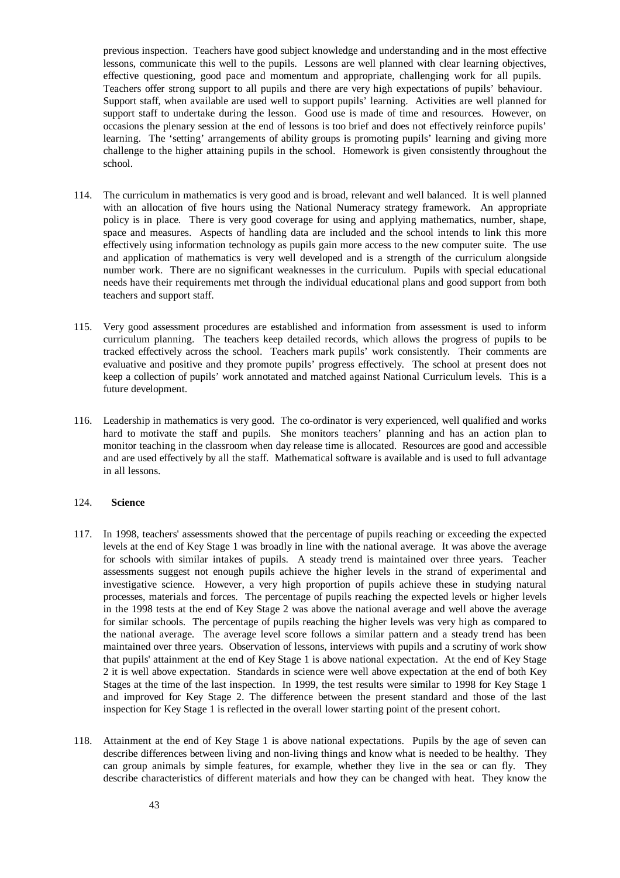previous inspection. Teachers have good subject knowledge and understanding and in the most effective lessons, communicate this well to the pupils. Lessons are well planned with clear learning objectives, effective questioning, good pace and momentum and appropriate, challenging work for all pupils. Teachers offer strong support to all pupils and there are very high expectations of pupils' behaviour. Support staff, when available are used well to support pupils' learning. Activities are well planned for support staff to undertake during the lesson. Good use is made of time and resources. However, on occasions the plenary session at the end of lessons is too brief and does not effectively reinforce pupils' learning. The 'setting' arrangements of ability groups is promoting pupils' learning and giving more challenge to the higher attaining pupils in the school. Homework is given consistently throughout the school.

114. The curriculum in mathematics is very good and is broad, relevant and well balanced. It is well planned with an allocation of five hours using the National Numeracy strategy framework. An appropriate policy is in place. There is very good coverage for using and applying mathematics, number, shape, space and measures. Aspects of handling data are included and the school intends to link this more effectively using information technology as pupils gain more access to the new computer suite. The use and application of mathematics is very well developed and is a strength of the curriculum alongside number work. There are no significant weaknesses in the curriculum. Pupils with special educational needs have their requirements met through the individual educational plans and good support from both teachers and support staff.

115. Very good assessment procedures are established and information from assessment is used to inform curriculum planning. The teachers keep detailed records, which allows the progress of pupils to be tracked effectively across the school. Teachers mark pupils' work consistently. Their comments are evaluative and positive and they promote pupils' progress effectively. The school at present does not keep a collection of pupils' work annotated and matched against National Curriculum levels. This is a future development.

116. Leadership in mathematics is very good. The co-ordinator is very experienced, well qualified and works hard to motivate the staff and pupils. She monitors teachers' planning and has an action plan to monitor teaching in the classroom when day release time is allocated. Resources are good and accessible and are used effectively by all the staff. Mathematical software is available and is used to full advantage in all lessons.

124. **Science**

117. In 1998, teachers' assessments showed that the percentage of pupils reaching or exceeding the expected levels at the end of Key Stage 1 was broadly in line with the national average. It was above the average for schools with similar intakes of pupils. A steady trend is maintained over three years. Teacher assessments suggest not enough pupils achieve the higher levels in the strand of experimental and investigative science. However, a very high proportion of pupils achieve these in studying natural processes, materials and forces. The percentage of pupils reaching the expected levels or higher levels in the 1998 tests at the end of Key Stage 2 was above the national average and well above the average for similar schools. The percentage of pupils reaching the higher levels was very high as compared to the national average. The average level score follows a similar pattern and a steady trend has been maintained over three years. Observation of lessons, interviews with pupils and a scrutiny of work show that pupils' attainment at the end of Key Stage 1 is above national expectation. At the end of Key Stage 2 it is well above expectation. Standards in science were well above expectation at the end of both Key Stages at the time of the last inspection. In 1999, the test results were similar to 1998 for Key Stage 1 and improved for Key Stage 2. The difference between the present standard and those of the last inspection for Key Stage 1 is reflected in the overall lower starting point of the present cohort.

118. Attainment at the end of Key Stage 1 is above national expectations. Pupils by the age of seven can describe differences between living and non-living things and know what is needed to be healthy. They can group animals by simple features, for example, whether they live in the sea or can fly. They describe characteristics of different materials and how they can be changed with heat. They know the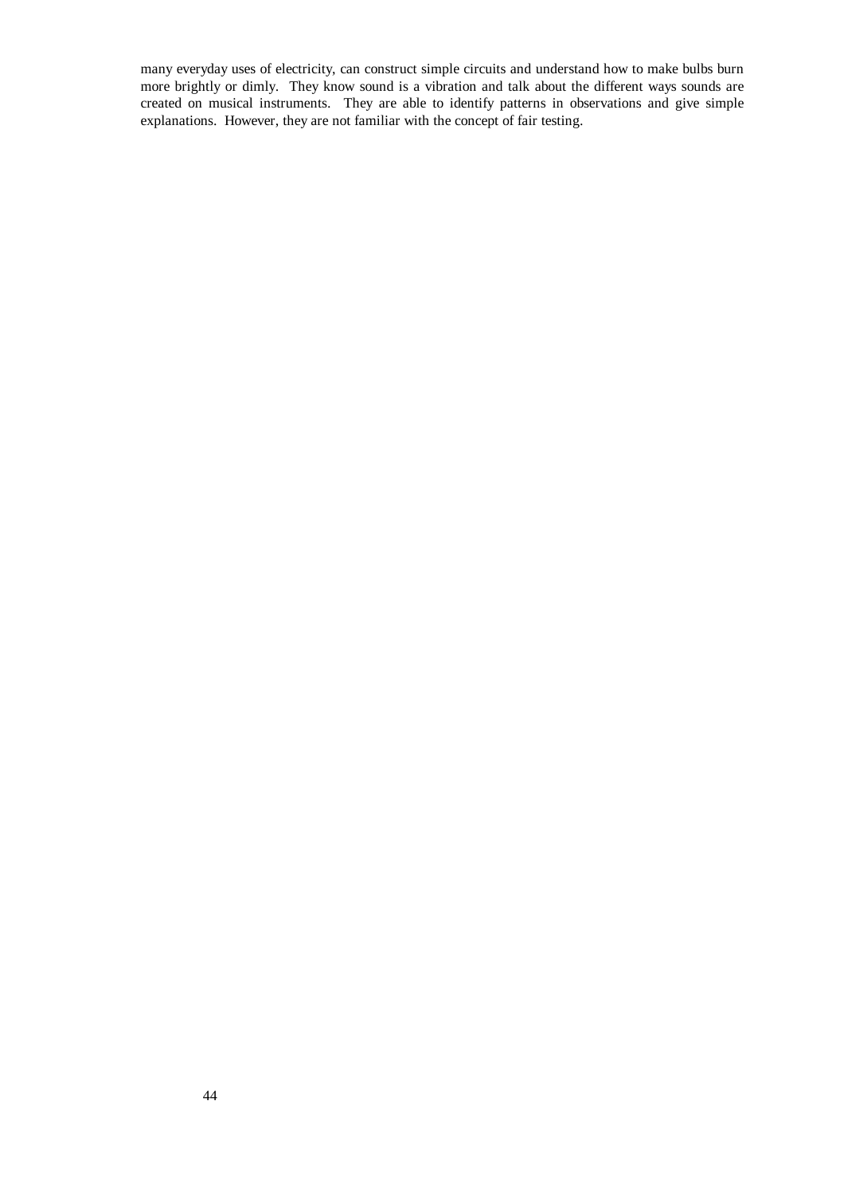many everyday uses of electricity, can construct simple circuits and understand how to make bulbs burn more brightly or dimly. They know sound is a vibration and talk about the different ways sounds are created on musical instruments. They are able to identify patterns in observations and give simple explanations. However, they are not familiar with the concept of fair testing.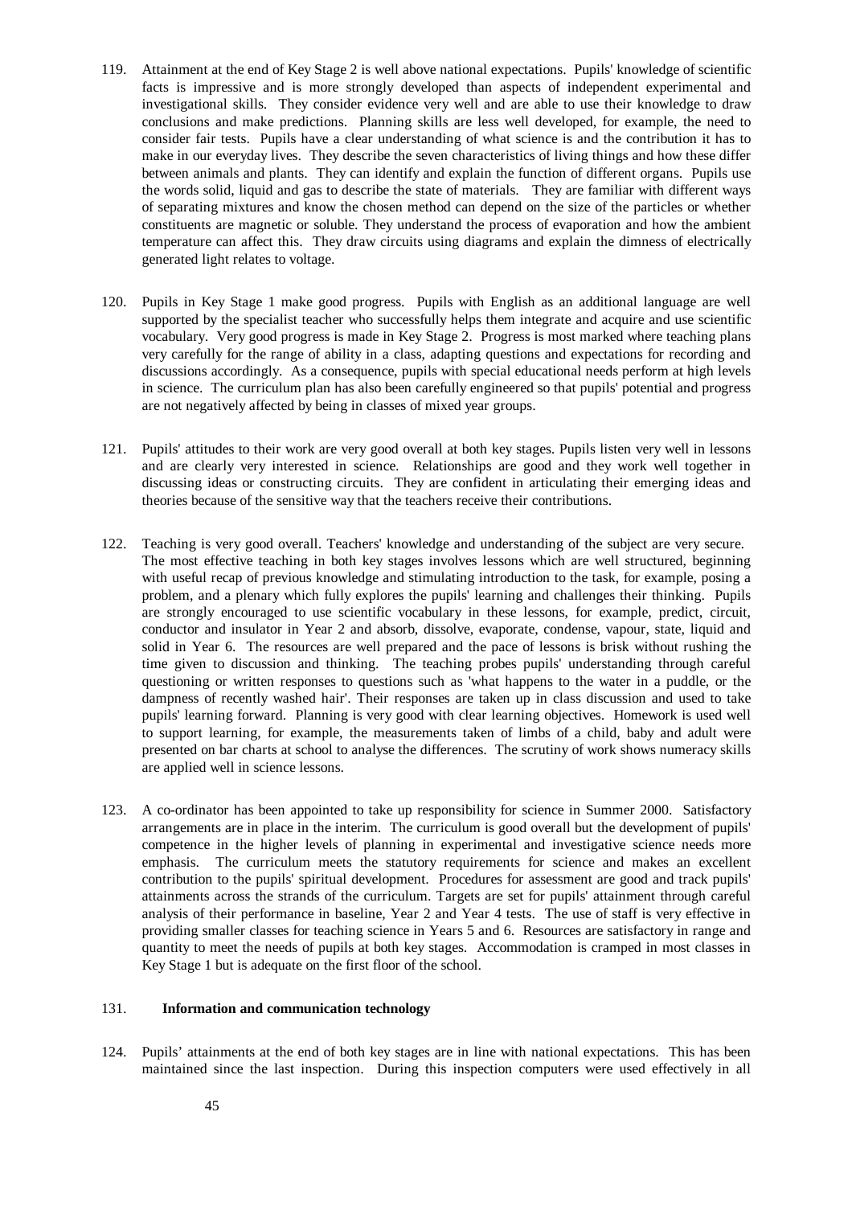119. Attainment at the end of Key Stage 2 is well above national expectations. Pupils' knowledge of scientific facts is impressive and is more strongly developed than aspects of independent experimental and investigational skills. They consider evidence very well and are able to use their knowledge to draw conclusions and make predictions. Planning skills are less well developed, for example, the need to consider fair tests. Pupils have a clear understanding of what science is and the contribution it has to make in our everyday lives. They describe the seven characteristics of living things and how these differ between animals and plants. They can identify and explain the function of different organs. Pupils use the words solid, liquid and gas to describe the state of materials. They are familiar with different ways of separating mixtures and know the chosen method can depend on the size of the particles or whether constituents are magnetic or soluble. They understand the process of evaporation and how the ambient temperature can affect this. They draw circuits using diagrams and explain the dimness of electrically generated light relates to voltage.

120. Pupils in Key Stage 1 make good progress. Pupils with English as an additional language are well supported by the specialist teacher who successfully helps them integrate and acquire and use scientific vocabulary. Very good progress is made in Key Stage 2. Progress is most marked where teaching plans very carefully for the range of ability in a class, adapting questions and expectations for recording and discussions accordingly. As a consequence, pupils with special educational needs perform at high levels in science. The curriculum plan has also been carefully engineered so that pupils' potential and progress are not negatively affected by being in classes of mixed year groups.

121. Pupils' attitudes to their work are very good overall at both key stages. Pupils listen very well in lessons and are clearly very interested in science. Relationships are good and they work well together in discussing ideas or constructing circuits. They are confident in articulating their emerging ideas and theories because of the sensitive way that the teachers receive their contributions.

122. Teaching is very good overall. Teachers' knowledge and understanding of the subject are very secure. The most effective teaching in both key stages involves lessons which are well structured, beginning with useful recap of previous knowledge and stimulating introduction to the task, for example, posing a problem, and a plenary which fully explores the pupils' learning and challenges their thinking. Pupils are strongly encouraged to use scientific vocabulary in these lessons, for example, predict, circuit, conductor and insulator in Year 2 and absorb, dissolve, evaporate, condense, vapour, state, liquid and solid in Year 6. The resources are well prepared and the pace of lessons is brisk without rushing the time given to discussion and thinking. The teaching probes pupils' understanding through careful questioning or written responses to questions such as 'what happens to the water in a puddle, or the dampness of recently washed hair'. Their responses are taken up in class discussion and used to take pupils' learning forward. Planning is very good with clear learning objectives. Homework is used well to support learning, for example, the measurements taken of limbs of a child, baby and adult were presented on bar charts at school to analyse the differences. The scrutiny of work shows numeracy skills are applied well in science lessons.

123. A co-ordinator has been appointed to take up responsibility for science in Summer 2000. Satisfactory arrangements are in place in the interim. The curriculum is good overall but the development of pupils' competence in the higher levels of planning in experimental and investigative science needs more emphasis. The curriculum meets the statutory requirements for science and makes an excellent contribution to the pupils' spiritual development. Procedures for assessment are good and track pupils' attainments across the strands of the curriculum. Targets are set for pupils' attainment through careful analysis of their performance in baseline, Year 2 and Year 4 tests. The use of staff is very effective in providing smaller classes for teaching science in Years 5 and 6. Resources are satisfactory in range and quantity to meet the needs of pupils at both key stages. Accommodation is cramped in most classes in Key Stage 1 but is adequate on the first floor of the school.

## 131. Information and communication technology

124. Pupils' attainments at the end of both key stages are in line with national expectations. This has been maintained since the last inspection. During this inspection computers were used effectively in all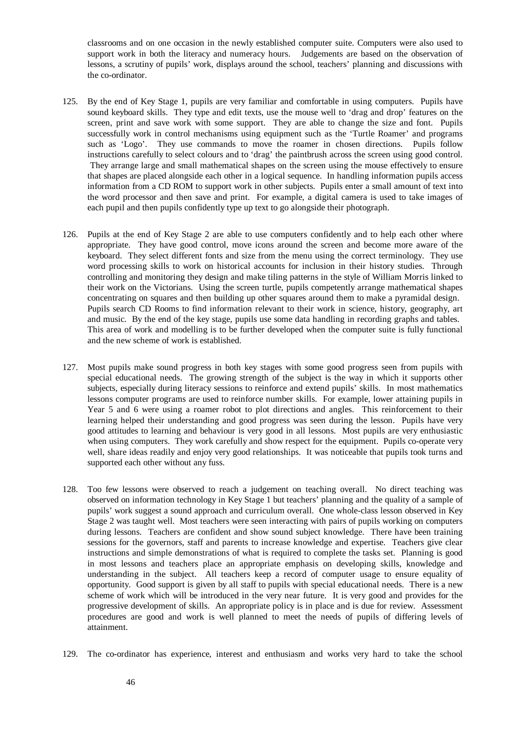classrooms and on one occasion in the newly established computer suite. Computers were also used to support work in both the literacy and numeracy hours. Judgements are based on the observation of lessons, a scrutiny of pupils' work, displays around the school, teachers' planning and discussions with the co-ordinator.

125. By the end of Key Stage 1, pupils are very familiar and comfortable in using computers. Pupils have sound keyboard skills. They type and edit texts, use the mouse well to 'drag and drop' features on the screen, print and save work with some support. They are able to change the size and font. Pupils successfully work in control mechanisms using equipment such as the 'Turtle Roamer' and programs such as 'Logo'. They use commands to move the roamer in chosen directions. Pupils follow instructions carefully to select colours and to 'drag' the paintbrush across the screen using good control. They arrange large and small mathematical shapes on the screen using the mouse effectively to ensure that shapes are placed alongside each other in a logical sequence. In handling information pupils access information from a CD ROM to support work in other subjects. Pupils enter a small amount of text into the word processor and then save and print. For example, a digital camera is used to take images of each pupil and then pupils confidently type up text to go alongside their photograph.

126. Pupils at the end of Key Stage 2 are able to use computers confidently and to help each other where appropriate. They have good control, move icons around the screen and become more aware of the keyboard. They select different fonts and size from the menu using the correct terminology. They use word processing skills to work on historical accounts for inclusion in their history studies. Through controlling and monitoring they design and make tiling patterns in the style of William Morris linked to their work on the Victorians. Using the screen turtle, pupils competently arrange mathematical shapes concentrating on squares and then building up other squares around them to make a pyramidal design. Pupils search CD Rooms to find information relevant to their work in science, history, geography, art and music. By the end of the key stage, pupils use some data handling in recording graphs and tables. This area of work and modelling is to be further developed when the computer suite is fully functional and the new scheme of work is established.

127. Most pupils make sound progress in both key stages with some good progress seen from pupils with special educational needs. The growing strength of the subject is the way in which it supports other subjects, especially during literacy sessions to reinforce and extend pupils' skills. In most mathematics lessons computer programs are used to reinforce number skills. For example, lower attaining pupils in Year 5 and 6 were using a roamer robot to plot directions and angles. This reinforcement to their learning helped their understanding and good progress was seen during the lesson. Pupils have very good attitudes to learning and behaviour is very good in all lessons. Most pupils are very enthusiastic when using computers. They work carefully and show respect for the equipment. Pupils co-operate very well, share ideas readily and enjoy very good relationships. It was noticeable that pupils took turns and supported each other without any fuss.

128. Too few lessons were observed to reach a judgement on teaching overall. No direct teaching was observed on information technology in Key Stage 1 but teachers' planning and the quality of a sample of pupils' work suggest a sound approach and curriculum overall. One whole-class lesson observed in Key Stage 2 was taught well. Most teachers were seen interacting with pairs of pupils working on computers during lessons. Teachers are confident and show sound subject knowledge. There have been training sessions for the governors, staff and parents to increase knowledge and expertise. Teachers give clear instructions and simple demonstrations of what is required to complete the tasks set. Planning is good in most lessons and teachers place an appropriate emphasis on developing skills, knowledge and understanding in the subject. All teachers keep a record of computer usage to ensure equality of opportunity. Good support is given by all staff to pupils with special educational needs. There is a new scheme of work which will be introduced in the very near future. It is very good and provides for the progressive development of skills. An appropriate policy is in place and is due for review. Assessment procedures are good and work is well planned to meet the needs of pupils of differing levels of attainment.

129. The co-ordinator has experience, interest and enthusiasm and works very hard to take the school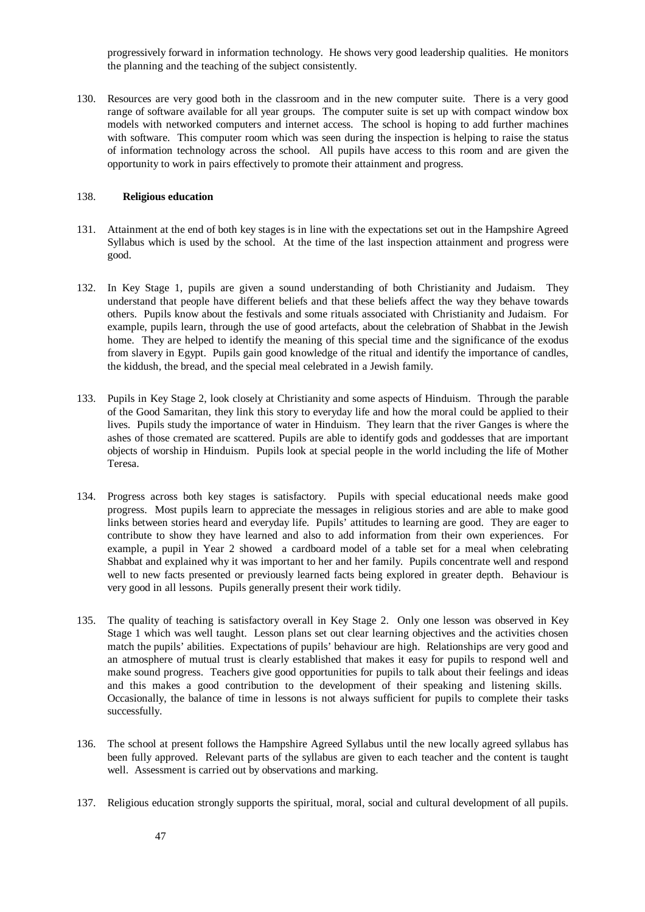progressively forward in information technology. He shows very good leadership qualities. He monitors the planning and the teaching of the subject consistently.

130. Resources are very good both in the classroom and in the new computer suite. There is a very good range of software available for all year groups. The computer suite is set up with compact window box models with networked computers and internet access. The school is hoping to add further machines with software. This computer room which was seen during the inspection is helping to raise the status of information technology across the school. All pupils have access to this room and are given the opportunity to work in pairs effectively to promote their attainment and progress.

138. **Religious education**

131. Attainment at the end of both key stages is in line with the expectations set out in the Hampshire Agreed Syllabus which is used by the school. At the time of the last inspection attainment and progress were good.

132. In Key Stage 1, pupils are given a sound understanding of both Christianity and Judaism. They understand that people have different beliefs and that these beliefs affect the way they behave towards others. Pupils know about the festivals and some rituals associated with Christianity and Judaism. For example, pupils learn, through the use of good artefacts, about the celebration of Shabbat in the Jewish home. They are helped to identify the meaning of this special time and the significance of the exodus from slavery in Egypt. Pupils gain good knowledge of the ritual and identify the importance of candles, the kiddush, the bread, and the special meal celebrated in a Jewish family.

133. Pupils in Key Stage 2, look closely at Christianity and some aspects of Hinduism. Through the parable of the Good Samaritan, they link this story to everyday life and how the moral could be applied to their lives. Pupils study the importance of water in Hinduism. They learn that the river Ganges is where the ashes of those cremated are scattered. Pupils are able to identify gods and goddesses that are important objects of worship in Hinduism. Pupils look at special people in the world including the life of Mother Teresa.

134. Progress across both key stages is satisfactory. Pupils with special educational needs make good progress. Most pupils learn to appreciate the messages in religious stories and are able to make good links between stories heard and everyday life. Pupils' attitudes to learning are good. They are eager to contribute to show they have learned and also to add information from their own experiences. For example, a pupil in Year 2 showed a cardboard model of a table set for a meal when celebrating Shabbat and explained why it was important to her and her family. Pupils concentrate well and respond well to new facts presented or previously learned facts being explored in greater depth. Behaviour is very good in all lessons. Pupils generally present their work tidily.

135. The quality of teaching is satisfactory overall in Key Stage 2. Only one lesson was observed in Key Stage 1 which was well taught. Lesson plans set out clear learning objectives and the activities chosen match the pupils' abilities. Expectations of pupils' behaviour are high. Relationships are very good and an atmosphere of mutual trust is clearly established that makes it easy for pupils to respond well and make sound progress. Teachers give good opportunities for pupils to talk about their feelings and ideas and this makes a good contribution to the development of their speaking and listening skills. Occasionally, the balance of time in lessons is not always sufficient for pupils to complete their tasks successfully.

136. The school at present follows the Hampshire Agreed Syllabus until the new locally agreed syllabus has been fully approved. Relevant parts of the syllabus are given to each teacher and the content is taught well. Assessment is carried out by observations and marking.

137. Religious education strongly supports the spiritual, moral, social and cultural development of all pupils.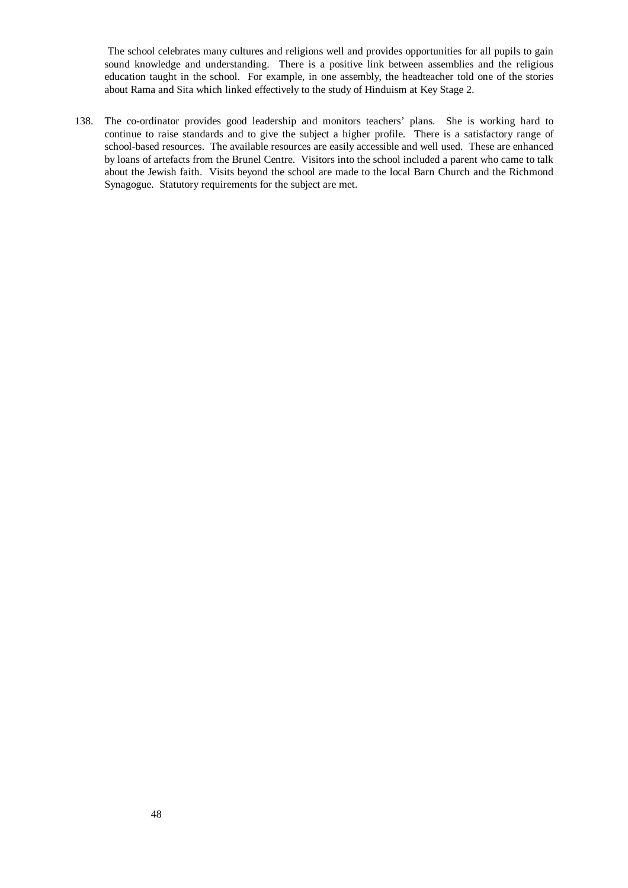The school celebrates many cultures and religions well and provides opportunities for all pupils to gain sound knowledge and understanding. There is a positive link between assemblies and the religious education taught in the school. For example, in one assembly, the headteacher told one of the stories about Rama and Sita which linked effectively to the study of Hinduism at Key Stage 2.

138. The co-ordinator provides good leadership and monitors teachers' plans. She is working hard to continue to raise standards and to give the subject a higher profile. There is a satisfactory range of school-based resources. The available resources are easily accessible and well used. These are enhanced by loans of artefacts from the Brunel Centre. Visitors into the school included a parent who came to talk about the Jewish faith. Visits beyond the school are made to the local Barn Church and the Richmond Synagogue. Statutory requirements for the subject are met.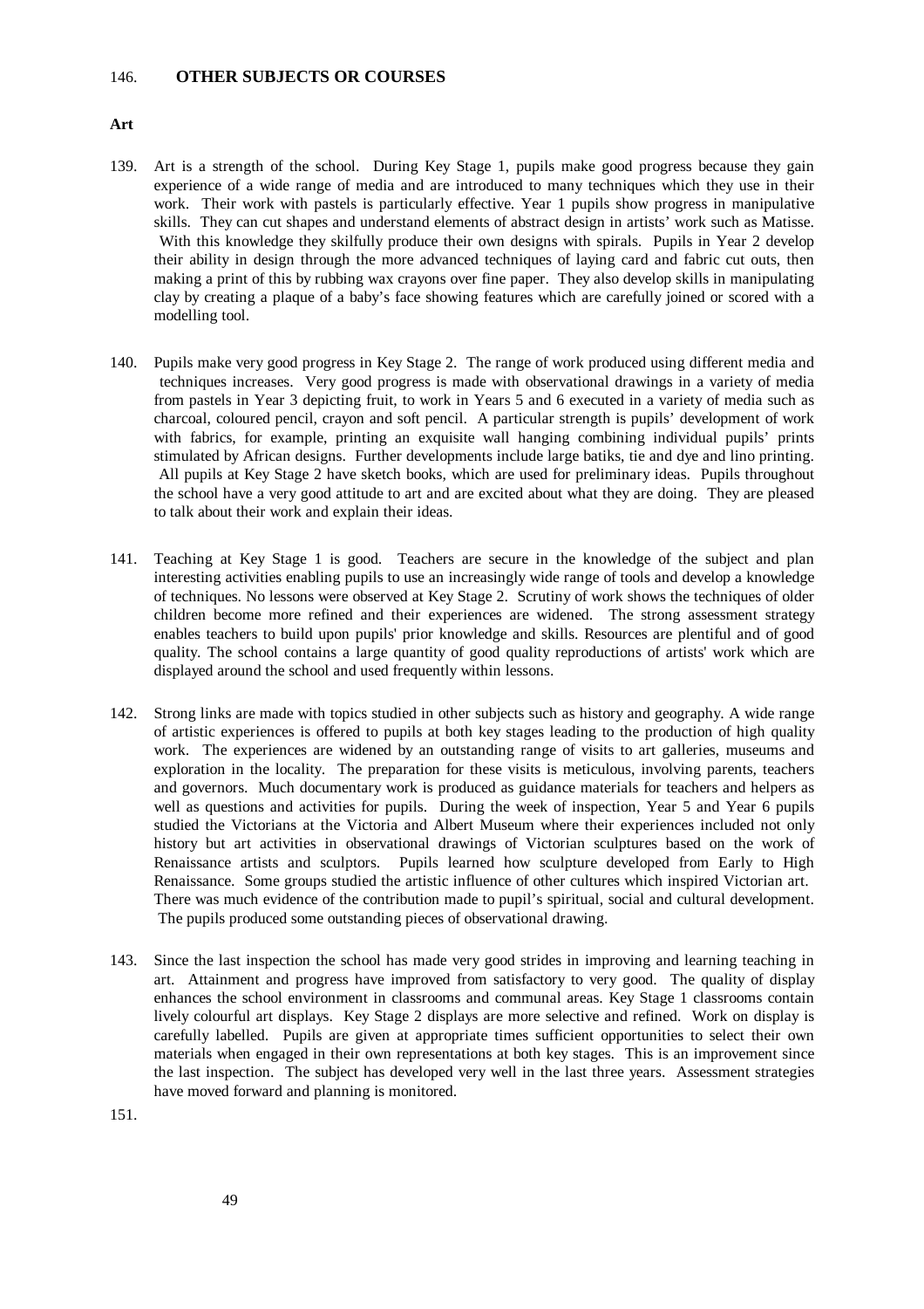146. **OTHER SUBJECTS OR COURSES**

**Art**

139. Art is a strength of the school. During Key Stage 1, pupils make good progress because they gain experience of a wide range of media and are introduced to many techniques which they use in their work. Their work with pastels is particularly effective. Year 1 pupils show progress in manipulative skills. They can cut shapes and understand elements of abstract design in artists' work such as Matisse. With this knowledge they skilfully produce their own designs with spirals. Pupils in Year 2 develop their ability in design through the more advanced techniques of laying card and fabric cut outs, then making a print of this by rubbing wax crayons over fine paper. They also develop skills in manipulating clay by creating a plaque of a baby's face showing features which are carefully joined or scored with a modelling tool.

140. Pupils make very good progress in Key Stage 2. The range of work produced using different media and techniques increases. Very good progress is made with observational drawings in a variety of media from pastels in Year 3 depicting fruit, to work in Years 5 and 6 executed in a variety of media such as charcoal, coloured pencil, crayon and soft pencil. A particular strength is pupils' development of work with fabrics, for example, printing an exquisite wall hanging combining individual pupils' prints stimulated by African designs. Further developments include large batiks, tie and dye and lino printing. All pupils at Key Stage 2 have sketch books, which are used for preliminary ideas. Pupils throughout the school have a very good attitude to art and are excited about what they are doing. They are pleased to talk about their work and explain their ideas.

141. Teaching at Key Stage 1 is good. Teachers are secure in the knowledge of the subject and plan interesting activities enabling pupils to use an increasingly wide range of tools and develop a knowledge of techniques. No lessons were observed at Key Stage 2. Scrutiny of work shows the techniques of older children become more refined and their experiences are widened. The strong assessment strategy enables teachers to build upon pupils' prior knowledge and skills. Resources are plentiful and of good quality. The school contains a large quantity of good quality reproductions of artists' work which are displayed around the school and used frequently within lessons.

142. Strong links are made with topics studied in other subjects such as history and geography. A wide range of artistic experiences is offered to pupils at both key stages leading to the production of high quality work. The experiences are widened by an outstanding range of visits to art galleries, museums and exploration in the locality. The preparation for these visits is meticulous, involving parents, teachers and governors. Much documentary work is produced as guidance materials for teachers and helpers as well as questions and activities for pupils. During the week of inspection, Year 5 and Year 6 pupils studied the Victorians at the Victoria and Albert Museum where their experiences included not only history but art activities in observational drawings of Victorian sculptures based on the work of Renaissance artists and sculptors. Pupils learned how sculpture developed from Early to High Renaissance. Some groups studied the artistic influence of other cultures which inspired Victorian art. There was much evidence of the contribution made to pupil's spiritual, social and cultural development. The pupils produced some outstanding pieces of observational drawing.

143. Since the last inspection the school has made very good strides in improving and learning teaching in art. Attainment and progress have improved from satisfactory to very good. The quality of display enhances the school environment in classrooms and communal areas. Key Stage 1 classrooms contain lively colourful art displays. Key Stage 2 displays are more selective and refined. Work on display is carefully labelled. Pupils are given at appropriate times sufficient opportunities to select their own materials when engaged in their own representations at both key stages. This is an improvement since the last inspection. The subject has developed very well in the last three years. Assessment strategies have moved forward and planning is monitored.

151.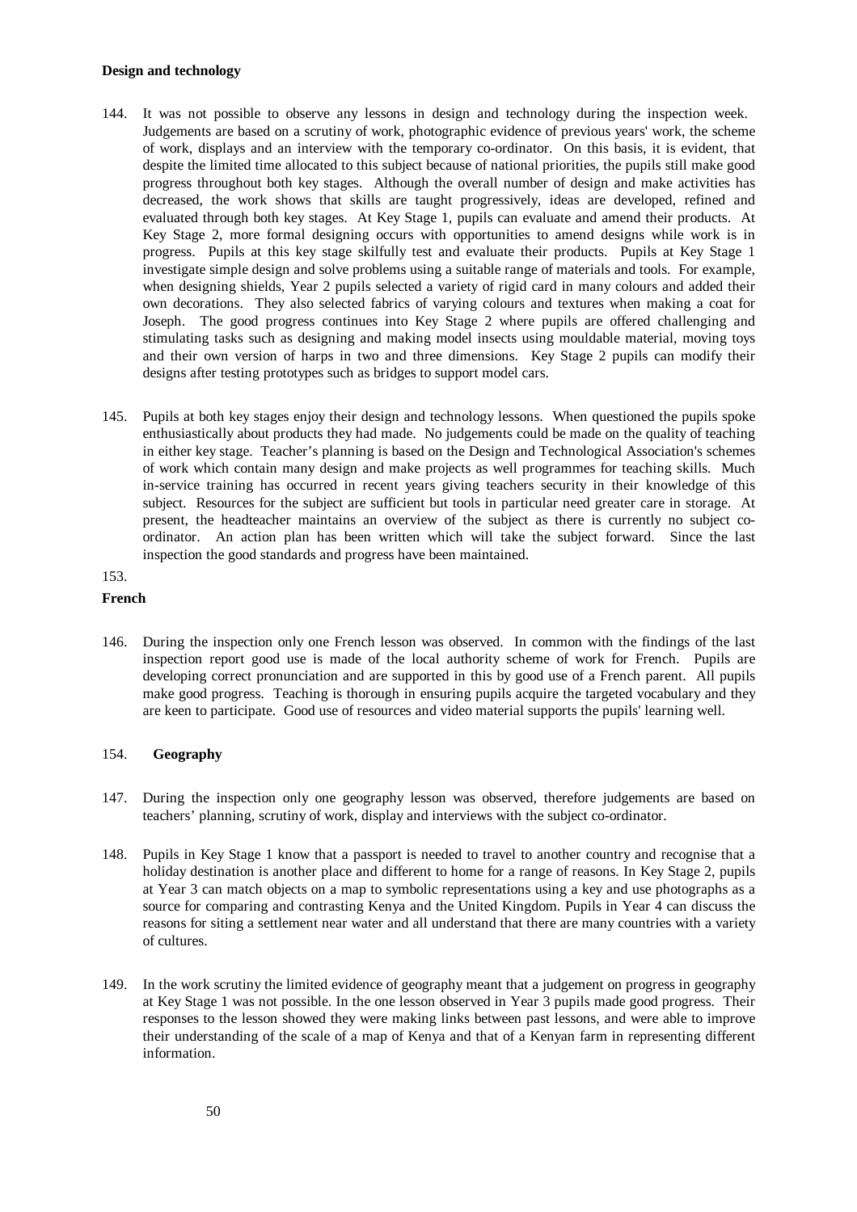**Design and technology**

144. It was not possible to observe any lessons in design and technology during the inspection week. Judgements are based on a scrutiny of work, photographic evidence of previous years' work, the scheme of work, displays and an interview with the temporary co-ordinator. On this basis, it is evident, that despite the limited time allocated to this subject because of national priorities, the pupils still make good progress throughout both key stages. Although the overall number of design and make activities has decreased, the work shows that skills are taught progressively, ideas are developed, refined and evaluated through both key stages. At Key Stage 1, pupils can evaluate and amend their products. At Key Stage 2, more formal designing occurs with opportunities to amend designs while work is in progress. Pupils at this key stage skilfully test and evaluate their products. Pupils at Key Stage 1 investigate simple design and solve problems using a suitable range of materials and tools. For example, when designing shields, Year 2 pupils selected a variety of rigid card in many colours and added their own decorations. They also selected fabrics of varying colours and textures when making a coat for Joseph. The good progress continues into Key Stage 2 where pupils are offered challenging and stimulating tasks such as designing and making model insects using mouldable material, moving toys and their own version of harps in two and three dimensions. Key Stage 2 pupils can modify their designs after testing prototypes such as bridges to support model cars.

145. Pupils at both key stages enjoy their design and technology lessons. When questioned the pupils spoke enthusiastically about products they had made. No judgements could be made on the quality of teaching in either key stage. Teacher's planning is based on the Design and Technological Association's schemes of work which contain many design and make projects as well programmes for teaching skills. Much in-service training has occurred in recent years giving teachers security in their knowledge of this subject. Resources for the subject are sufficient but tools in particular need greater care in storage. At present, the headteacher maintains an overview of the subject as there is currently no subject co-ordinator. An action plan has been written which will take the subject forward. Since the last inspection the good standards and progress have been maintained.

153.

**French**

146. During the inspection only one French lesson was observed. In common with the findings of the last inspection report good use is made of the local authority scheme of work for French. Pupils are developing correct pronunciation and are supported in this by good use of a French parent. All pupils make good progress. Teaching is thorough in ensuring pupils acquire the targeted vocabulary and they are keen to participate. Good use of resources and video material supports the pupils' learning well.

154. **Geography**

147. During the inspection only one geography lesson was observed, therefore judgements are based on teachers' planning, scrutiny of work, display and interviews with the subject co-ordinator.

148. Pupils in Key Stage 1 know that a passport is needed to travel to another country and recognise that a holiday destination is another place and different to home for a range of reasons. In Key Stage 2, pupils at Year 3 can match objects on a map to symbolic representations using a key and use photographs as a source for comparing and contrasting Kenya and the United Kingdom. Pupils in Year 4 can discuss the reasons for siting a settlement near water and all understand that there are many countries with a variety of cultures.

149. In the work scrutiny the limited evidence of geography meant that a judgement on progress in geography at Key Stage 1 was not possible. In the one lesson observed in Year 3 pupils made good progress. Their responses to the lesson showed they were making links between past lessons, and were able to improve their understanding of the scale of a map of Kenya and that of a Kenyan farm in representing different information.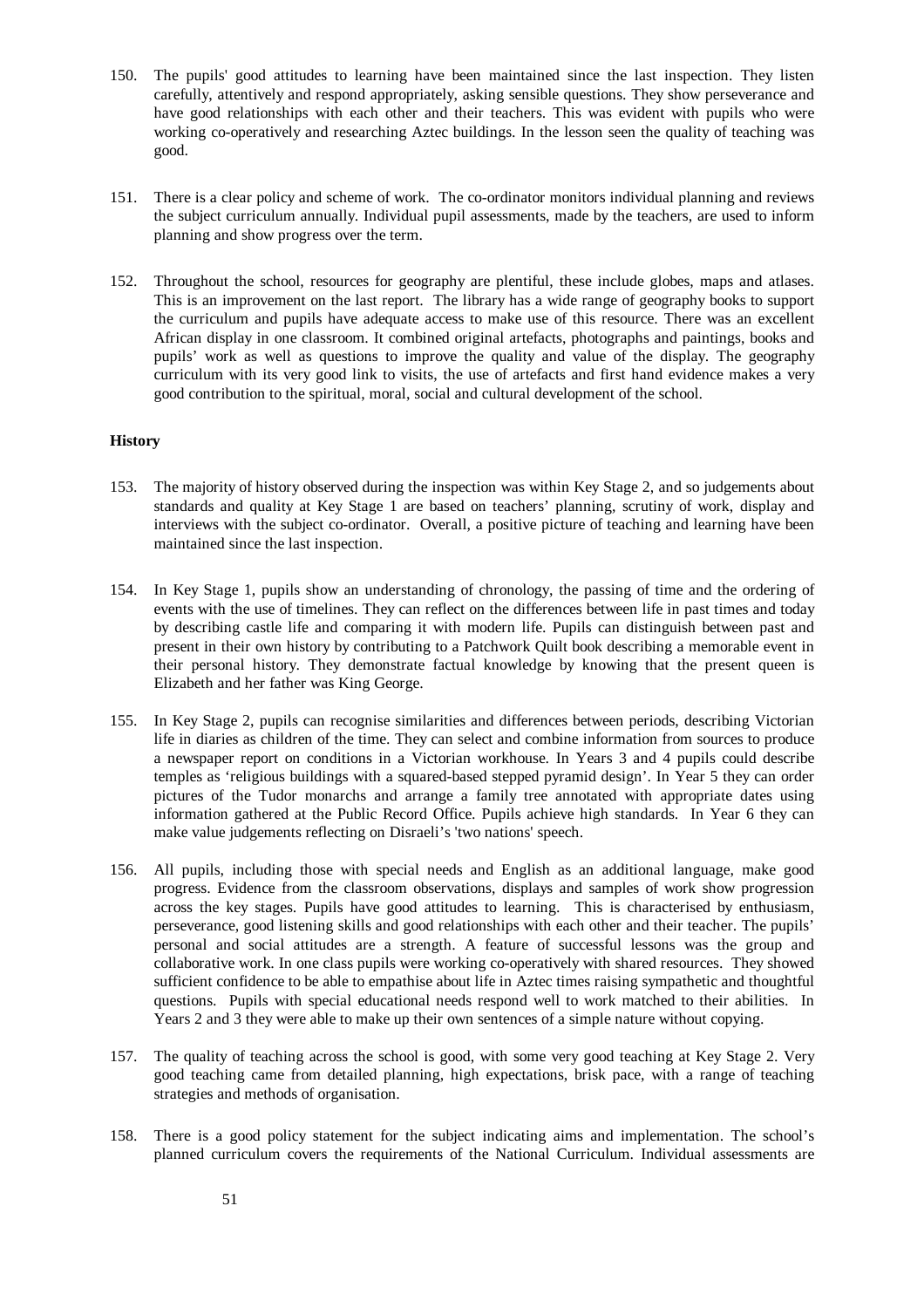150. The pupils' good attitudes to learning have been maintained since the last inspection. They listen carefully, attentively and respond appropriately, asking sensible questions. They show perseverance and have good relationships with each other and their teachers. This was evident with pupils who were working co-operatively and researching Aztec buildings. In the lesson seen the quality of teaching was good.

151. There is a clear policy and scheme of work. The co-ordinator monitors individual planning and reviews the subject curriculum annually. Individual pupil assessments, made by the teachers, are used to inform planning and show progress over the term.

152. Throughout the school, resources for geography are plentiful, these include globes, maps and atlases. This is an improvement on the last report. The library has a wide range of geography books to support the curriculum and pupils have adequate access to make use of this resource. There was an excellent African display in one classroom. It combined original artefacts, photographs and paintings, books and pupils' work as well as questions to improve the quality and value of the display. The geography curriculum with its very good link to visits, the use of artefacts and first hand evidence makes a very good contribution to the spiritual, moral, social and cultural development of the school.

**History**

153. The majority of history observed during the inspection was within Key Stage 2, and so judgements about standards and quality at Key Stage 1 are based on teachers' planning, scrutiny of work, display and interviews with the subject co-ordinator. Overall, a positive picture of teaching and learning have been maintained since the last inspection.

154. In Key Stage 1, pupils show an understanding of chronology, the passing of time and the ordering of events with the use of timelines. They can reflect on the differences between life in past times and today by describing castle life and comparing it with modern life. Pupils can distinguish between past and present in their own history by contributing to a Patchwork Quilt book describing a memorable event in their personal history. They demonstrate factual knowledge by knowing that the present queen is Elizabeth and her father was King George.

155. In Key Stage 2, pupils can recognise similarities and differences between periods, describing Victorian life in diaries as children of the time. They can select and combine information from sources to produce a newspaper report on conditions in a Victorian workhouse. In Years 3 and 4 pupils could describe temples as 'religious buildings with a squared-based stepped pyramid design'. In Year 5 they can order pictures of the Tudor monarchs and arrange a family tree annotated with appropriate dates using information gathered at the Public Record Office. Pupils achieve high standards. In Year 6 they can make value judgements reflecting on Disraeli's 'two nations' speech.

156. All pupils, including those with special needs and English as an additional language, make good progress. Evidence from the classroom observations, displays and samples of work show progression across the key stages. Pupils have good attitudes to learning. This is characterised by enthusiasm, perseverance, good listening skills and good relationships with each other and their teacher. The pupils' personal and social attitudes are a strength. A feature of successful lessons was the group and collaborative work. In one class pupils were working co-operatively with shared resources. They showed sufficient confidence to be able to empathise about life in Aztec times raising sympathetic and thoughtful questions. Pupils with special educational needs respond well to work matched to their abilities. In Years 2 and 3 they were able to make up their own sentences of a simple nature without copying.

157. The quality of teaching across the school is good, with some very good teaching at Key Stage 2. Very good teaching came from detailed planning, high expectations, brisk pace, with a range of teaching strategies and methods of organisation.

158. There is a good policy statement for the subject indicating aims and implementation. The school's planned curriculum covers the requirements of the National Curriculum. Individual assessments are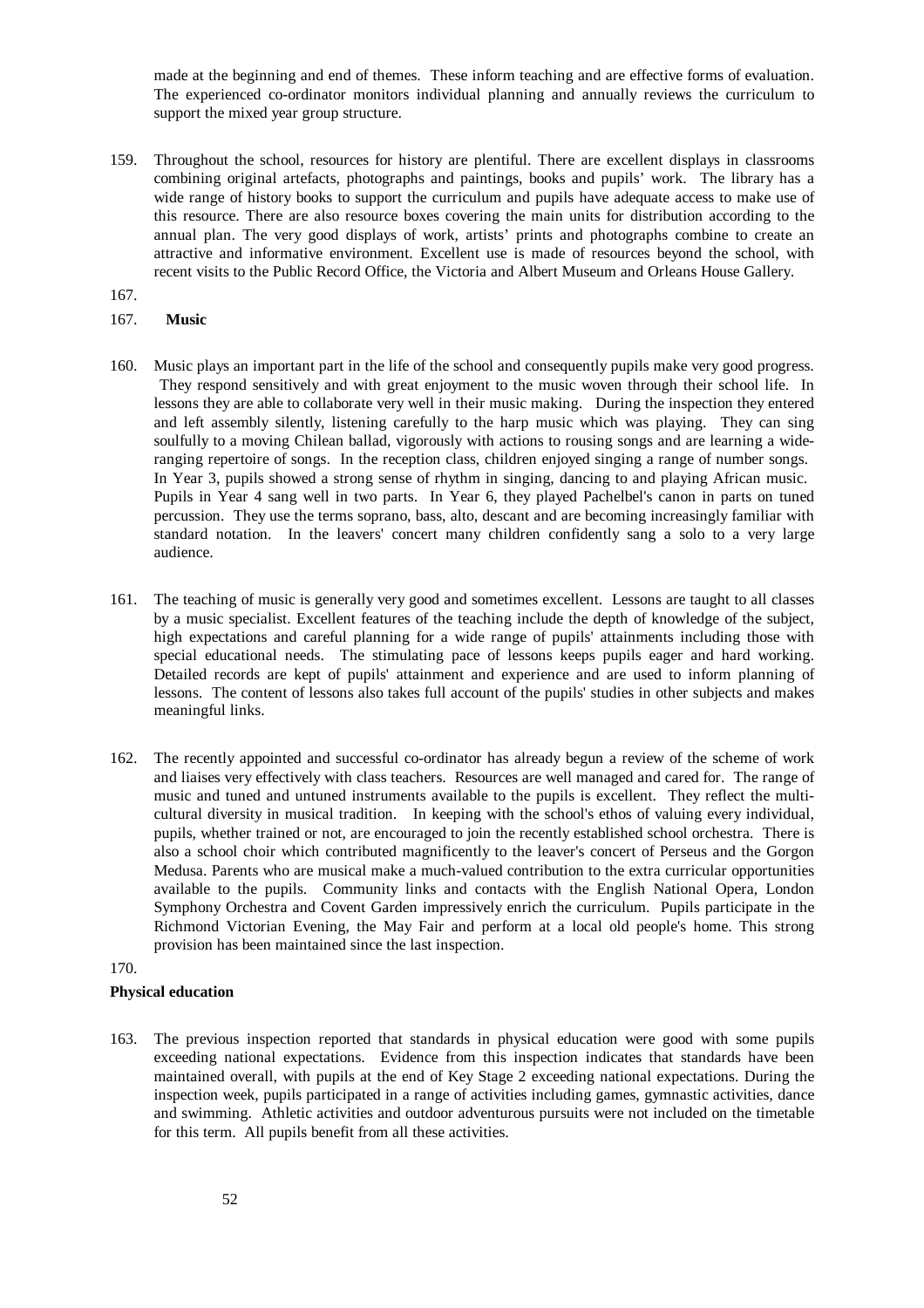made at the beginning and end of themes. These inform teaching and are effective forms of evaluation. The experienced co-ordinator monitors individual planning and annually reviews the curriculum to support the mixed year group structure.

159. Throughout the school, resources for history are plentiful. There are excellent displays in classrooms combining original artefacts, photographs and paintings, books and pupils' work. The library has a wide range of history books to support the curriculum and pupils have adequate access to make use of this resource. There are also resource boxes covering the main units for distribution according to the annual plan. The very good displays of work, artists' prints and photographs combine to create an attractive and informative environment. Excellent use is made of resources beyond the school, with recent visits to the Public Record Office, the Victoria and Albert Museum and Orleans House Gallery.

167.

167. **Music**

160. Music plays an important part in the life of the school and consequently pupils make very good progress. They respond sensitively and with great enjoyment to the music woven through their school life. In lessons they are able to collaborate very well in their music making. During the inspection they entered and left assembly silently, listening carefully to the harp music which was playing. They can sing soulfully to a moving Chilean ballad, vigorously with actions to rousing songs and are learning a wide-ranging repertoire of songs. In the reception class, children enjoyed singing a range of number songs. In Year 3, pupils showed a strong sense of rhythm in singing, dancing to and playing African music. Pupils in Year 4 sang well in two parts. In Year 6, they played Pachelbel's canon in parts on tuned percussion. They use the terms soprano, bass, alto, descant and are becoming increasingly familiar with standard notation. In the leavers' concert many children confidently sang a solo to a very large audience.

161. The teaching of music is generally very good and sometimes excellent. Lessons are taught to all classes by a music specialist. Excellent features of the teaching include the depth of knowledge of the subject, high expectations and careful planning for a wide range of pupils' attainments including those with special educational needs. The stimulating pace of lessons keeps pupils eager and hard working. Detailed records are kept of pupils' attainment and experience and are used to inform planning of lessons. The content of lessons also takes full account of the pupils' studies in other subjects and makes meaningful links.

162. The recently appointed and successful co-ordinator has already begun a review of the scheme of work and liaises very effectively with class teachers. Resources are well managed and cared for. The range of music and tuned and untuned instruments available to the pupils is excellent. They reflect the multi-cultural diversity in musical tradition. In keeping with the school's ethos of valuing every individual, pupils, whether trained or not, are encouraged to join the recently established school orchestra. There is also a school choir which contributed magnificently to the leaver's concert of Perseus and the Gorgon Medusa. Parents who are musical make a much-valued contribution to the extra curricular opportunities available to the pupils. Community links and contacts with the English National Opera, London Symphony Orchestra and Covent Garden impressively enrich the curriculum. Pupils participate in the Richmond Victorian Evening, the May Fair and perform at a local old people's home. This strong provision has been maintained since the last inspection.

170.

**Physical education**

163. The previous inspection reported that standards in physical education were good with some pupils exceeding national expectations. Evidence from this inspection indicates that standards have been maintained overall, with pupils at the end of Key Stage 2 exceeding national expectations. During the inspection week, pupils participated in a range of activities including games, gymnastic activities, dance and swimming. Athletic activities and outdoor adventurous pursuits were not included on the timetable for this term. All pupils benefit from all these activities.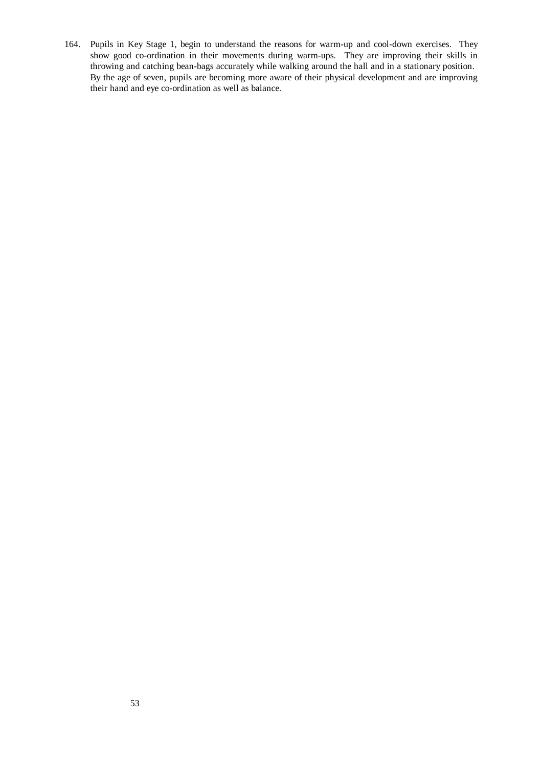164. Pupils in Key Stage 1, begin to understand the reasons for warm-up and cool-down exercises. They show good co-ordination in their movements during warm-ups. They are improving their skills in throwing and catching bean-bags accurately while walking around the hall and in a stationary position. By the age of seven, pupils are becoming more aware of their physical development and are improving their hand and eye co-ordination as well as balance.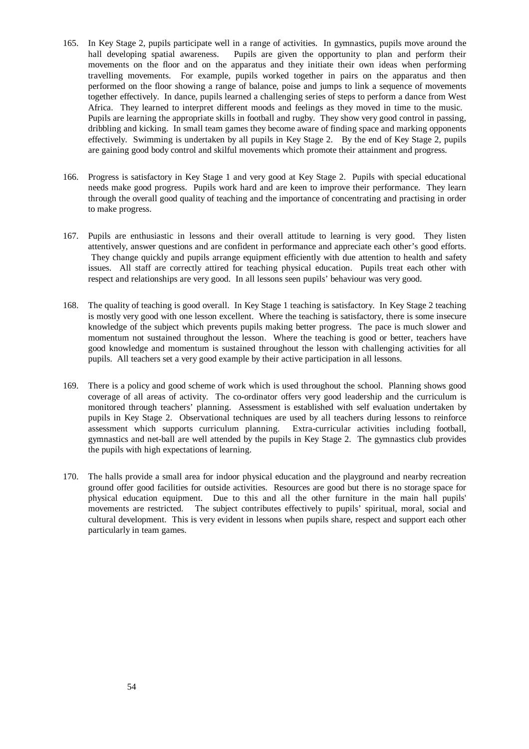165. In Key Stage 2, pupils participate well in a range of activities. In gymnastics, pupils move around the hall developing spatial awareness. Pupils are given the opportunity to plan and perform their movements on the floor and on the apparatus and they initiate their own ideas when performing travelling movements. For example, pupils worked together in pairs on the apparatus and then performed on the floor showing a range of balance, poise and jumps to link a sequence of movements together effectively. In dance, pupils learned a challenging series of steps to perform a dance from West Africa. They learned to interpret different moods and feelings as they moved in time to the music. Pupils are learning the appropriate skills in football and rugby. They show very good control in passing, dribbling and kicking. In small team games they become aware of finding space and marking opponents effectively. Swimming is undertaken by all pupils in Key Stage 2. By the end of Key Stage 2, pupils are gaining good body control and skilful movements which promote their attainment and progress.

166. Progress is satisfactory in Key Stage 1 and very good at Key Stage 2. Pupils with special educational needs make good progress. Pupils work hard and are keen to improve their performance. They learn through the overall good quality of teaching and the importance of concentrating and practising in order to make progress.

167. Pupils are enthusiastic in lessons and their overall attitude to learning is very good. They listen attentively, answer questions and are confident in performance and appreciate each other's good efforts. They change quickly and pupils arrange equipment efficiently with due attention to health and safety issues. All staff are correctly attired for teaching physical education. Pupils treat each other with respect and relationships are very good. In all lessons seen pupils' behaviour was very good.

168. The quality of teaching is good overall. In Key Stage 1 teaching is satisfactory. In Key Stage 2 teaching is mostly very good with one lesson excellent. Where the teaching is satisfactory, there is some insecure knowledge of the subject which prevents pupils making better progress. The pace is much slower and momentum not sustained throughout the lesson. Where the teaching is good or better, teachers have good knowledge and momentum is sustained throughout the lesson with challenging activities for all pupils. All teachers set a very good example by their active participation in all lessons.

169. There is a policy and good scheme of work which is used throughout the school. Planning shows good coverage of all areas of activity. The co-ordinator offers very good leadership and the curriculum is monitored through teachers' planning. Assessment is established with self evaluation undertaken by pupils in Key Stage 2. Observational techniques are used by all teachers during lessons to reinforce assessment which supports curriculum planning. Extra-curricular activities including football, gymnastics and net-ball are well attended by the pupils in Key Stage 2. The gymnastics club provides the pupils with high expectations of learning.

170. The halls provide a small area for indoor physical education and the playground and nearby recreation ground offer good facilities for outside activities. Resources are good but there is no storage space for physical education equipment. Due to this and all the other furniture in the main hall pupils' movements are restricted. The subject contributes effectively to pupils' spiritual, moral, social and cultural development. This is very evident in lessons when pupils share, respect and support each other particularly in team games.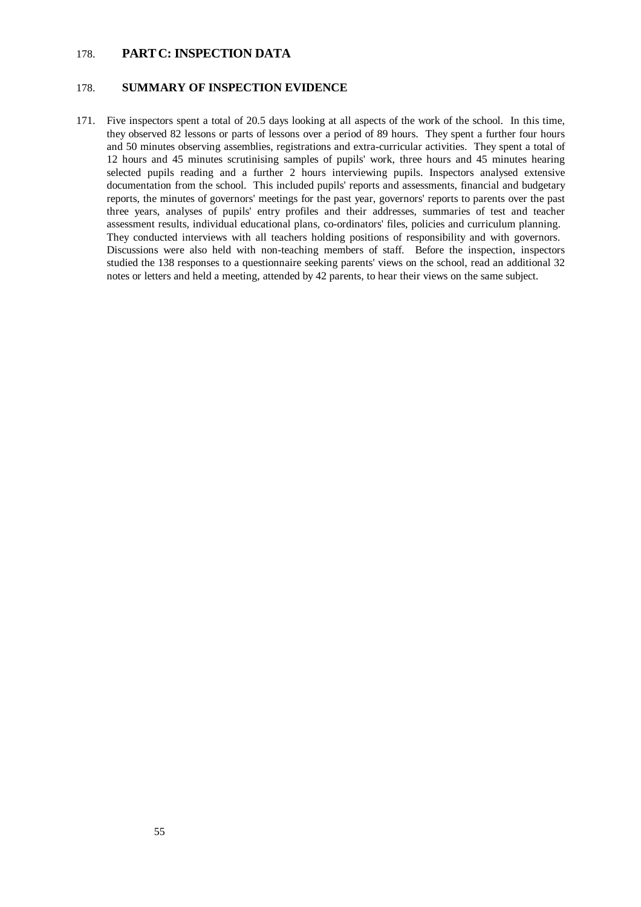178. **PART C: INSPECTION DATA**

178. **SUMMARY OF INSPECTION EVIDENCE**

171. Five inspectors spent a total of 20.5 days looking at all aspects of the work of the school. In this time, they observed 82 lessons or parts of lessons over a period of 89 hours. They spent a further four hours and 50 minutes observing assemblies, registrations and extra-curricular activities. They spent a total of 12 hours and 45 minutes scrutinising samples of pupils' work, three hours and 45 minutes hearing selected pupils reading and a further 2 hours interviewing pupils. Inspectors analysed extensive documentation from the school. This included pupils' reports and assessments, financial and budgetary reports, the minutes of governors' meetings for the past year, governors' reports to parents over the past three years, analyses of pupils' entry profiles and their addresses, summaries of test and teacher assessment results, individual educational plans, co-ordinators' files, policies and curriculum planning. They conducted interviews with all teachers holding positions of responsibility and with governors. Discussions were also held with non-teaching members of staff. Before the inspection, inspectors studied the 138 responses to a questionnaire seeking parents' views on the school, read an additional 32 notes or letters and held a meeting, attended by 42 parents, to hear their views on the same subject.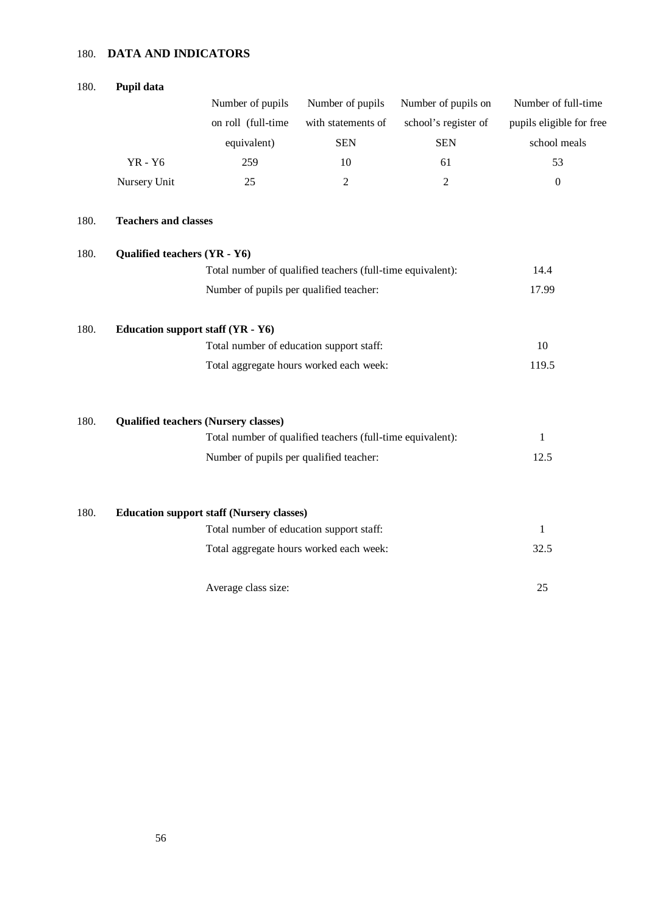## 180. DATA AND INDICATORS

### 180. Pupil data

| | Number of pupils on roll (full-time equivalent) | Number of pupils with statements of SEN | Number of pupils on school's register of SEN | Number of full-time pupils eligible for free school meals |
|---|---|---|---|---|
| YR - Y6 | 259 | 10 | 61 | 53 |
| Nursery Unit | 25 | 2 | 2 | 0 |

### 180. Teachers and classes

### 180. Qualified teachers (YR - Y6)

| | |
|---|---|
| Total number of qualified teachers (full-time equivalent): | 14.4 |
| Number of pupils per qualified teacher: | 17.99 |

### 180. Education support staff (YR - Y6)

| | |
|---|---|
| Total number of education support staff: | 10 |
| Total aggregate hours worked each week: | 119.5 |

### 180. Qualified teachers (Nursery classes)

| | |
|---|---|
| Total number of qualified teachers (full-time equivalent): | 1 |
| Number of pupils per qualified teacher: | 12.5 |

### 180. Education support staff (Nursery classes)

| | |
|---|---|
| Total number of education support staff: | 1 |
| Total aggregate hours worked each week: | 32.5 |

| | |
|---|---|
| Average class size: | 25 |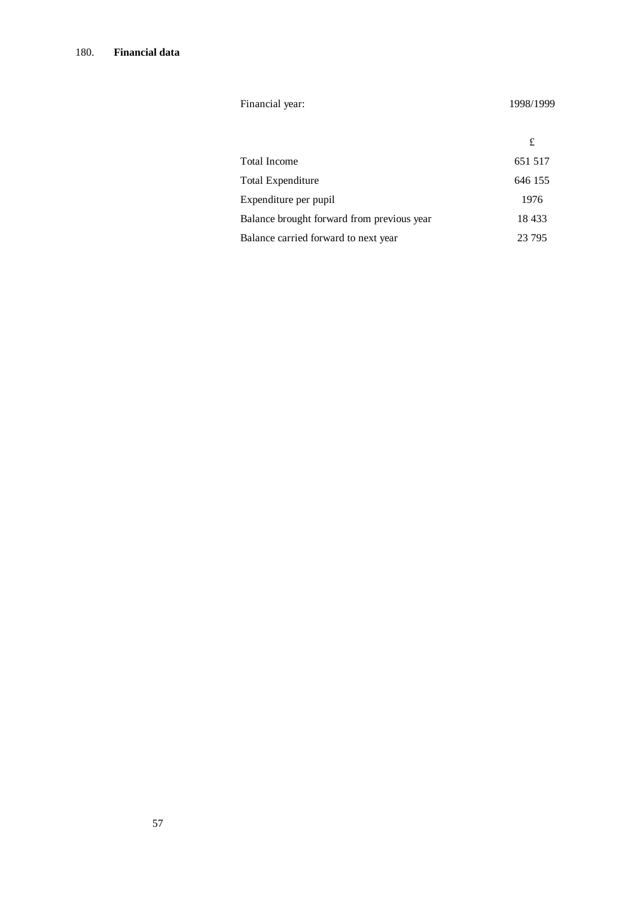180. **Financial data**

| Financial year: | 1998/1999 |
| --- | --- |
| | £ |
| Total Income | 651 517 |
| Total Expenditure | 646 155 |
| Expenditure per pupil | 1976 |
| Balance brought forward from previous year | 18 433 |
| Balance carried forward to next year | 23 795 |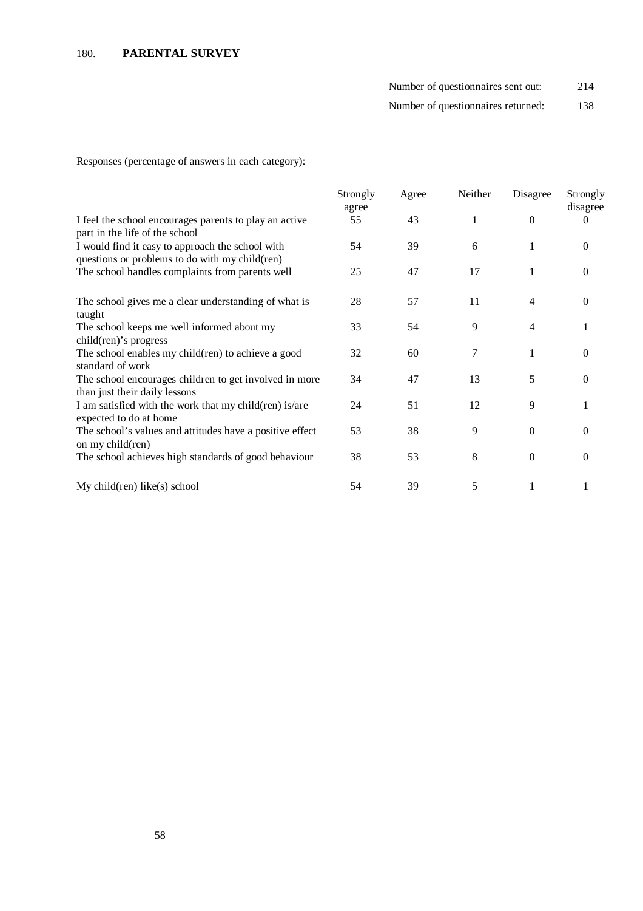## 180. PARENTAL SURVEY

| | |
|---|---|
| Number of questionnaires sent out: | 214 |
| Number of questionnaires returned: | 138 |

Responses (percentage of answers in each category):

| | Strongly agree | Agree | Neither | Disagree | Strongly disagree |
|---|---|---|---|---|---|
| I feel the school encourages parents to play an active part in the life of the school | 55 | 43 | 1 | 0 | 0 |
| I would find it easy to approach the school with questions or problems to do with my child(ren) | 54 | 39 | 6 | 1 | 0 |
| The school handles complaints from parents well | 25 | 47 | 17 | 1 | 0 |
| The school gives me a clear understanding of what is taught | 28 | 57 | 11 | 4 | 0 |
| The school keeps me well informed about my child(ren)'s progress | 33 | 54 | 9 | 4 | 1 |
| The school enables my child(ren) to achieve a good standard of work | 32 | 60 | 7 | 1 | 0 |
| The school encourages children to get involved in more than just their daily lessons | 34 | 47 | 13 | 5 | 0 |
| I am satisfied with the work that my child(ren) is/are expected to do at home | 24 | 51 | 12 | 9 | 1 |
| The school's values and attitudes have a positive effect on my child(ren) | 53 | 38 | 9 | 0 | 0 |
| The school achieves high standards of good behaviour | 38 | 53 | 8 | 0 | 0 |
| My child(ren) like(s) school | 54 | 39 | 5 | 1 | 1 |